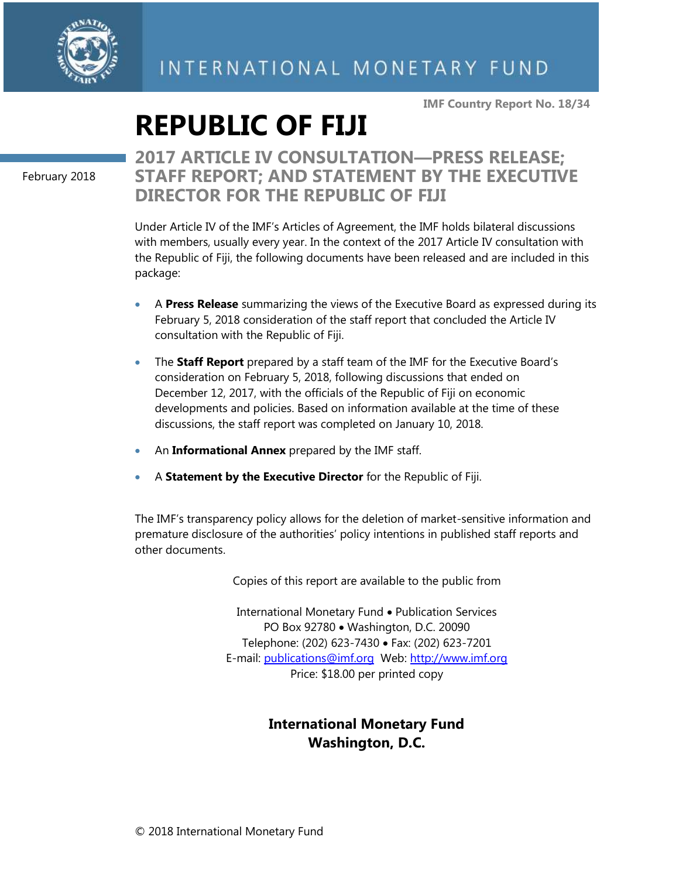INTERNATIONAL MONETARY FUND

IMF Country Report No. 18/34

# REPUBLIC OF FIJI

February 2018

## 2017 ARTICLE IV CONSULTATION—PRESS RELEASE; STAFF REPORT; AND STATEMENT BY THE EXECUTIVE DIRECTOR FOR THE REPUBLIC OF FIJI

Under Article IV of the IMF's Articles of Agreement, the IMF holds bilateral discussions with members, usually every year. In the context of the 2017 Article IV consultation with the Republic of Fiji, the following documents have been released and are included in this package:

- A **Press Release** summarizing the views of the Executive Board as expressed during its February 5, 2018 consideration of the staff report that concluded the Article IV consultation with the Republic of Fiji.
- The **Staff Report** prepared by a staff team of the IMF for the Executive Board's consideration on February 5, 2018, following discussions that ended on December 12, 2017, with the officials of the Republic of Fiji on economic developments and policies. Based on information available at the time of these discussions, the staff report was completed on January 10, 2018.
- An **Informational Annex** prepared by the IMF staff.
- A **Statement by the Executive Director** for the Republic of Fiji.

The IMF's transparency policy allows for the deletion of market-sensitive information and premature disclosure of the authorities' policy intentions in published staff reports and other documents.

Copies of this report are available to the public from

International Monetary Fund • Publication Services
PO Box 92780 • Washington, D.C. 20090
Telephone: (202) 623-7430 • Fax: (202) 623-7201
E-mail: publications@imf.org Web: http://www.imf.org
Price: $18.00 per printed copy

**International Monetary Fund**
**Washington, D.C.**

© 2018 International Monetary Fund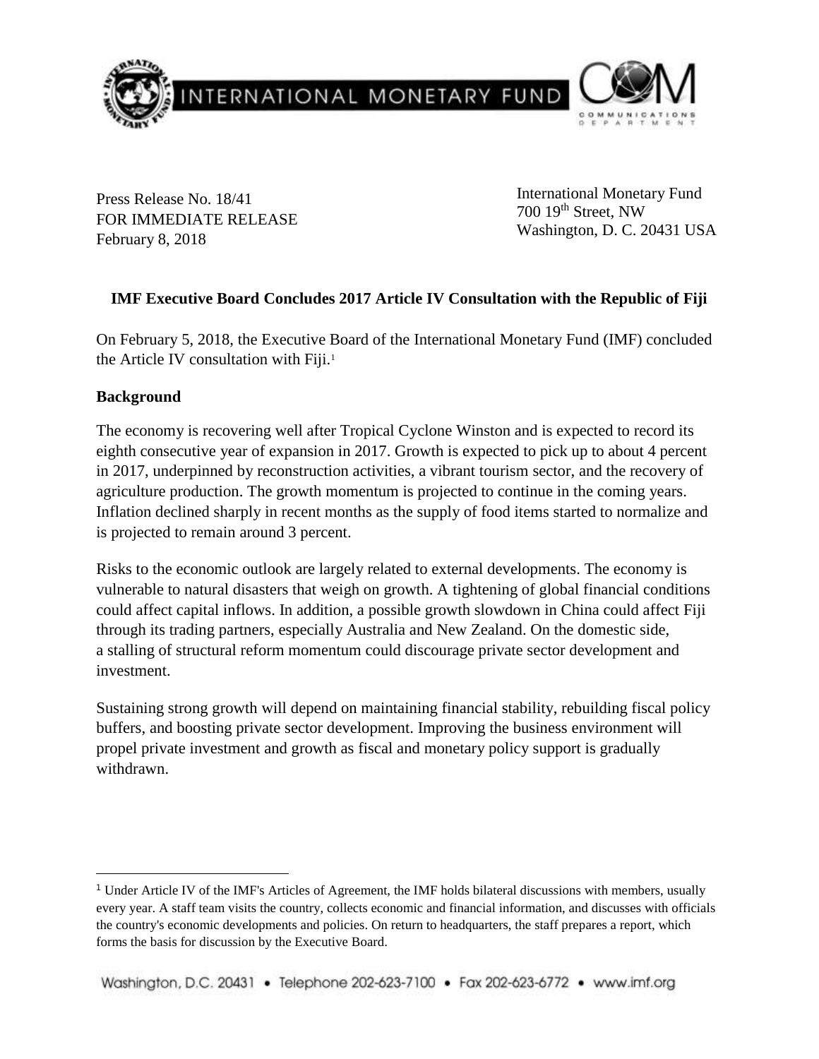Press Release No. 18/41
FOR IMMEDIATE RELEASE
February 8, 2018

International Monetary Fund
700 19th Street, NW
Washington, D. C. 20431 USA

## IMF Executive Board Concludes 2017 Article IV Consultation with the Republic of Fiji

On February 5, 2018, the Executive Board of the International Monetary Fund (IMF) concluded the Article IV consultation with Fiji.[1]

### Background

The economy is recovering well after Tropical Cyclone Winston and is expected to record its eighth consecutive year of expansion in 2017. Growth is expected to pick up to about 4 percent in 2017, underpinned by reconstruction activities, a vibrant tourism sector, and the recovery of agriculture production. The growth momentum is projected to continue in the coming years. Inflation declined sharply in recent months as the supply of food items started to normalize and is projected to remain around 3 percent.

Risks to the economic outlook are largely related to external developments. The economy is vulnerable to natural disasters that weigh on growth. A tightening of global financial conditions could affect capital inflows. In addition, a possible growth slowdown in China could affect Fiji through its trading partners, especially Australia and New Zealand. On the domestic side, a stalling of structural reform momentum could discourage private sector development and investment.

Sustaining strong growth will depend on maintaining financial stability, rebuilding fiscal policy buffers, and boosting private sector development. Improving the business environment will propel private investment and growth as fiscal and monetary policy support is gradually withdrawn.

[1] Under Article IV of the IMF's Articles of Agreement, the IMF holds bilateral discussions with members, usually every year. A staff team visits the country, collects economic and financial information, and discusses with officials the country's economic developments and policies. On return to headquarters, the staff prepares a report, which forms the basis for discussion by the Executive Board.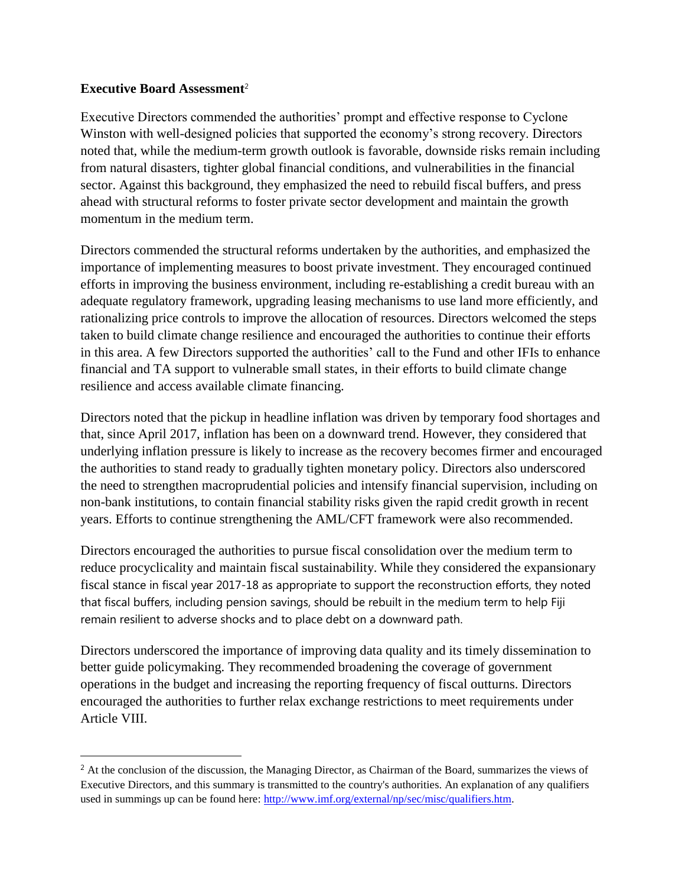**Executive Board Assessment**[2]

Executive Directors commended the authorities' prompt and effective response to Cyclone Winston with well-designed policies that supported the economy's strong recovery. Directors noted that, while the medium-term growth outlook is favorable, downside risks remain including from natural disasters, tighter global financial conditions, and vulnerabilities in the financial sector. Against this background, they emphasized the need to rebuild fiscal buffers, and press ahead with structural reforms to foster private sector development and maintain the growth momentum in the medium term.

Directors commended the structural reforms undertaken by the authorities, and emphasized the importance of implementing measures to boost private investment. They encouraged continued efforts in improving the business environment, including re-establishing a credit bureau with an adequate regulatory framework, upgrading leasing mechanisms to use land more efficiently, and rationalizing price controls to improve the allocation of resources. Directors welcomed the steps taken to build climate change resilience and encouraged the authorities to continue their efforts in this area. A few Directors supported the authorities' call to the Fund and other IFIs to enhance financial and TA support to vulnerable small states, in their efforts to build climate change resilience and access available climate financing.

Directors noted that the pickup in headline inflation was driven by temporary food shortages and that, since April 2017, inflation has been on a downward trend. However, they considered that underlying inflation pressure is likely to increase as the recovery becomes firmer and encouraged the authorities to stand ready to gradually tighten monetary policy. Directors also underscored the need to strengthen macroprudential policies and intensify financial supervision, including on non-bank institutions, to contain financial stability risks given the rapid credit growth in recent years. Efforts to continue strengthening the AML/CFT framework were also recommended.

Directors encouraged the authorities to pursue fiscal consolidation over the medium term to reduce procyclicality and maintain fiscal sustainability. While they considered the expansionary fiscal stance in fiscal year 2017-18 as appropriate to support the reconstruction efforts, they noted that fiscal buffers, including pension savings, should be rebuilt in the medium term to help Fiji remain resilient to adverse shocks and to place debt on a downward path.

Directors underscored the importance of improving data quality and its timely dissemination to better guide policymaking. They recommended broadening the coverage of government operations in the budget and increasing the reporting frequency of fiscal outturns. Directors encouraged the authorities to further relax exchange restrictions to meet requirements under Article VIII.

---

[2] At the conclusion of the discussion, the Managing Director, as Chairman of the Board, summarizes the views of Executive Directors, and this summary is transmitted to the country's authorities. An explanation of any qualifiers used in summings up can be found here: http://www.imf.org/external/np/sec/misc/qualifiers.htm.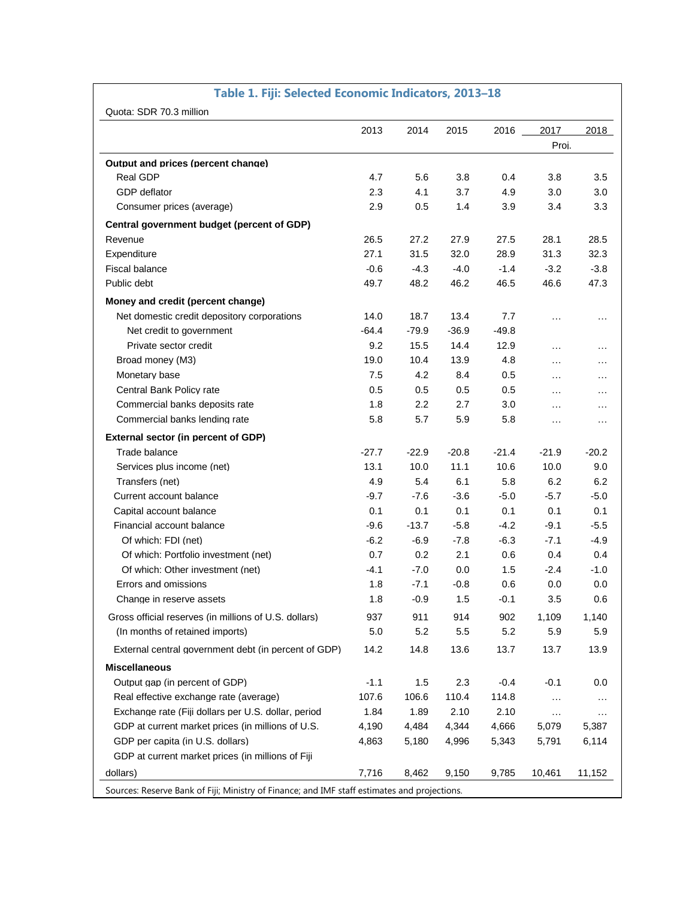### Table 1. Fiji: Selected Economic Indicators, 2013–18

Quota: SDR 70.3 million

| | 2013 | 2014 | 2015 | 2016 | 2017 | 2018 |
|---|---|---|---|---|---|---|
| | | | | | Proj. | |
| **Output and prices (percent change)** | | | | | | |
| Real GDP | 4.7 | 5.6 | 3.8 | 0.4 | 3.8 | 3.5 |
| GDP deflator | 2.3 | 4.1 | 3.7 | 4.9 | 3.0 | 3.0 |
| Consumer prices (average) | 2.9 | 0.5 | 1.4 | 3.9 | 3.4 | 3.3 |
| **Central government budget (percent of GDP)** | | | | | | |
| Revenue | 26.5 | 27.2 | 27.9 | 27.5 | 28.1 | 28.5 |
| Expenditure | 27.1 | 31.5 | 32.0 | 28.9 | 31.3 | 32.3 |
| Fiscal balance | -0.6 | -4.3 | -4.0 | -1.4 | -3.2 | -3.8 |
| Public debt | 49.7 | 48.2 | 46.2 | 46.5 | 46.6 | 47.3 |
| **Money and credit (percent change)** | | | | | | |
| Net domestic credit depository corporations | 14.0 | 18.7 | 13.4 | 7.7 | … | … |
| Net credit to government | -64.4 | -79.9 | -36.9 | -49.8 | | |
| Private sector credit | 9.2 | 15.5 | 14.4 | 12.9 | … | … |
| Broad money (M3) | 19.0 | 10.4 | 13.9 | 4.8 | … | … |
| Monetary base | 7.5 | 4.2 | 8.4 | 0.5 | … | … |
| Central Bank Policy rate | 0.5 | 0.5 | 0.5 | 0.5 | … | … |
| Commercial banks deposits rate | 1.8 | 2.2 | 2.7 | 3.0 | … | … |
| Commercial banks lending rate | 5.8 | 5.7 | 5.9 | 5.8 | … | … |
| **External sector (in percent of GDP)** | | | | | | |
| Trade balance | -27.7 | -22.9 | -20.8 | -21.4 | -21.9 | -20.2 |
| Services plus income (net) | 13.1 | 10.0 | 11.1 | 10.6 | 10.0 | 9.0 |
| Transfers (net) | 4.9 | 5.4 | 6.1 | 5.8 | 6.2 | 6.2 |
| Current account balance | -9.7 | -7.6 | -3.6 | -5.0 | -5.7 | -5.0 |
| Capital account balance | 0.1 | 0.1 | 0.1 | 0.1 | 0.1 | 0.1 |
| Financial account balance | -9.6 | -13.7 | -5.8 | -4.2 | -9.1 | -5.5 |
| Of which: FDI (net) | -6.2 | -6.9 | -7.8 | -6.3 | -7.1 | -4.9 |
| Of which: Portfolio investment (net) | 0.7 | 0.2 | 2.1 | 0.6 | 0.4 | 0.4 |
| Of which: Other investment (net) | -4.1 | -7.0 | 0.0 | 1.5 | -2.4 | -1.0 |
| Errors and omissions | 1.8 | -7.1 | -0.8 | 0.6 | 0.0 | 0.0 |
| Change in reserve assets | 1.8 | -0.9 | 1.5 | -0.1 | 3.5 | 0.6 |
| Gross official reserves (in millions of U.S. dollars) | 937 | 911 | 914 | 902 | 1,109 | 1,140 |
| (In months of retained imports) | 5.0 | 5.2 | 5.5 | 5.2 | 5.9 | 5.9 |
| External central government debt (in percent of GDP) | 14.2 | 14.8 | 13.6 | 13.7 | 13.7 | 13.9 |
| **Miscellaneous** | | | | | | |
| Output gap (in percent of GDP) | -1.1 | 1.5 | 2.3 | -0.4 | -0.1 | 0.0 |
| Real effective exchange rate (average) | 107.6 | 106.6 | 110.4 | 114.8 | … | … |
| Exchange rate (Fiji dollars per U.S. dollar, period | 1.84 | 1.89 | 2.10 | 2.10 | … | … |
| GDP at current market prices (in millions of U.S. | 4,190 | 4,484 | 4,344 | 4,666 | 5,079 | 5,387 |
| GDP per capita (in U.S. dollars) | 4,863 | 5,180 | 4,996 | 5,343 | 5,791 | 6,114 |
| GDP at current market prices (in millions of Fiji dollars) | 7,716 | 8,462 | 9,150 | 9,785 | 10,461 | 11,152 |

Sources: Reserve Bank of Fiji; Ministry of Finance; and IMF staff estimates and projections.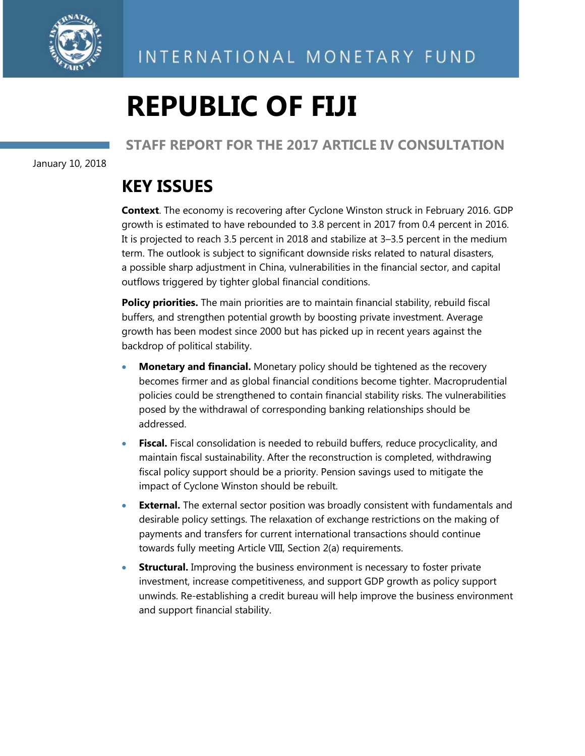INTERNATIONAL MONETARY FUND

# REPUBLIC OF FIJI

## STAFF REPORT FOR THE 2017 ARTICLE IV CONSULTATION

January 10, 2018

## KEY ISSUES

**Context**. The economy is recovering after Cyclone Winston struck in February 2016. GDP growth is estimated to have rebounded to 3.8 percent in 2017 from 0.4 percent in 2016. It is projected to reach 3.5 percent in 2018 and stabilize at 3–3.5 percent in the medium term. The outlook is subject to significant downside risks related to natural disasters, a possible sharp adjustment in China, vulnerabilities in the financial sector, and capital outflows triggered by tighter global financial conditions.

**Policy priorities.** The main priorities are to maintain financial stability, rebuild fiscal buffers, and strengthen potential growth by boosting private investment. Average growth has been modest since 2000 but has picked up in recent years against the backdrop of political stability.

- **Monetary and financial.** Monetary policy should be tightened as the recovery becomes firmer and as global financial conditions become tighter. Macroprudential policies could be strengthened to contain financial stability risks. The vulnerabilities posed by the withdrawal of corresponding banking relationships should be addressed.
- **Fiscal.** Fiscal consolidation is needed to rebuild buffers, reduce procyclicality, and maintain fiscal sustainability. After the reconstruction is completed, withdrawing fiscal policy support should be a priority. Pension savings used to mitigate the impact of Cyclone Winston should be rebuilt.
- **External.** The external sector position was broadly consistent with fundamentals and desirable policy settings. The relaxation of exchange restrictions on the making of payments and transfers for current international transactions should continue towards fully meeting Article VIII, Section 2(a) requirements.
- **Structural.** Improving the business environment is necessary to foster private investment, increase competitiveness, and support GDP growth as policy support unwinds. Re-establishing a credit bureau will help improve the business environment and support financial stability.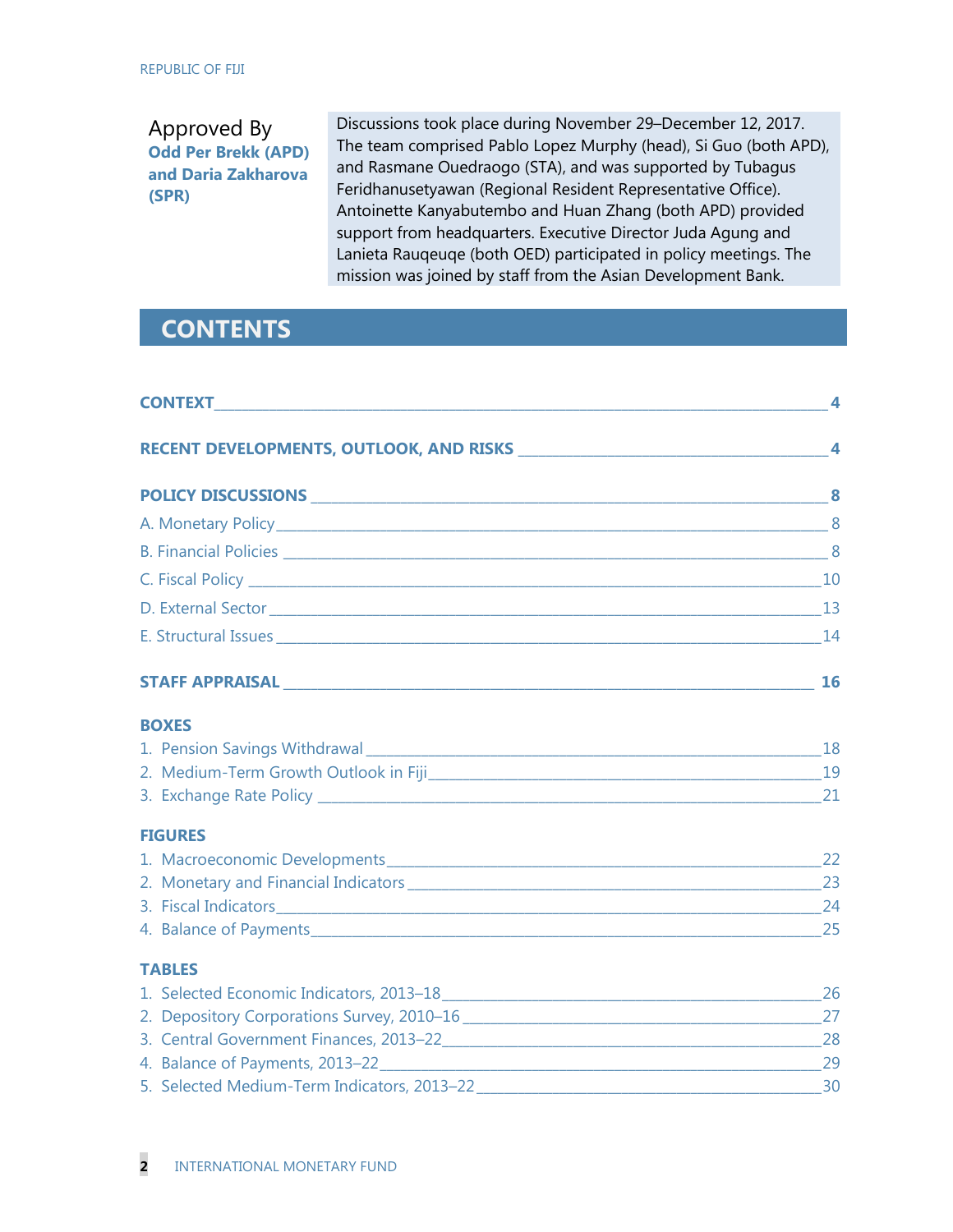Approved By
**Odd Per Brekk (APD) and Daria Zakharova (SPR)**

Discussions took place during November 29–December 12, 2017. The team comprised Pablo Lopez Murphy (head), Si Guo (both APD), and Rasmane Ouedraogo (STA), and was supported by Tubagus Feridhanusetyawan (Regional Resident Representative Office). Antoinette Kanyabutembo and Huan Zhang (both APD) provided support from headquarters. Executive Director Juda Agung and Lanieta Rauqeuqe (both OED) participated in policy meetings. The mission was joined by staff from the Asian Development Bank.

## CONTENTS

**CONTEXT** 4

**RECENT DEVELOPMENTS, OUTLOOK, AND RISKS** 4

**POLICY DISCUSSIONS** 8

A. Monetary Policy 8

B. Financial Policies 8

C. Fiscal Policy 10

D. External Sector 13

E. Structural Issues 14

**STAFF APPRAISAL** 16

**BOXES**

1. Pension Savings Withdrawal 18
2. Medium-Term Growth Outlook in Fiji 19
3. Exchange Rate Policy 21

**FIGURES**

1. Macroeconomic Developments 22
2. Monetary and Financial Indicators 23
3. Fiscal Indicators 24
4. Balance of Payments 25

**TABLES**

1. Selected Economic Indicators, 2013–18 26
2. Depository Corporations Survey, 2010–16 27
3. Central Government Finances, 2013–22 28
4. Balance of Payments, 2013–22 29
5. Selected Medium-Term Indicators, 2013–22 30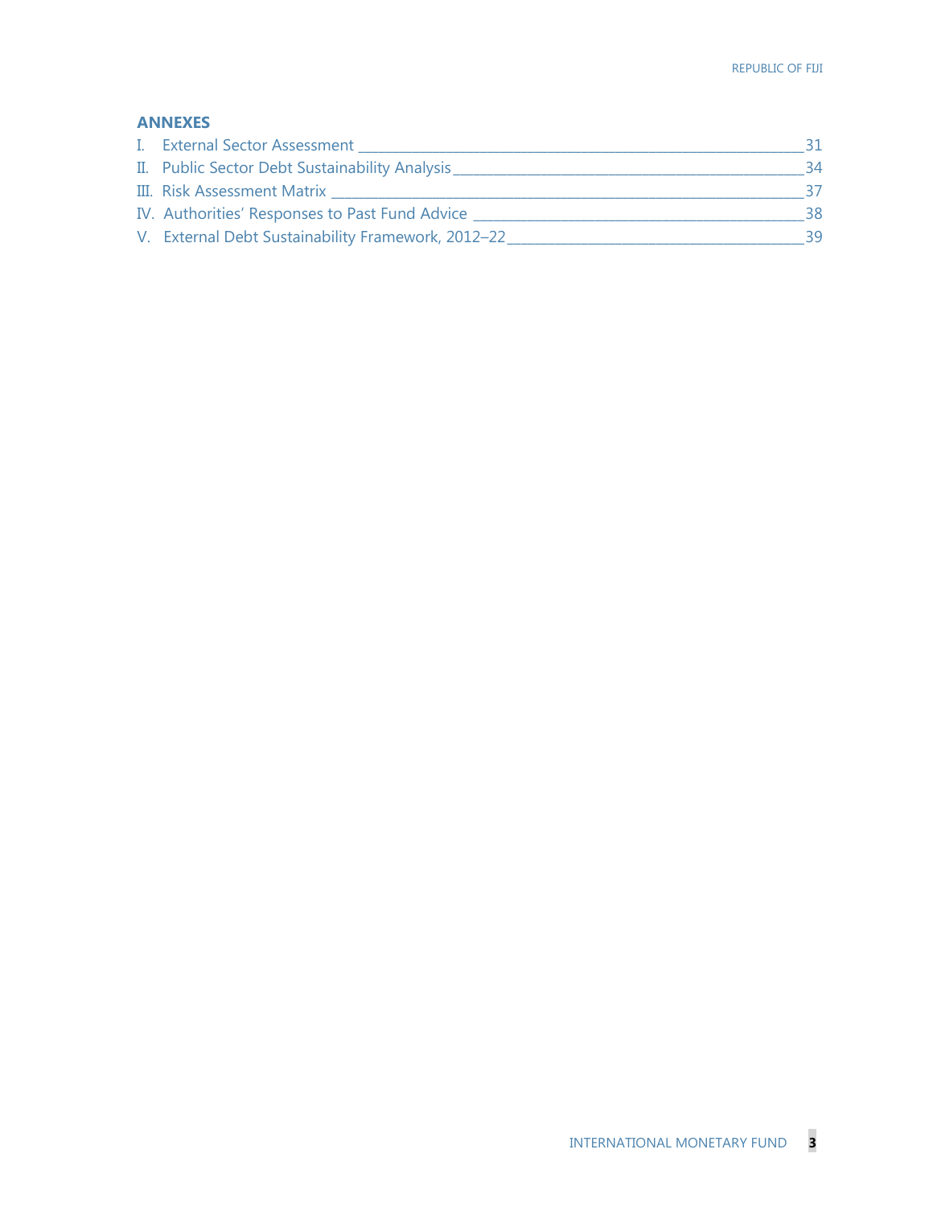## ANNEXES

I. External Sector Assessment _______________________________________________ 31

II. Public Sector Debt Sustainability Analysis _____________________________________ 34

III. Risk Assessment Matrix __________________________________________________ 37

IV. Authorities' Responses to Past Fund Advice ___________________________________ 38

V. External Debt Sustainability Framework, 2012–22 ______________________________ 39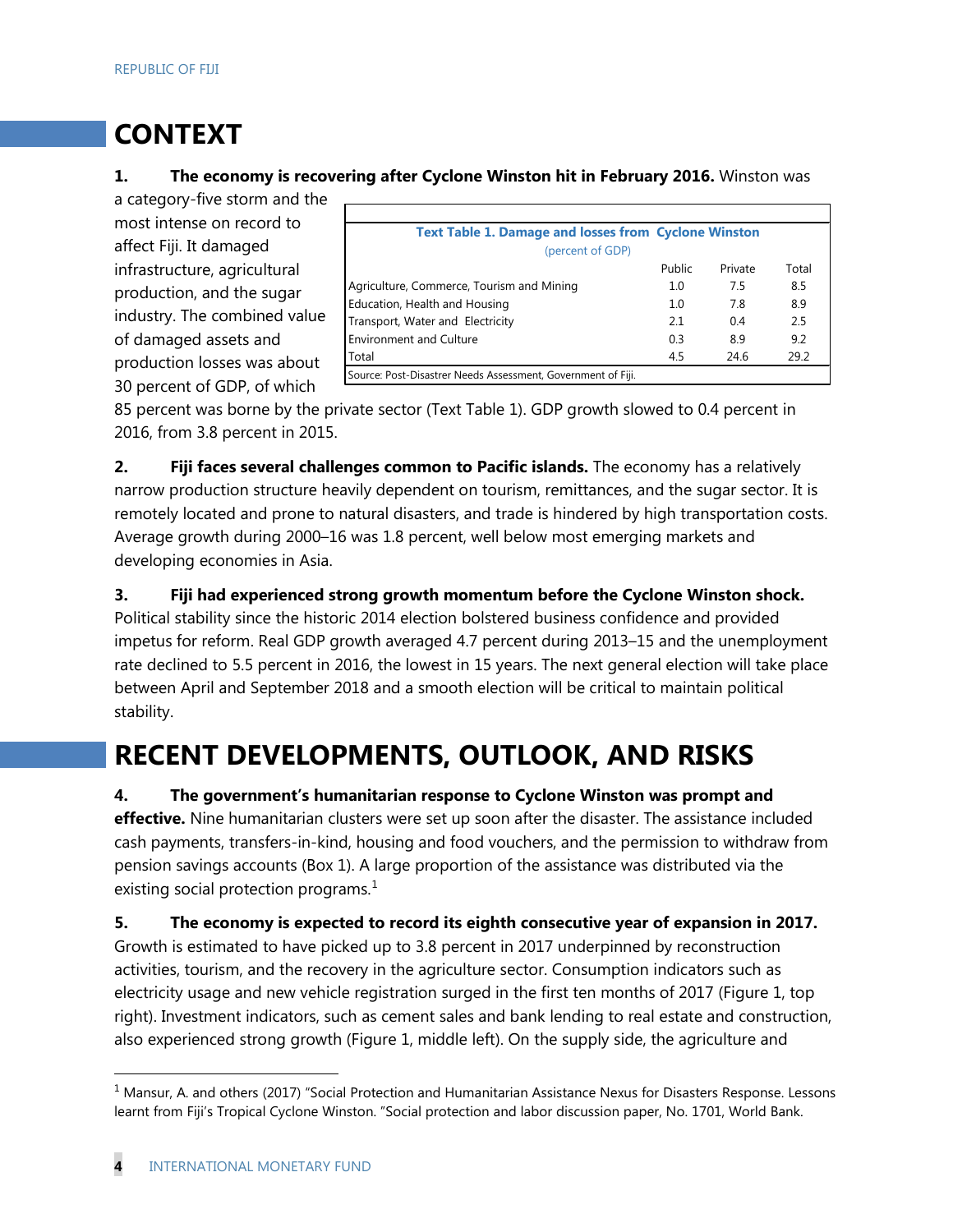# CONTEXT

**1. The economy is recovering after Cyclone Winston hit in February 2016.** Winston was a category-five storm and the most intense on record to affect Fiji. It damaged infrastructure, agricultural production, and the sugar industry. The combined value of damaged assets and production losses was about 30 percent of GDP, of which 85 percent was borne by the private sector (Text Table 1). GDP growth slowed to 0.4 percent in 2016, from 3.8 percent in 2015.

**Text Table 1. Damage and losses from Cyclone Winston**
(percent of GDP)

| | Public | Private | Total |
|---|---|---|---|
| Agriculture, Commerce, Tourism and Mining | 1.0 | 7.5 | 8.5 |
| Education, Health and Housing | 1.0 | 7.8 | 8.9 |
| Transport, Water and Electricity | 2.1 | 0.4 | 2.5 |
| Environment and Culture | 0.3 | 8.9 | 9.2 |
| Total | 4.5 | 24.6 | 29.2 |

Source: Post-Disastrer Needs Assessment, Government of Fiji.

**2. Fiji faces several challenges common to Pacific islands.** The economy has a relatively narrow production structure heavily dependent on tourism, remittances, and the sugar sector. It is remotely located and prone to natural disasters, and trade is hindered by high transportation costs. Average growth during 2000–16 was 1.8 percent, well below most emerging markets and developing economies in Asia.

**3. Fiji had experienced strong growth momentum before the Cyclone Winston shock.** Political stability since the historic 2014 election bolstered business confidence and provided impetus for reform. Real GDP growth averaged 4.7 percent during 2013–15 and the unemployment rate declined to 5.5 percent in 2016, the lowest in 15 years. The next general election will take place between April and September 2018 and a smooth election will be critical to maintain political stability.

# RECENT DEVELOPMENTS, OUTLOOK, AND RISKS

**4. The government's humanitarian response to Cyclone Winston was prompt and effective.** Nine humanitarian clusters were set up soon after the disaster. The assistance included cash payments, transfers-in-kind, housing and food vouchers, and the permission to withdraw from pension savings accounts (Box 1). A large proportion of the assistance was distributed via the existing social protection programs.[1]

**5. The economy is expected to record its eighth consecutive year of expansion in 2017.** Growth is estimated to have picked up to 3.8 percent in 2017 underpinned by reconstruction activities, tourism, and the recovery in the agriculture sector. Consumption indicators such as electricity usage and new vehicle registration surged in the first ten months of 2017 (Figure 1, top right). Investment indicators, such as cement sales and bank lending to real estate and construction, also experienced strong growth (Figure 1, middle left). On the supply side, the agriculture and

[1] Mansur, A. and others (2017) "Social Protection and Humanitarian Assistance Nexus for Disasters Response. Lessons learnt from Fiji's Tropical Cyclone Winston. "Social protection and labor discussion paper, No. 1701, World Bank.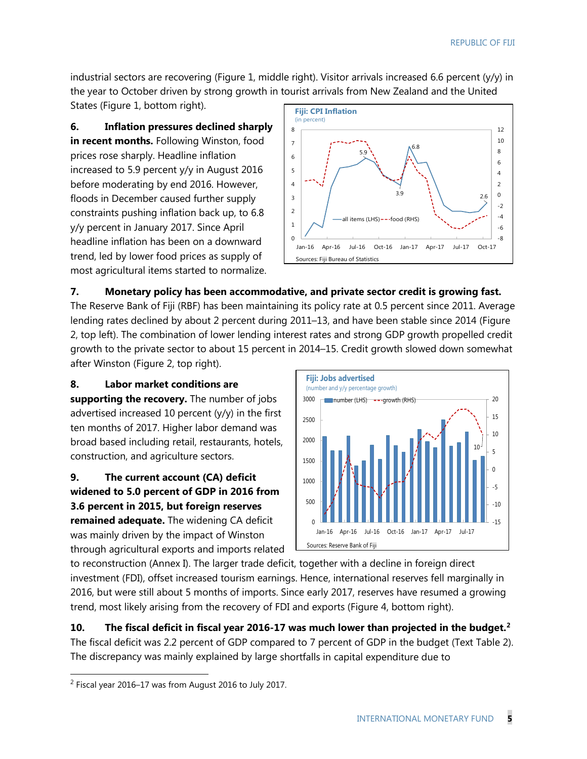industrial sectors are recovering (Figure 1, middle right). Visitor arrivals increased 6.6 percent (y/y) in the year to October driven by strong growth in tourist arrivals from New Zealand and the United States (Figure 1, bottom right).

**6. Inflation pressures declined sharply in recent months.** Following Winston, food prices rose sharply. Headline inflation increased to 5.9 percent y/y in August 2016 before moderating by end 2016. However, floods in December caused further supply constraints pushing inflation back up, to 6.8 y/y percent in January 2017. Since April headline inflation has been on a downward trend, led by lower food prices as supply of most agricultural items started to normalize.

**7. Monetary policy has been accommodative, and private sector credit is growing fast.** The Reserve Bank of Fiji (RBF) has been maintaining its policy rate at 0.5 percent since 2011. Average lending rates declined by about 2 percent during 2011–13, and have been stable since 2014 (Figure 2, top left). The combination of lower lending interest rates and strong GDP growth propelled credit growth to the private sector to about 15 percent in 2014–15. Credit growth slowed down somewhat after Winston (Figure 2, top right).

**8. Labor market conditions are supporting the recovery.** The number of jobs advertised increased 10 percent (y/y) in the first ten months of 2017. Higher labor demand was broad based including retail, restaurants, hotels, construction, and agriculture sectors.

**9. The current account (CA) deficit widened to 5.0 percent of GDP in 2016 from 3.6 percent in 2015, but foreign reserves remained adequate.** The widening CA deficit was mainly driven by the impact of Winston through agricultural exports and imports related to reconstruction (Annex I). The larger trade deficit, together with a decline in foreign direct investment (FDI), offset increased tourism earnings. Hence, international reserves fell marginally in 2016, but were still about 5 months of imports. Since early 2017, reserves have resumed a growing trend, most likely arising from the recovery of FDI and exports (Figure 4, bottom right).

**10. The fiscal deficit in fiscal year 2016-17 was much lower than projected in the budget.**[2] The fiscal deficit was 2.2 percent of GDP compared to 7 percent of GDP in the budget (Text Table 2). The discrepancy was mainly explained by large shortfalls in capital expenditure due to

[2] Fiscal year 2016–17 was from August 2016 to July 2017.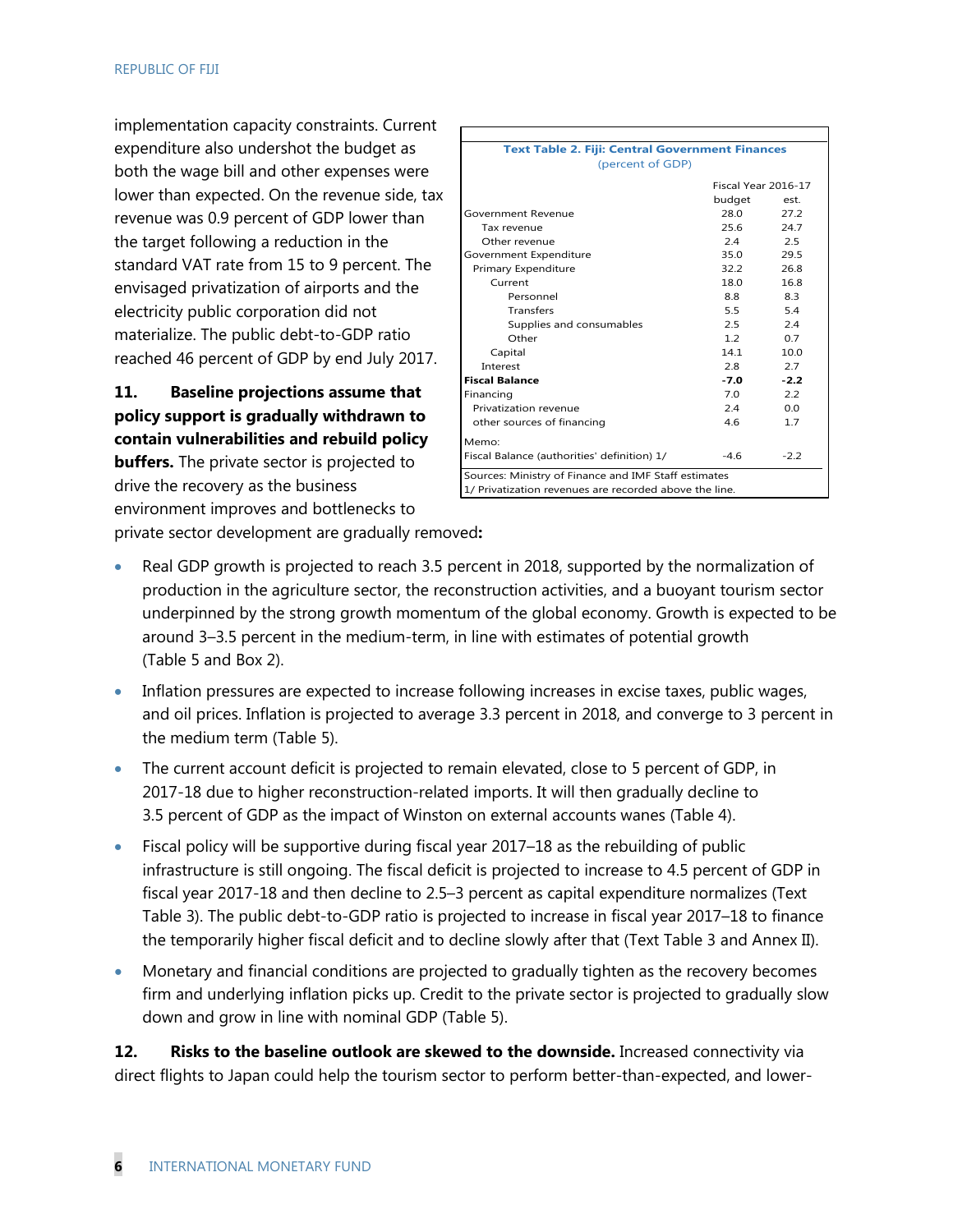implementation capacity constraints. Current expenditure also undershot the budget as both the wage bill and other expenses were lower than expected. On the revenue side, tax revenue was 0.9 percent of GDP lower than the target following a reduction in the standard VAT rate from 15 to 9 percent. The envisaged privatization of airports and the electricity public corporation did not materialize. The public debt-to-GDP ratio reached 46 percent of GDP by end July 2017.

**Text Table 2. Fiji: Central Government Finances**
(percent of GDP)

| | Fiscal Year 2016-17 | |
|---|---|---|
| | budget | est. |
| Government Revenue | 28.0 | 27.2 |
| Tax revenue | 25.6 | 24.7 |
| Other revenue | 2.4 | 2.5 |
| Government Expenditure | 35.0 | 29.5 |
| Primary Expenditure | 32.2 | 26.8 |
| Current | 18.0 | 16.8 |
| Personnel | 8.8 | 8.3 |
| Transfers | 5.5 | 5.4 |
| Supplies and consumables | 2.5 | 2.4 |
| Other | 1.2 | 0.7 |
| Capital | 14.1 | 10.0 |
| Interest | 2.8 | 2.7 |
| **Fiscal Balance** | **-7.0** | **-2.2** |
| Financing | 7.0 | 2.2 |
| Privatization revenue | 2.4 | 0.0 |
| other sources of financing | 4.6 | 1.7 |
| Memo: | | |
| Fiscal Balance (authorities' definition) 1/ | -4.6 | -2.2 |

Sources: Ministry of Finance and IMF Staff estimates
1/ Privatization revenues are recorded above the line.

**11. Baseline projections assume that policy support is gradually withdrawn to contain vulnerabilities and rebuild policy buffers.** The private sector is projected to drive the recovery as the business environment improves and bottlenecks to private sector development are gradually removed**:**

- Real GDP growth is projected to reach 3.5 percent in 2018, supported by the normalization of production in the agriculture sector, the reconstruction activities, and a buoyant tourism sector underpinned by the strong growth momentum of the global economy. Growth is expected to be around 3–3.5 percent in the medium-term, in line with estimates of potential growth (Table 5 and Box 2).
- Inflation pressures are expected to increase following increases in excise taxes, public wages, and oil prices. Inflation is projected to average 3.3 percent in 2018, and converge to 3 percent in the medium term (Table 5).
- The current account deficit is projected to remain elevated, close to 5 percent of GDP, in 2017-18 due to higher reconstruction-related imports. It will then gradually decline to 3.5 percent of GDP as the impact of Winston on external accounts wanes (Table 4).
- Fiscal policy will be supportive during fiscal year 2017–18 as the rebuilding of public infrastructure is still ongoing. The fiscal deficit is projected to increase to 4.5 percent of GDP in fiscal year 2017-18 and then decline to 2.5–3 percent as capital expenditure normalizes (Text Table 3). The public debt-to-GDP ratio is projected to increase in fiscal year 2017–18 to finance the temporarily higher fiscal deficit and to decline slowly after that (Text Table 3 and Annex II).
- Monetary and financial conditions are projected to gradually tighten as the recovery becomes firm and underlying inflation picks up. Credit to the private sector is projected to gradually slow down and grow in line with nominal GDP (Table 5).

**12. Risks to the baseline outlook are skewed to the downside.** Increased connectivity via direct flights to Japan could help the tourism sector to perform better-than-expected, and lower-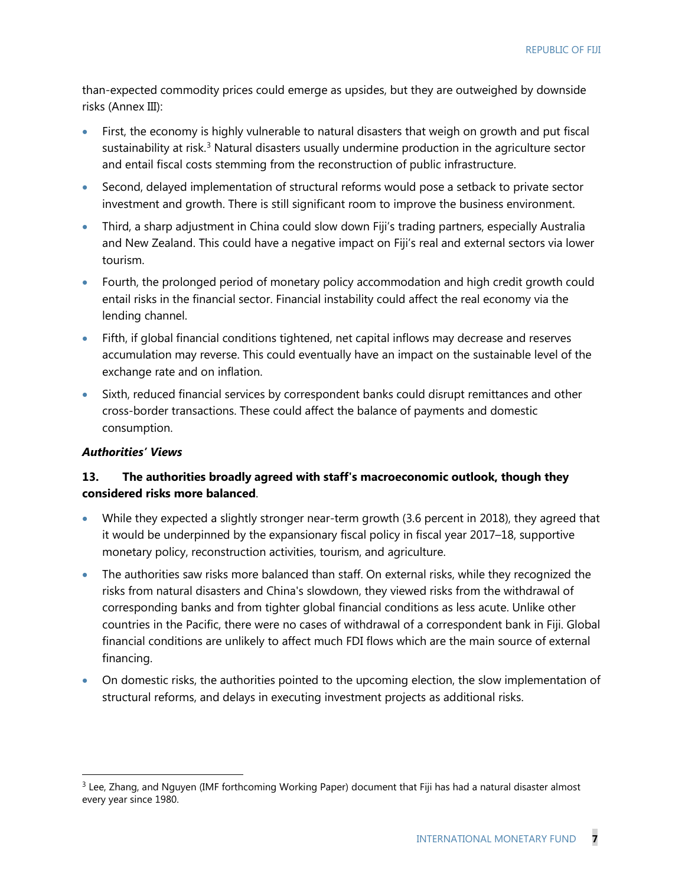than-expected commodity prices could emerge as upsides, but they are outweighed by downside risks (Annex III):

- First, the economy is highly vulnerable to natural disasters that weigh on growth and put fiscal sustainability at risk.[3] Natural disasters usually undermine production in the agriculture sector and entail fiscal costs stemming from the reconstruction of public infrastructure.
- Second, delayed implementation of structural reforms would pose a setback to private sector investment and growth. There is still significant room to improve the business environment.
- Third, a sharp adjustment in China could slow down Fiji's trading partners, especially Australia and New Zealand. This could have a negative impact on Fiji's real and external sectors via lower tourism.
- Fourth, the prolonged period of monetary policy accommodation and high credit growth could entail risks in the financial sector. Financial instability could affect the real economy via the lending channel.
- Fifth, if global financial conditions tightened, net capital inflows may decrease and reserves accumulation may reverse. This could eventually have an impact on the sustainable level of the exchange rate and on inflation.
- Sixth, reduced financial services by correspondent banks could disrupt remittances and other cross-border transactions. These could affect the balance of payments and domestic consumption.

***Authorities' Views***

**13. The authorities broadly agreed with staff's macroeconomic outlook, though they considered risks more balanced**.

- While they expected a slightly stronger near-term growth (3.6 percent in 2018), they agreed that it would be underpinned by the expansionary fiscal policy in fiscal year 2017–18, supportive monetary policy, reconstruction activities, tourism, and agriculture.
- The authorities saw risks more balanced than staff. On external risks, while they recognized the risks from natural disasters and China's slowdown, they viewed risks from the withdrawal of corresponding banks and from tighter global financial conditions as less acute. Unlike other countries in the Pacific, there were no cases of withdrawal of a correspondent bank in Fiji. Global financial conditions are unlikely to affect much FDI flows which are the main source of external financing.
- On domestic risks, the authorities pointed to the upcoming election, the slow implementation of structural reforms, and delays in executing investment projects as additional risks.

---

[3] Lee, Zhang, and Nguyen (IMF forthcoming Working Paper) document that Fiji has had a natural disaster almost every year since 1980.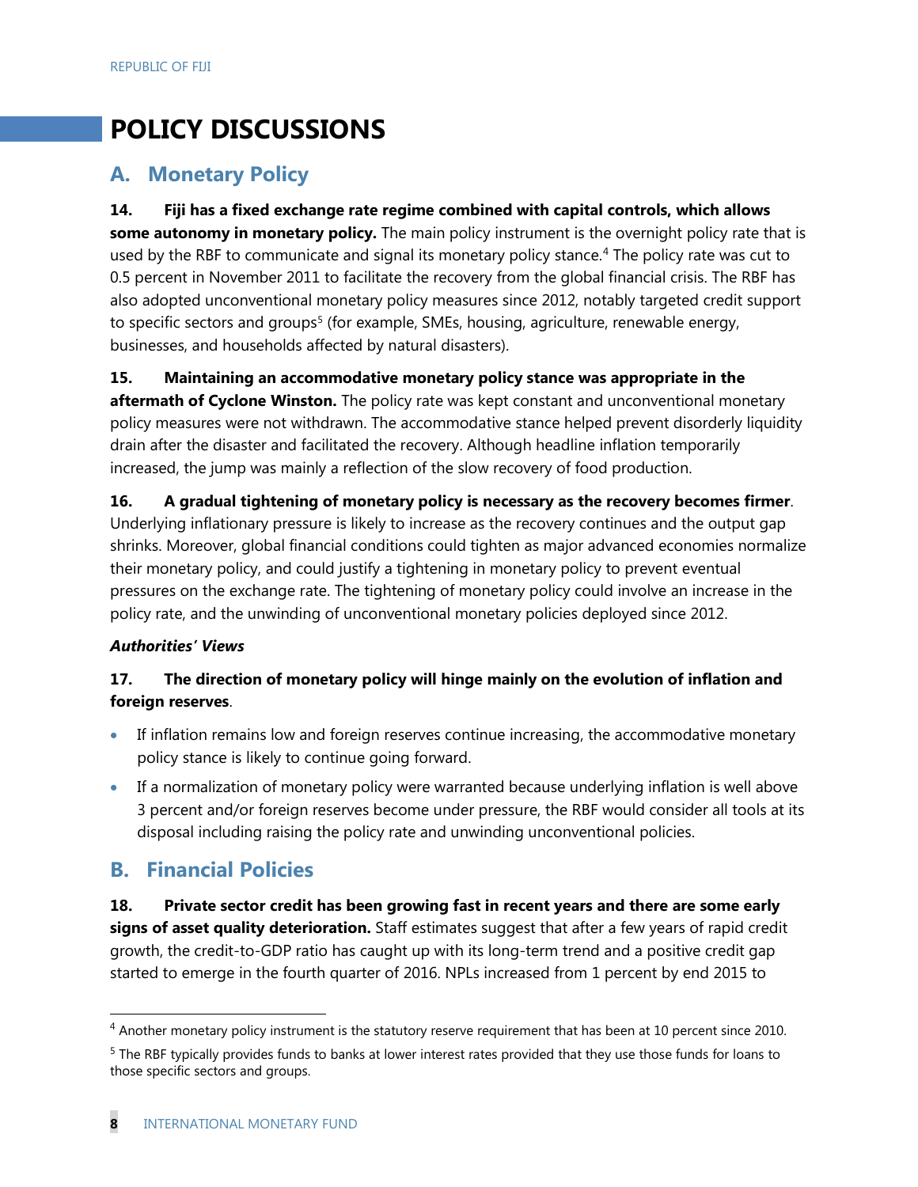# POLICY DISCUSSIONS

## A. Monetary Policy

**14. Fiji has a fixed exchange rate regime combined with capital controls, which allows some autonomy in monetary policy.** The main policy instrument is the overnight policy rate that is used by the RBF to communicate and signal its monetary policy stance.[4] The policy rate was cut to 0.5 percent in November 2011 to facilitate the recovery from the global financial crisis. The RBF has also adopted unconventional monetary policy measures since 2012, notably targeted credit support to specific sectors and groups[5] (for example, SMEs, housing, agriculture, renewable energy, businesses, and households affected by natural disasters).

**15. Maintaining an accommodative monetary policy stance was appropriate in the aftermath of Cyclone Winston.** The policy rate was kept constant and unconventional monetary policy measures were not withdrawn. The accommodative stance helped prevent disorderly liquidity drain after the disaster and facilitated the recovery. Although headline inflation temporarily increased, the jump was mainly a reflection of the slow recovery of food production.

**16. A gradual tightening of monetary policy is necessary as the recovery becomes firmer**. Underlying inflationary pressure is likely to increase as the recovery continues and the output gap shrinks. Moreover, global financial conditions could tighten as major advanced economies normalize their monetary policy, and could justify a tightening in monetary policy to prevent eventual pressures on the exchange rate. The tightening of monetary policy could involve an increase in the policy rate, and the unwinding of unconventional monetary policies deployed since 2012.

***Authorities' Views***

**17. The direction of monetary policy will hinge mainly on the evolution of inflation and foreign reserves**.

- If inflation remains low and foreign reserves continue increasing, the accommodative monetary policy stance is likely to continue going forward.
- If a normalization of monetary policy were warranted because underlying inflation is well above 3 percent and/or foreign reserves become under pressure, the RBF would consider all tools at its disposal including raising the policy rate and unwinding unconventional policies.

## B. Financial Policies

**18. Private sector credit has been growing fast in recent years and there are some early signs of asset quality deterioration.** Staff estimates suggest that after a few years of rapid credit growth, the credit-to-GDP ratio has caught up with its long-term trend and a positive credit gap started to emerge in the fourth quarter of 2016. NPLs increased from 1 percent by end 2015 to

---

[4] Another monetary policy instrument is the statutory reserve requirement that has been at 10 percent since 2010.

[5] The RBF typically provides funds to banks at lower interest rates provided that they use those funds for loans to those specific sectors and groups.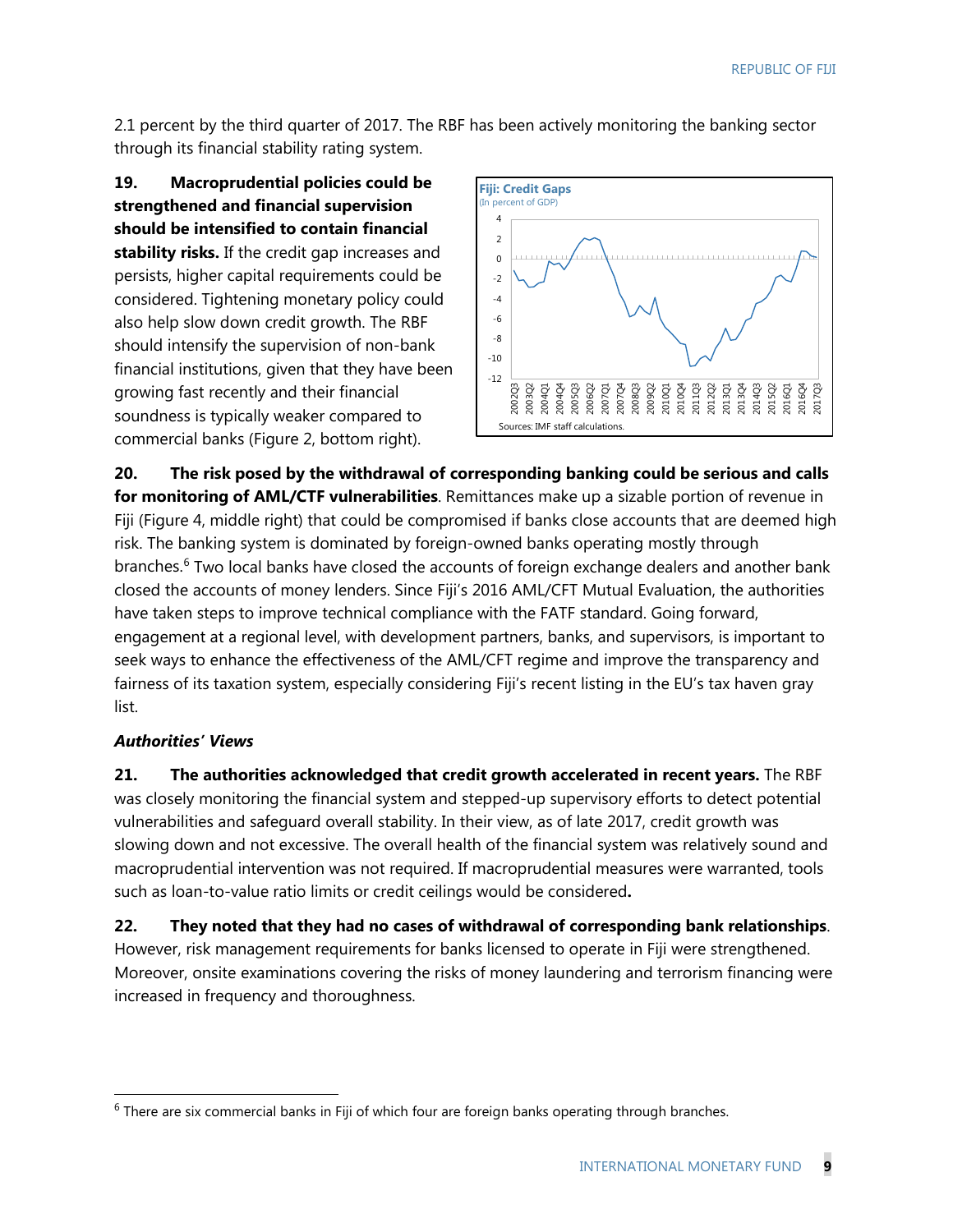2.1 percent by the third quarter of 2017. The RBF has been actively monitoring the banking sector through its financial stability rating system.

**19. Macroprudential policies could be strengthened and financial supervision should be intensified to contain financial stability risks.** If the credit gap increases and persists, higher capital requirements could be considered. Tightening monetary policy could also help slow down credit growth. The RBF should intensify the supervision of non-bank financial institutions, given that they have been growing fast recently and their financial soundness is typically weaker compared to commercial banks (Figure 2, bottom right).

**Fiji: Credit Gaps**
(In percent of GDP)

Sources: IMF staff calculations.

**20. The risk posed by the withdrawal of corresponding banking could be serious and calls for monitoring of AML/CTF vulnerabilities**. Remittances make up a sizable portion of revenue in Fiji (Figure 4, middle right) that could be compromised if banks close accounts that are deemed high risk. The banking system is dominated by foreign-owned banks operating mostly through branches.[6] Two local banks have closed the accounts of foreign exchange dealers and another bank closed the accounts of money lenders. Since Fiji's 2016 AML/CFT Mutual Evaluation, the authorities have taken steps to improve technical compliance with the FATF standard. Going forward, engagement at a regional level, with development partners, banks, and supervisors, is important to seek ways to enhance the effectiveness of the AML/CFT regime and improve the transparency and fairness of its taxation system, especially considering Fiji's recent listing in the EU's tax haven gray list.

***Authorities' Views***

**21. The authorities acknowledged that credit growth accelerated in recent years.** The RBF was closely monitoring the financial system and stepped-up supervisory efforts to detect potential vulnerabilities and safeguard overall stability. In their view, as of late 2017, credit growth was slowing down and not excessive. The overall health of the financial system was relatively sound and macroprudential intervention was not required. If macroprudential measures were warranted, tools such as loan-to-value ratio limits or credit ceilings would be considered**.**

**22. They noted that they had no cases of withdrawal of corresponding bank relationships**. However, risk management requirements for banks licensed to operate in Fiji were strengthened. Moreover, onsite examinations covering the risks of money laundering and terrorism financing were increased in frequency and thoroughness.

[6] There are six commercial banks in Fiji of which four are foreign banks operating through branches.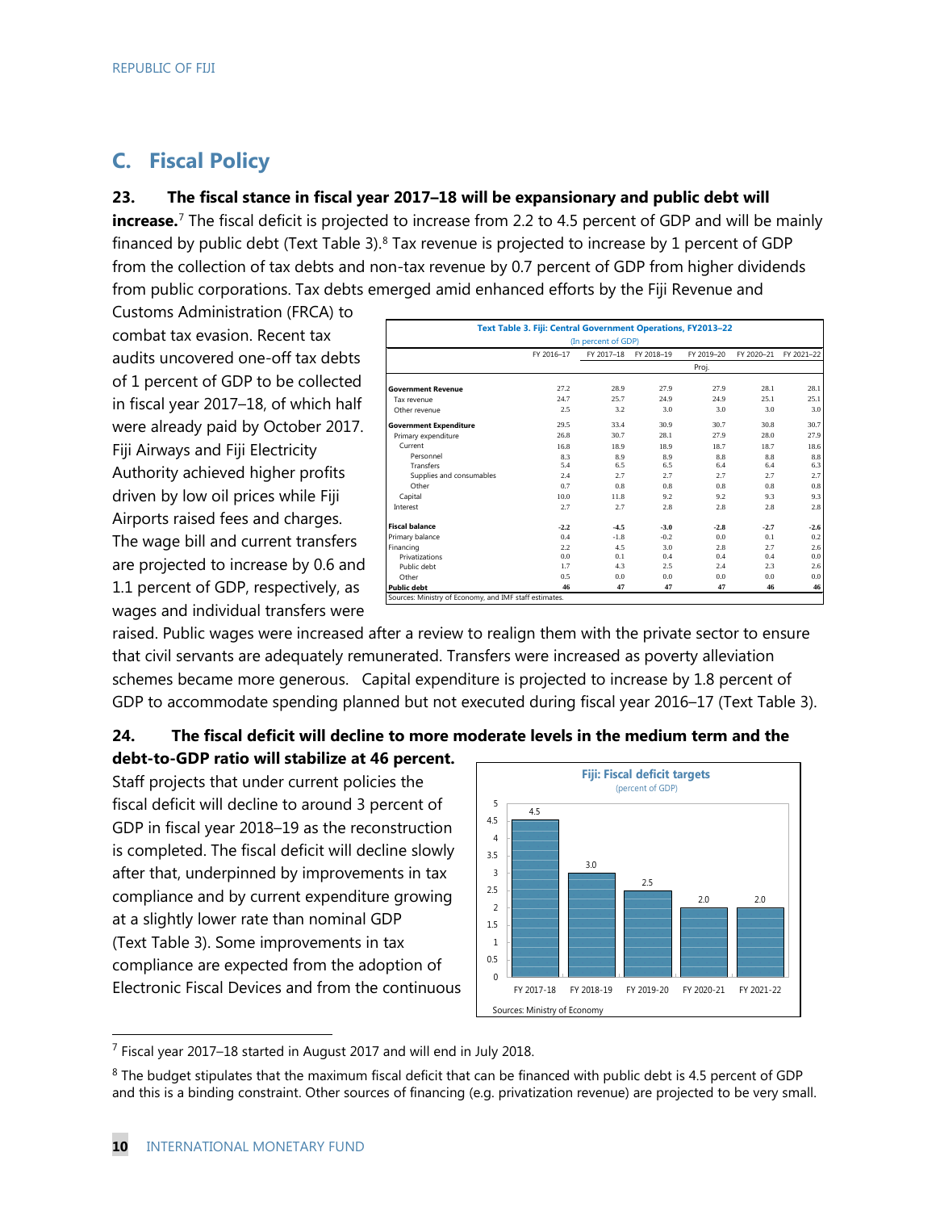## C. Fiscal Policy

**23. The fiscal stance in fiscal year 2017–18 will be expansionary and public debt will increase.**[7] The fiscal deficit is projected to increase from 2.2 to 4.5 percent of GDP and will be mainly financed by public debt (Text Table 3).[8] Tax revenue is projected to increase by 1 percent of GDP from the collection of tax debts and non-tax revenue by 0.7 percent of GDP from higher dividends from public corporations. Tax debts emerged amid enhanced efforts by the Fiji Revenue and Customs Administration (FRCA) to combat tax evasion. Recent tax audits uncovered one-off tax debts of 1 percent of GDP to be collected in fiscal year 2017–18, of which half were already paid by October 2017. Fiji Airways and Fiji Electricity Authority achieved higher profits driven by low oil prices while Fiji Airports raised fees and charges. The wage bill and current transfers are projected to increase by 0.6 and 1.1 percent of GDP, respectively, as wages and individual transfers were raised. Public wages were increased after a review to realign them with the private sector to ensure that civil servants are adequately remunerated. Transfers were increased as poverty alleviation schemes became more generous. Capital expenditure is projected to increase by 1.8 percent of GDP to accommodate spending planned but not executed during fiscal year 2016–17 (Text Table 3).

**Text Table 3. Fiji: Central Government Operations, FY2013–22**
(In percent of GDP)

| | FY 2016–17 | FY 2017–18 | FY 2018–19 | FY 2019–20 | FY 2020–21 | FY 2021–22 |
|---|---|---|---|---|---|---|
| | | | | Proj. | | |
| **Government Revenue** | 27.2 | 28.9 | 27.9 | 27.9 | 28.1 | 28.1 |
| Tax revenue | 24.7 | 25.7 | 24.9 | 24.9 | 25.1 | 25.1 |
| Other revenue | 2.5 | 3.2 | 3.0 | 3.0 | 3.0 | 3.0 |
| **Government Expenditure** | 29.5 | 33.4 | 30.9 | 30.7 | 30.8 | 30.7 |
| Primary expenditure | 26.8 | 30.7 | 28.1 | 27.9 | 28.0 | 27.9 |
| Current | 16.8 | 18.9 | 18.9 | 18.7 | 18.7 | 18.6 |
| Personnel | 8.3 | 8.9 | 8.9 | 8.8 | 8.8 | 8.8 |
| Transfers | 5.4 | 6.5 | 6.5 | 6.4 | 6.4 | 6.3 |
| Supplies and consumables | 2.4 | 2.7 | 2.7 | 2.7 | 2.7 | 2.7 |
| Other | 0.7 | 0.8 | 0.8 | 0.8 | 0.8 | 0.8 |
| Capital | 10.0 | 11.8 | 9.2 | 9.2 | 9.3 | 9.3 |
| Interest | 2.7 | 2.7 | 2.8 | 2.8 | 2.8 | 2.8 |
| **Fiscal balance** | -2.2 | -4.5 | -3.0 | -2.8 | -2.7 | -2.6 |
| Primary balance | 0.4 | -1.8 | -0.2 | 0.0 | 0.1 | 0.2 |
| Financing | 2.2 | 4.5 | 3.0 | 2.8 | 2.7 | 2.6 |
| Privatizations | 0.0 | 0.1 | 0.4 | 0.4 | 0.4 | 0.0 |
| Public debt | 1.7 | 4.3 | 2.5 | 2.4 | 2.3 | 2.6 |
| Other | 0.5 | 0.0 | 0.0 | 0.0 | 0.0 | 0.0 |
| **Public debt** | 46 | 47 | 47 | 47 | 46 | 46 |

Sources: Ministry of Economy, and IMF staff estimates.

**24. The fiscal deficit will decline to more moderate levels in the medium term and the debt-to-GDP ratio will stabilize at 46 percent.** Staff projects that under current policies the fiscal deficit will decline to around 3 percent of GDP in fiscal year 2018–19 as the reconstruction is completed. The fiscal deficit will decline slowly after that, underpinned by improvements in tax compliance and by current expenditure growing at a slightly lower rate than nominal GDP (Text Table 3). Some improvements in tax compliance are expected from the adoption of Electronic Fiscal Devices and from the continuous

**Fiji: Fiscal deficit targets**
(percent of GDP)

| | FY 2017-18 | FY 2018-19 | FY 2019-20 | FY 2020-21 | FY 2021-22 |
|---|---|---|---|---|---|
| Fiscal deficit target | 4.5 | 3.0 | 2.5 | 2.0 | 2.0 |

Sources: Ministry of Economy

[7] Fiscal year 2017–18 started in August 2017 and will end in July 2018.

[8] The budget stipulates that the maximum fiscal deficit that can be financed with public debt is 4.5 percent of GDP and this is a binding constraint. Other sources of financing (e.g. privatization revenue) are projected to be very small.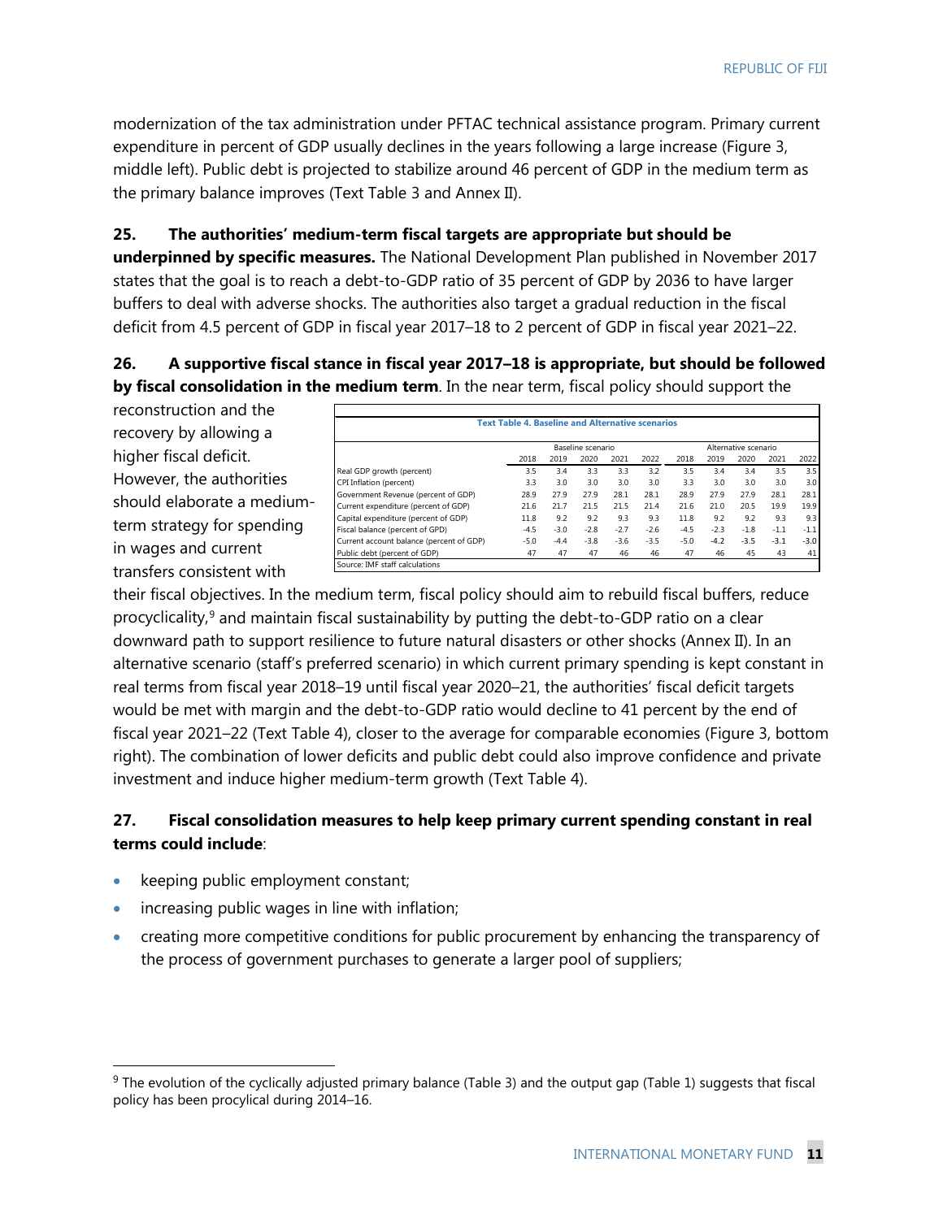modernization of the tax administration under PFTAC technical assistance program. Primary current expenditure in percent of GDP usually declines in the years following a large increase (Figure 3, middle left). Public debt is projected to stabilize around 46 percent of GDP in the medium term as the primary balance improves (Text Table 3 and Annex II).

**25. The authorities' medium-term fiscal targets are appropriate but should be underpinned by specific measures.** The National Development Plan published in November 2017 states that the goal is to reach a debt-to-GDP ratio of 35 percent of GDP by 2036 to have larger buffers to deal with adverse shocks. The authorities also target a gradual reduction in the fiscal deficit from 4.5 percent of GDP in fiscal year 2017–18 to 2 percent of GDP in fiscal year 2021–22.

**26. A supportive fiscal stance in fiscal year 2017–18 is appropriate, but should be followed by fiscal consolidation in the medium term**. In the near term, fiscal policy should support the reconstruction and the recovery by allowing a higher fiscal deficit. However, the authorities should elaborate a medium-term strategy for spending in wages and current transfers consistent with their fiscal objectives. In the medium term, fiscal policy should aim to rebuild fiscal buffers, reduce procyclicality,[9] and maintain fiscal sustainability by putting the debt-to-GDP ratio on a clear downward path to support resilience to future natural disasters or other shocks (Annex II). In an alternative scenario (staff's preferred scenario) in which current primary spending is kept constant in real terms from fiscal year 2018–19 until fiscal year 2020–21, the authorities' fiscal deficit targets would be met with margin and the debt-to-GDP ratio would decline to 41 percent by the end of fiscal year 2021–22 (Text Table 4), closer to the average for comparable economies (Figure 3, bottom right). The combination of lower deficits and public debt could also improve confidence and private investment and induce higher medium-term growth (Text Table 4).

**Text Table 4. Baseline and Alternative scenarios**

| | Baseline scenario | | | | | Alternative scenario | | | | |
|---|---|---|---|---|---|---|---|---|---|---|
| | 2018 | 2019 | 2020 | 2021 | 2022 | 2018 | 2019 | 2020 | 2021 | 2022 |
| Real GDP growth (percent) | 3.5 | 3.4 | 3.3 | 3.3 | 3.2 | 3.5 | 3.4 | 3.4 | 3.5 | 3.5 |
| CPI Inflation (percent) | 3.3 | 3.0 | 3.0 | 3.0 | 3.0 | 3.3 | 3.0 | 3.0 | 3.0 | 3.0 |
| Government Revenue (percent of GDP) | 28.9 | 27.9 | 27.9 | 28.1 | 28.1 | 28.9 | 27.9 | 27.9 | 28.1 | 28.1 |
| Current expenditure (percent of GDP) | 21.6 | 21.7 | 21.5 | 21.5 | 21.4 | 21.6 | 21.0 | 20.5 | 19.9 | 19.9 |
| Capital expenditure (percent of GDP) | 11.8 | 9.2 | 9.2 | 9.3 | 9.3 | 11.8 | 9.2 | 9.2 | 9.3 | 9.3 |
| Fiscal balance (percent of GPD) | -4.5 | -3.0 | -2.8 | -2.7 | -2.6 | -4.5 | -2.3 | -1.8 | -1.1 | -1.1 |
| Current account balance (percent of GDP) | -5.0 | -4.4 | -3.8 | -3.6 | -3.5 | -5.0 | -4.2 | -3.5 | -3.1 | -3.0 |
| Public debt (percent of GDP) | 47 | 47 | 47 | 46 | 46 | 47 | 46 | 45 | 43 | 41 |

Source: IMF staff calculations

**27. Fiscal consolidation measures to help keep primary current spending constant in real terms could include**:

- keeping public employment constant;
- increasing public wages in line with inflation;
- creating more competitive conditions for public procurement by enhancing the transparency of the process of government purchases to generate a larger pool of suppliers;

[9] The evolution of the cyclically adjusted primary balance (Table 3) and the output gap (Table 1) suggests that fiscal policy has been procylical during 2014–16.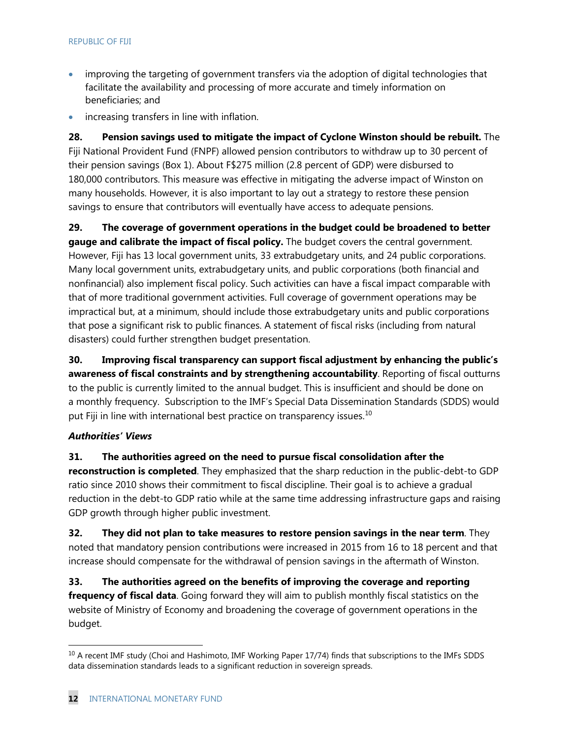- improving the targeting of government transfers via the adoption of digital technologies that facilitate the availability and processing of more accurate and timely information on beneficiaries; and
- increasing transfers in line with inflation.

**28. Pension savings used to mitigate the impact of Cyclone Winston should be rebuilt.** The Fiji National Provident Fund (FNPF) allowed pension contributors to withdraw up to 30 percent of their pension savings (Box 1). About F$275 million (2.8 percent of GDP) were disbursed to 180,000 contributors. This measure was effective in mitigating the adverse impact of Winston on many households. However, it is also important to lay out a strategy to restore these pension savings to ensure that contributors will eventually have access to adequate pensions.

**29. The coverage of government operations in the budget could be broadened to better gauge and calibrate the impact of fiscal policy.** The budget covers the central government. However, Fiji has 13 local government units, 33 extrabudgetary units, and 24 public corporations. Many local government units, extrabudgetary units, and public corporations (both financial and nonfinancial) also implement fiscal policy. Such activities can have a fiscal impact comparable with that of more traditional government activities. Full coverage of government operations may be impractical but, at a minimum, should include those extrabudgetary units and public corporations that pose a significant risk to public finances. A statement of fiscal risks (including from natural disasters) could further strengthen budget presentation.

**30. Improving fiscal transparency can support fiscal adjustment by enhancing the public's awareness of fiscal constraints and by strengthening accountability**. Reporting of fiscal outturns to the public is currently limited to the annual budget. This is insufficient and should be done on a monthly frequency. Subscription to the IMF's Special Data Dissemination Standards (SDDS) would put Fiji in line with international best practice on transparency issues.[10]

***Authorities' Views***

**31. The authorities agreed on the need to pursue fiscal consolidation after the reconstruction is completed**. They emphasized that the sharp reduction in the public-debt-to GDP ratio since 2010 shows their commitment to fiscal discipline. Their goal is to achieve a gradual reduction in the debt-to GDP ratio while at the same time addressing infrastructure gaps and raising GDP growth through higher public investment.

**32. They did not plan to take measures to restore pension savings in the near term**. They noted that mandatory pension contributions were increased in 2015 from 16 to 18 percent and that increase should compensate for the withdrawal of pension savings in the aftermath of Winston.

**33. The authorities agreed on the benefits of improving the coverage and reporting frequency of fiscal data**. Going forward they will aim to publish monthly fiscal statistics on the website of Ministry of Economy and broadening the coverage of government operations in the budget.

[10] A recent IMF study (Choi and Hashimoto, IMF Working Paper 17/74) finds that subscriptions to the IMFs SDDS data dissemination standards leads to a significant reduction in sovereign spreads.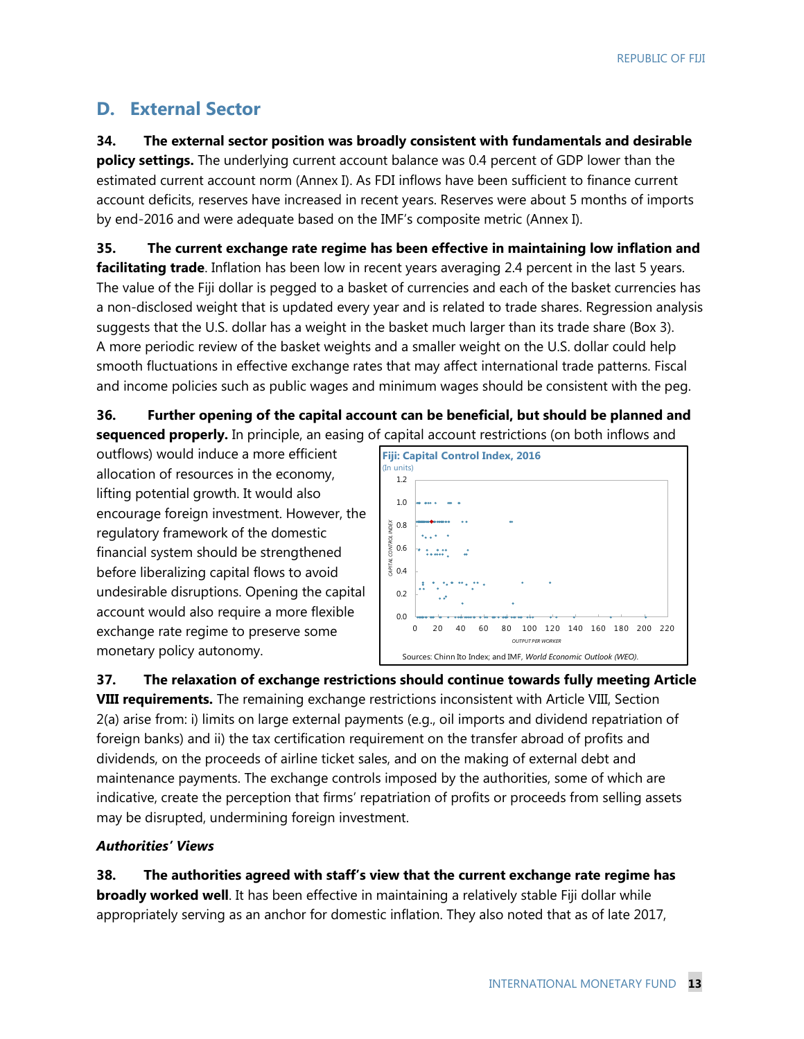## D. External Sector

**34. The external sector position was broadly consistent with fundamentals and desirable policy settings.** The underlying current account balance was 0.4 percent of GDP lower than the estimated current account norm (Annex I). As FDI inflows have been sufficient to finance current account deficits, reserves have increased in recent years. Reserves were about 5 months of imports by end-2016 and were adequate based on the IMF's composite metric (Annex I).

**35. The current exchange rate regime has been effective in maintaining low inflation and facilitating trade**. Inflation has been low in recent years averaging 2.4 percent in the last 5 years. The value of the Fiji dollar is pegged to a basket of currencies and each of the basket currencies has a non-disclosed weight that is updated every year and is related to trade shares. Regression analysis suggests that the U.S. dollar has a weight in the basket much larger than its trade share (Box 3). A more periodic review of the basket weights and a smaller weight on the U.S. dollar could help smooth fluctuations in effective exchange rates that may affect international trade patterns. Fiscal and income policies such as public wages and minimum wages should be consistent with the peg.

**36. Further opening of the capital account can be beneficial, but should be planned and sequenced properly.** In principle, an easing of capital account restrictions (on both inflows and outflows) would induce a more efficient allocation of resources in the economy, lifting potential growth. It would also encourage foreign investment. However, the regulatory framework of the domestic financial system should be strengthened before liberalizing capital flows to avoid undesirable disruptions. Opening the capital account would also require a more flexible exchange rate regime to preserve some monetary policy autonomy.

**Fiji: Capital Control Index, 2016**
(In units)

Sources: Chinn Ito Index; and IMF, *World Economic Outlook (WEO)*.

**37. The relaxation of exchange restrictions should continue towards fully meeting Article VIII requirements.** The remaining exchange restrictions inconsistent with Article VIII, Section 2(a) arise from: i) limits on large external payments (e.g., oil imports and dividend repatriation of foreign banks) and ii) the tax certification requirement on the transfer abroad of profits and dividends, on the proceeds of airline ticket sales, and on the making of external debt and maintenance payments. The exchange controls imposed by the authorities, some of which are indicative, create the perception that firms' repatriation of profits or proceeds from selling assets may be disrupted, undermining foreign investment.

### *Authorities' Views*

**38. The authorities agreed with staff's view that the current exchange rate regime has broadly worked well**. It has been effective in maintaining a relatively stable Fiji dollar while appropriately serving as an anchor for domestic inflation. They also noted that as of late 2017,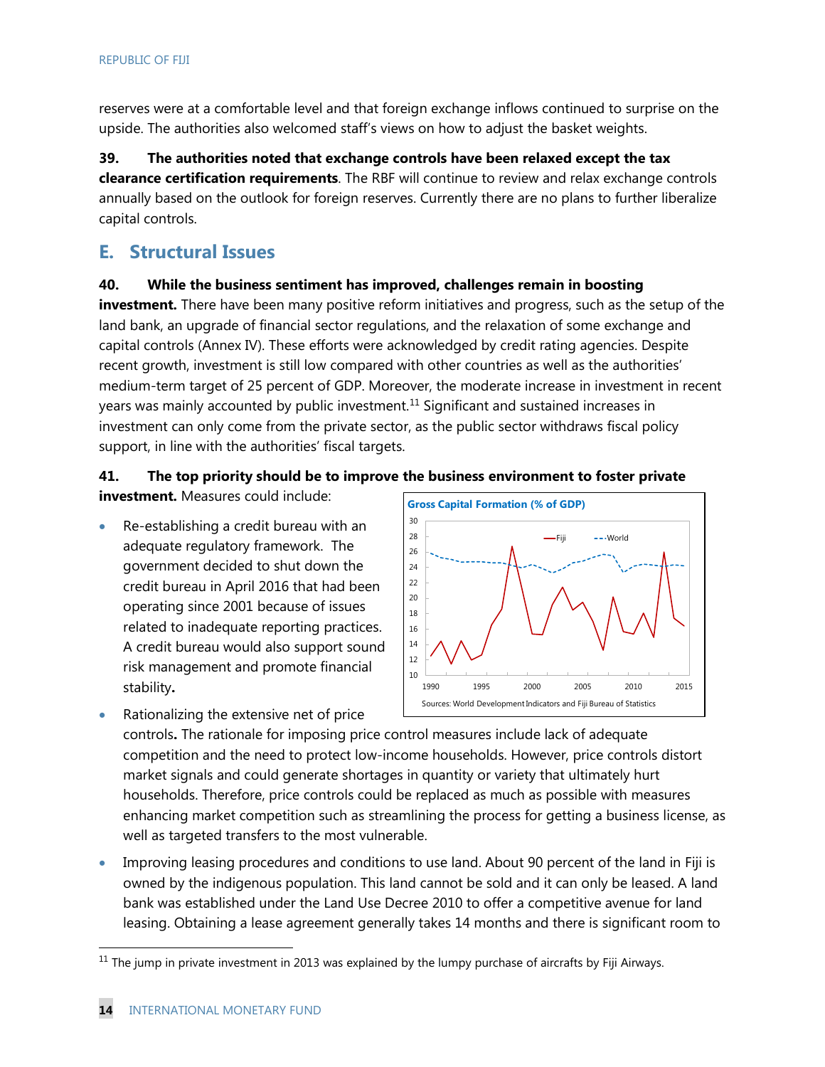reserves were at a comfortable level and that foreign exchange inflows continued to surprise on the upside. The authorities also welcomed staff's views on how to adjust the basket weights.

**39. The authorities noted that exchange controls have been relaxed except the tax clearance certification requirements**. The RBF will continue to review and relax exchange controls annually based on the outlook for foreign reserves. Currently there are no plans to further liberalize capital controls.

## E. Structural Issues

**40. While the business sentiment has improved, challenges remain in boosting investment.** There have been many positive reform initiatives and progress, such as the setup of the land bank, an upgrade of financial sector regulations, and the relaxation of some exchange and capital controls (Annex IV). These efforts were acknowledged by credit rating agencies. Despite recent growth, investment is still low compared with other countries as well as the authorities' medium-term target of 25 percent of GDP. Moreover, the moderate increase in investment in recent years was mainly accounted by public investment.[11] Significant and sustained increases in investment can only come from the private sector, as the public sector withdraws fiscal policy support, in line with the authorities' fiscal targets.

**41. The top priority should be to improve the business environment to foster private investment.** Measures could include:

- Re-establishing a credit bureau with an adequate regulatory framework. The government decided to shut down the credit bureau in April 2016 that had been operating since 2001 because of issues related to inadequate reporting practices. A credit bureau would also support sound risk management and promote financial stability**.**
- Rationalizing the extensive net of price controls**.** The rationale for imposing price control measures include lack of adequate competition and the need to protect low-income households. However, price controls distort market signals and could generate shortages in quantity or variety that ultimately hurt households. Therefore, price controls could be replaced as much as possible with measures enhancing market competition such as streamlining the process for getting a business license, as well as targeted transfers to the most vulnerable.
- Improving leasing procedures and conditions to use land. About 90 percent of the land in Fiji is owned by the indigenous population. This land cannot be sold and it can only be leased. A land bank was established under the Land Use Decree 2010 to offer a competitive avenue for land leasing. Obtaining a lease agreement generally takes 14 months and there is significant room to

**Gross Capital Formation (% of GDP)**

Sources: World Development Indicators and Fiji Bureau of Statistics

[11] The jump in private investment in 2013 was explained by the lumpy purchase of aircrafts by Fiji Airways.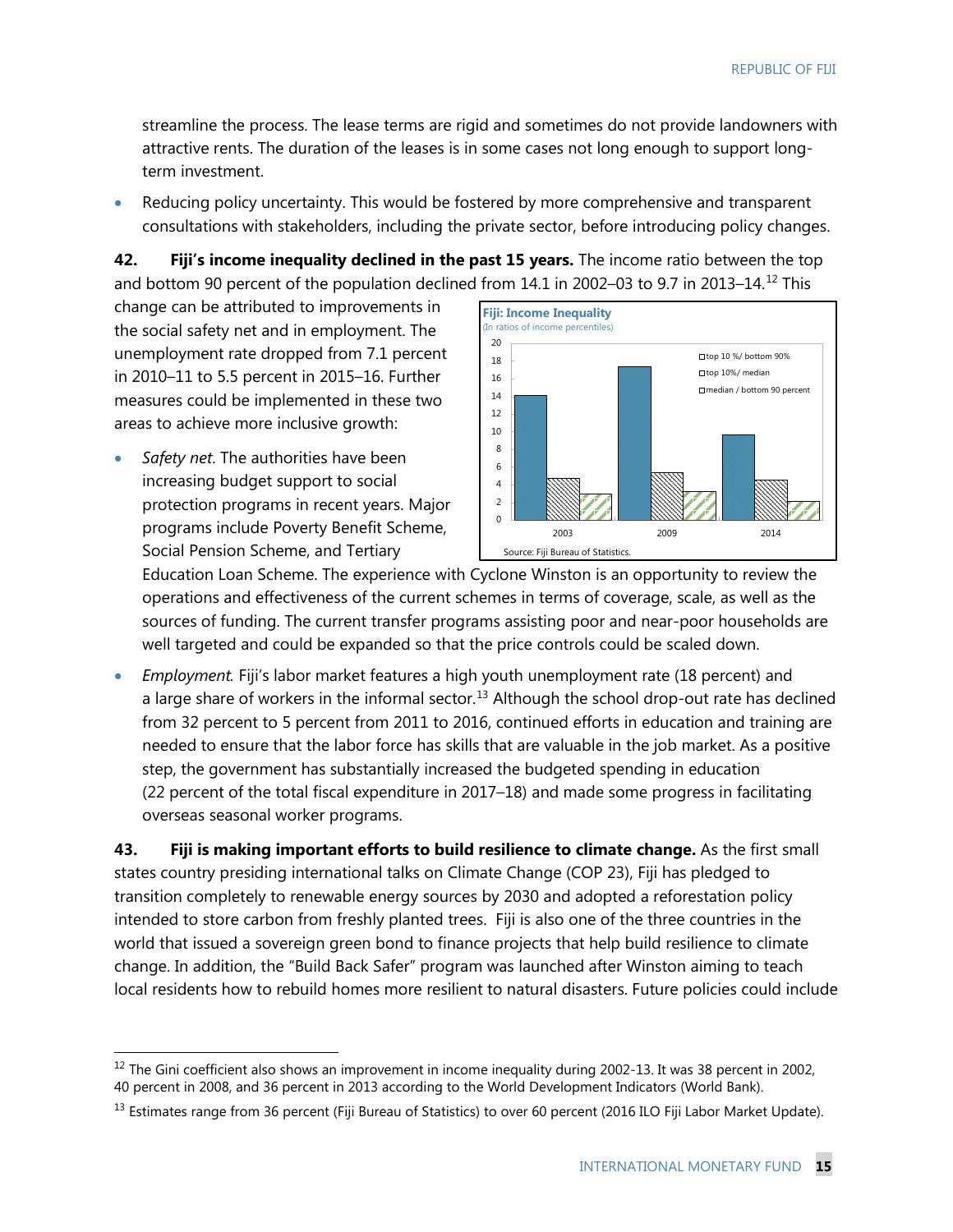streamline the process. The lease terms are rigid and sometimes do not provide landowners with attractive rents. The duration of the leases is in some cases not long enough to support long-term investment.

- Reducing policy uncertainty. This would be fostered by more comprehensive and transparent consultations with stakeholders, including the private sector, before introducing policy changes.

**42. Fiji's income inequality declined in the past 15 years.** The income ratio between the top and bottom 90 percent of the population declined from 14.1 in 2002–03 to 9.7 in 2013–14.[12] This change can be attributed to improvements in the social safety net and in employment. The unemployment rate dropped from 7.1 percent in 2010–11 to 5.5 percent in 2015–16. Further measures could be implemented in these two areas to achieve more inclusive growth:

**Fiji: Income Inequality**
(In ratios of income percentiles)

Source: Fiji Bureau of Statistics.

- *Safety net*. The authorities have been increasing budget support to social protection programs in recent years. Major programs include Poverty Benefit Scheme, Social Pension Scheme, and Tertiary Education Loan Scheme. The experience with Cyclone Winston is an opportunity to review the operations and effectiveness of the current schemes in terms of coverage, scale, as well as the sources of funding. The current transfer programs assisting poor and near-poor households are well targeted and could be expanded so that the price controls could be scaled down.

- *Employment.* Fiji's labor market features a high youth unemployment rate (18 percent) and a large share of workers in the informal sector.[13] Although the school drop-out rate has declined from 32 percent to 5 percent from 2011 to 2016, continued efforts in education and training are needed to ensure that the labor force has skills that are valuable in the job market. As a positive step, the government has substantially increased the budgeted spending in education (22 percent of the total fiscal expenditure in 2017–18) and made some progress in facilitating overseas seasonal worker programs.

**43. Fiji is making important efforts to build resilience to climate change.** As the first small states country presiding international talks on Climate Change (COP 23), Fiji has pledged to transition completely to renewable energy sources by 2030 and adopted a reforestation policy intended to store carbon from freshly planted trees. Fiji is also one of the three countries in the world that issued a sovereign green bond to finance projects that help build resilience to climate change. In addition, the "Build Back Safer" program was launched after Winston aiming to teach local residents how to rebuild homes more resilient to natural disasters. Future policies could include

---

[12] The Gini coefficient also shows an improvement in income inequality during 2002-13. It was 38 percent in 2002, 40 percent in 2008, and 36 percent in 2013 according to the World Development Indicators (World Bank).

[13] Estimates range from 36 percent (Fiji Bureau of Statistics) to over 60 percent (2016 ILO Fiji Labor Market Update).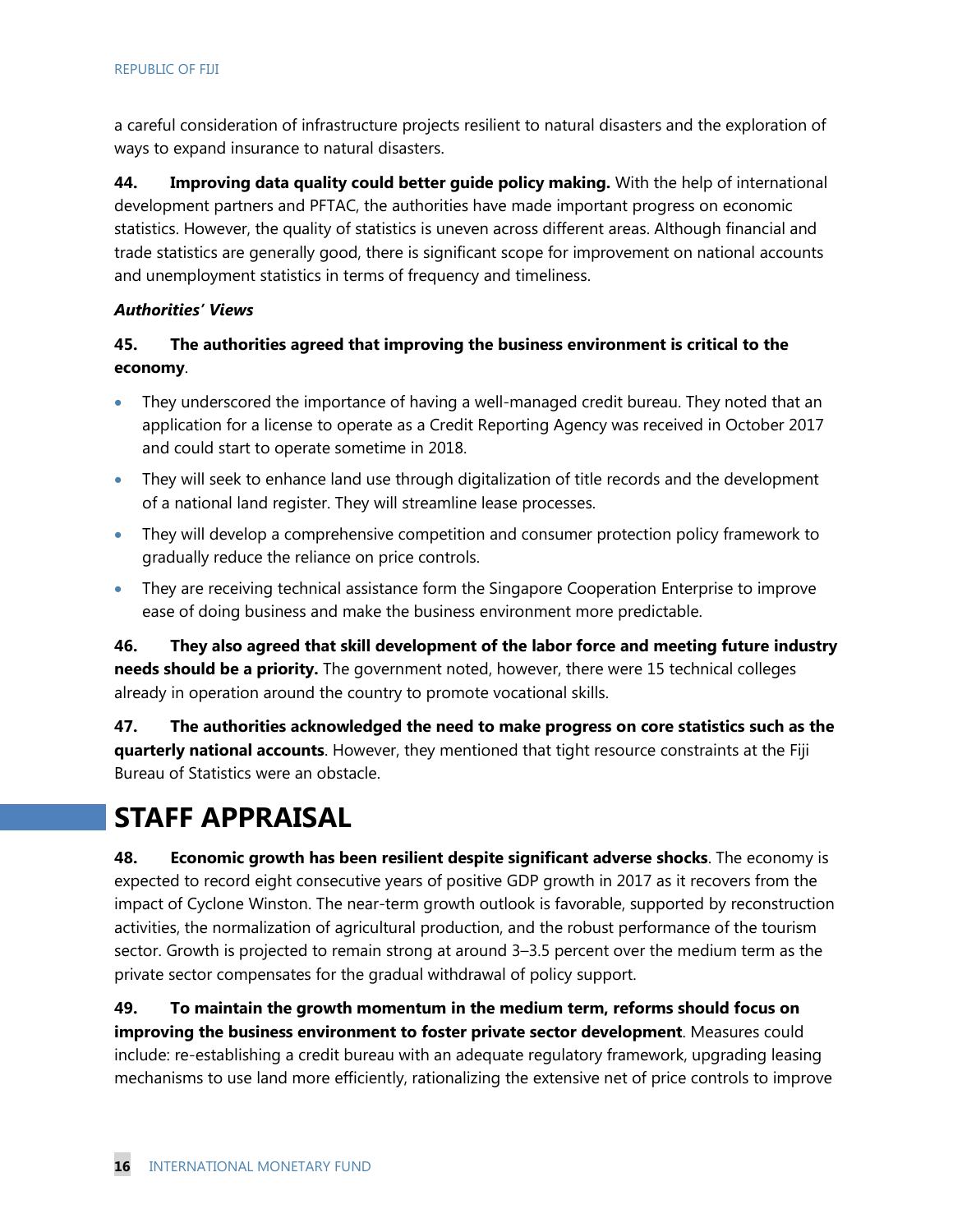a careful consideration of infrastructure projects resilient to natural disasters and the exploration of ways to expand insurance to natural disasters.

**44. Improving data quality could better guide policy making.** With the help of international development partners and PFTAC, the authorities have made important progress on economic statistics. However, the quality of statistics is uneven across different areas. Although financial and trade statistics are generally good, there is significant scope for improvement on national accounts and unemployment statistics in terms of frequency and timeliness.

***Authorities' Views***

**45. The authorities agreed that improving the business environment is critical to the economy**.

- They underscored the importance of having a well-managed credit bureau. They noted that an application for a license to operate as a Credit Reporting Agency was received in October 2017 and could start to operate sometime in 2018.
- They will seek to enhance land use through digitalization of title records and the development of a national land register. They will streamline lease processes.
- They will develop a comprehensive competition and consumer protection policy framework to gradually reduce the reliance on price controls.
- They are receiving technical assistance form the Singapore Cooperation Enterprise to improve ease of doing business and make the business environment more predictable.

**46. They also agreed that skill development of the labor force and meeting future industry needs should be a priority.** The government noted, however, there were 15 technical colleges already in operation around the country to promote vocational skills.

**47. The authorities acknowledged the need to make progress on core statistics such as the quarterly national accounts**. However, they mentioned that tight resource constraints at the Fiji Bureau of Statistics were an obstacle.

# STAFF APPRAISAL

**48. Economic growth has been resilient despite significant adverse shocks**. The economy is expected to record eight consecutive years of positive GDP growth in 2017 as it recovers from the impact of Cyclone Winston. The near-term growth outlook is favorable, supported by reconstruction activities, the normalization of agricultural production, and the robust performance of the tourism sector. Growth is projected to remain strong at around 3–3.5 percent over the medium term as the private sector compensates for the gradual withdrawal of policy support.

**49. To maintain the growth momentum in the medium term, reforms should focus on improving the business environment to foster private sector development**. Measures could include: re-establishing a credit bureau with an adequate regulatory framework, upgrading leasing mechanisms to use land more efficiently, rationalizing the extensive net of price controls to improve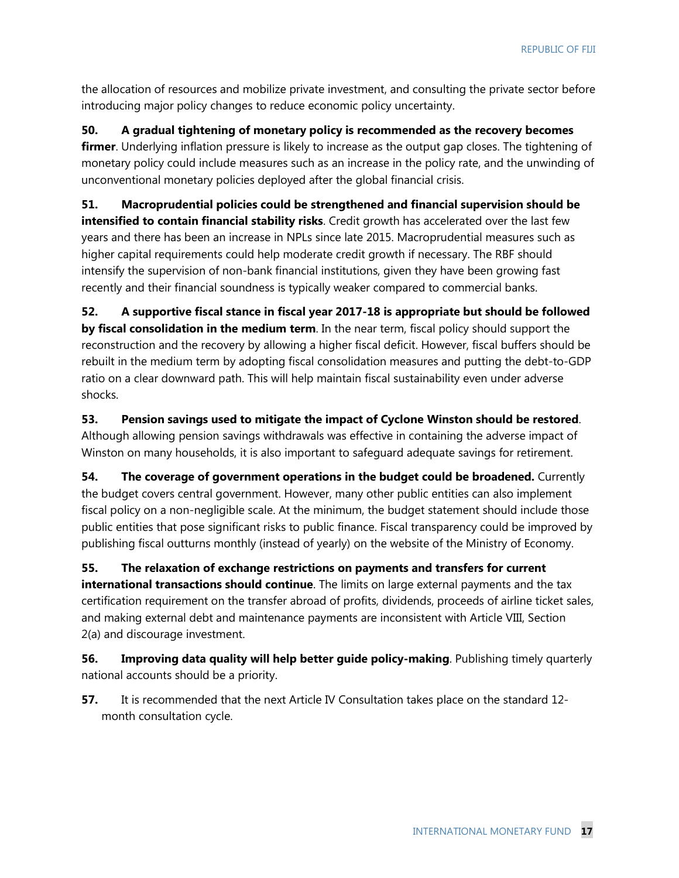the allocation of resources and mobilize private investment, and consulting the private sector before introducing major policy changes to reduce economic policy uncertainty.

**50. A gradual tightening of monetary policy is recommended as the recovery becomes firmer**. Underlying inflation pressure is likely to increase as the output gap closes. The tightening of monetary policy could include measures such as an increase in the policy rate, and the unwinding of unconventional monetary policies deployed after the global financial crisis.

**51. Macroprudential policies could be strengthened and financial supervision should be intensified to contain financial stability risks**. Credit growth has accelerated over the last few years and there has been an increase in NPLs since late 2015. Macroprudential measures such as higher capital requirements could help moderate credit growth if necessary. The RBF should intensify the supervision of non-bank financial institutions, given they have been growing fast recently and their financial soundness is typically weaker compared to commercial banks.

**52. A supportive fiscal stance in fiscal year 2017-18 is appropriate but should be followed by fiscal consolidation in the medium term**. In the near term, fiscal policy should support the reconstruction and the recovery by allowing a higher fiscal deficit. However, fiscal buffers should be rebuilt in the medium term by adopting fiscal consolidation measures and putting the debt-to-GDP ratio on a clear downward path. This will help maintain fiscal sustainability even under adverse shocks.

**53. Pension savings used to mitigate the impact of Cyclone Winston should be restored**. Although allowing pension savings withdrawals was effective in containing the adverse impact of Winston on many households, it is also important to safeguard adequate savings for retirement.

**54. The coverage of government operations in the budget could be broadened.** Currently the budget covers central government. However, many other public entities can also implement fiscal policy on a non-negligible scale. At the minimum, the budget statement should include those public entities that pose significant risks to public finance. Fiscal transparency could be improved by publishing fiscal outturns monthly (instead of yearly) on the website of the Ministry of Economy.

**55. The relaxation of exchange restrictions on payments and transfers for current international transactions should continue**. The limits on large external payments and the tax certification requirement on the transfer abroad of profits, dividends, proceeds of airline ticket sales, and making external debt and maintenance payments are inconsistent with Article VIII, Section 2(a) and discourage investment.

**56. Improving data quality will help better guide policy-making**. Publishing timely quarterly national accounts should be a priority.

**57.** It is recommended that the next Article IV Consultation takes place on the standard 12-month consultation cycle.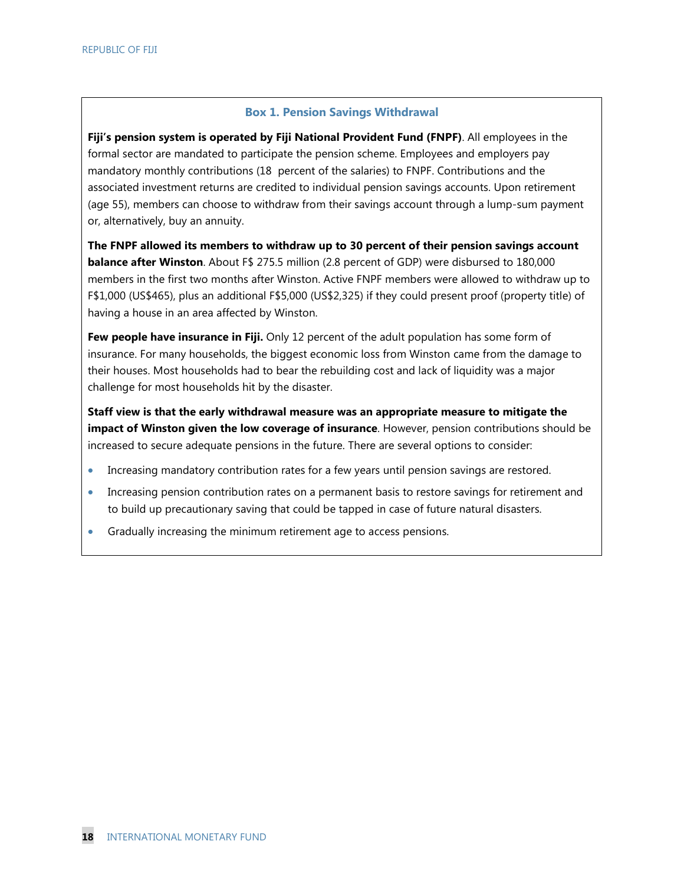### Box 1. Pension Savings Withdrawal

**Fiji's pension system is operated by Fiji National Provident Fund (FNPF)**. All employees in the formal sector are mandated to participate the pension scheme. Employees and employers pay mandatory monthly contributions (18  percent of the salaries) to FNPF. Contributions and the associated investment returns are credited to individual pension savings accounts. Upon retirement (age 55), members can choose to withdraw from their savings account through a lump-sum payment or, alternatively, buy an annuity.

**The FNPF allowed its members to withdraw up to 30 percent of their pension savings account balance after Winston**. About F$ 275.5 million (2.8 percent of GDP) were disbursed to 180,000 members in the first two months after Winston. Active FNPF members were allowed to withdraw up to F$1,000 (US$465), plus an additional F$5,000 (US$2,325) if they could present proof (property title) of having a house in an area affected by Winston.

**Few people have insurance in Fiji.** Only 12 percent of the adult population has some form of insurance. For many households, the biggest economic loss from Winston came from the damage to their houses. Most households had to bear the rebuilding cost and lack of liquidity was a major challenge for most households hit by the disaster.

**Staff view is that the early withdrawal measure was an appropriate measure to mitigate the impact of Winston given the low coverage of insurance**. However, pension contributions should be increased to secure adequate pensions in the future. There are several options to consider:

- Increasing mandatory contribution rates for a few years until pension savings are restored.
- Increasing pension contribution rates on a permanent basis to restore savings for retirement and to build up precautionary saving that could be tapped in case of future natural disasters.
- Gradually increasing the minimum retirement age to access pensions.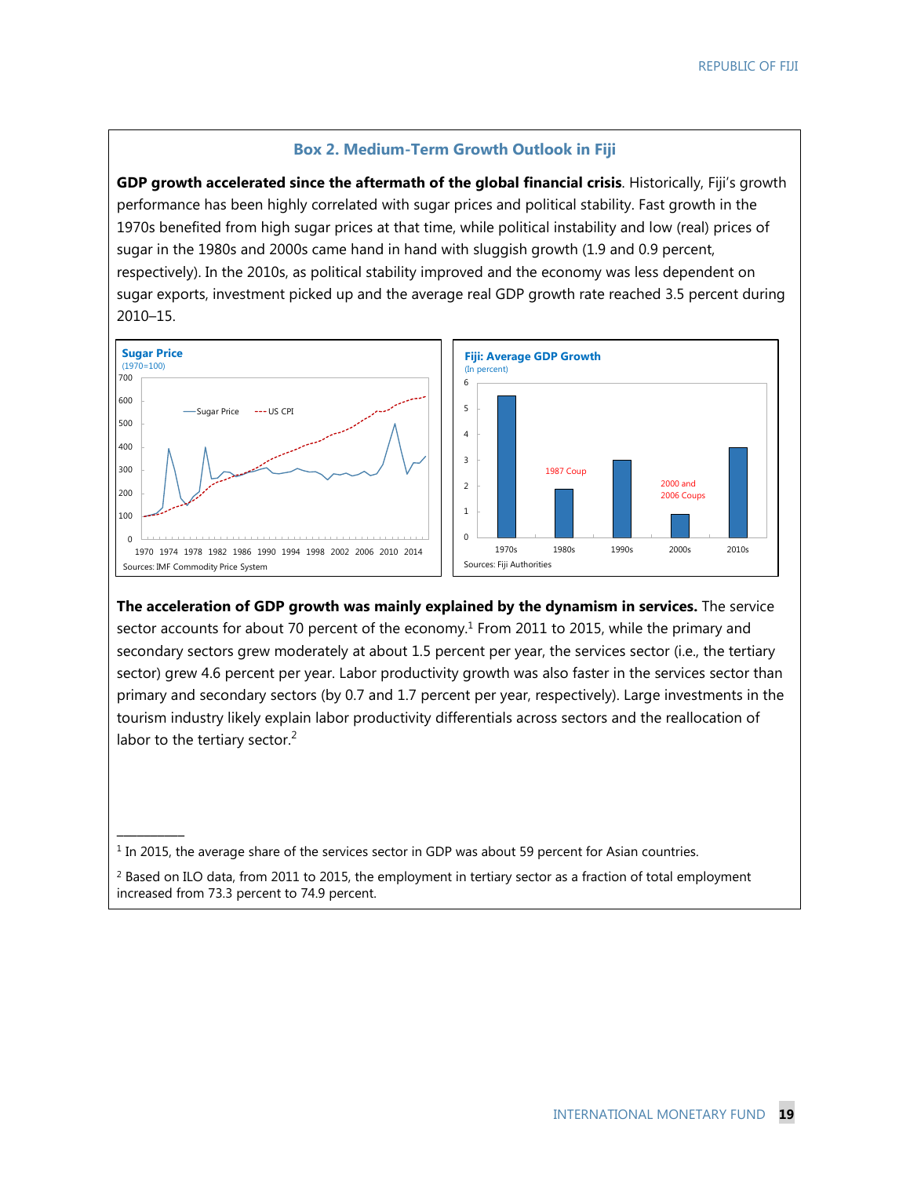## Box 2. Medium-Term Growth Outlook in Fiji

**GDP growth accelerated since the aftermath of the global financial crisis**. Historically, Fiji's growth performance has been highly correlated with sugar prices and political stability. Fast growth in the 1970s benefited from high sugar prices at that time, while political instability and low (real) prices of sugar in the 1980s and 2000s came hand in hand with sluggish growth (1.9 and 0.9 percent, respectively). In the 2010s, as political stability improved and the economy was less dependent on sugar exports, investment picked up and the average real GDP growth rate reached 3.5 percent during 2010–15.

**Sugar Price**
(1970=100)

Sources: IMF Commodity Price System

**Fiji: Average GDP Growth**
(In percent)

Sources: Fiji Authorities

**The acceleration of GDP growth was mainly explained by the dynamism in services.** The service sector accounts for about 70 percent of the economy.[1] From 2011 to 2015, while the primary and secondary sectors grew moderately at about 1.5 percent per year, the services sector (i.e., the tertiary sector) grew 4.6 percent per year. Labor productivity growth was also faster in the services sector than primary and secondary sectors (by 0.7 and 1.7 percent per year, respectively). Large investments in the tourism industry likely explain labor productivity differentials across sectors and the reallocation of labor to the tertiary sector.[2]

---

[1] In 2015, the average share of the services sector in GDP was about 59 percent for Asian countries.

[2] Based on ILO data, from 2011 to 2015, the employment in tertiary sector as a fraction of total employment increased from 73.3 percent to 74.9 percent.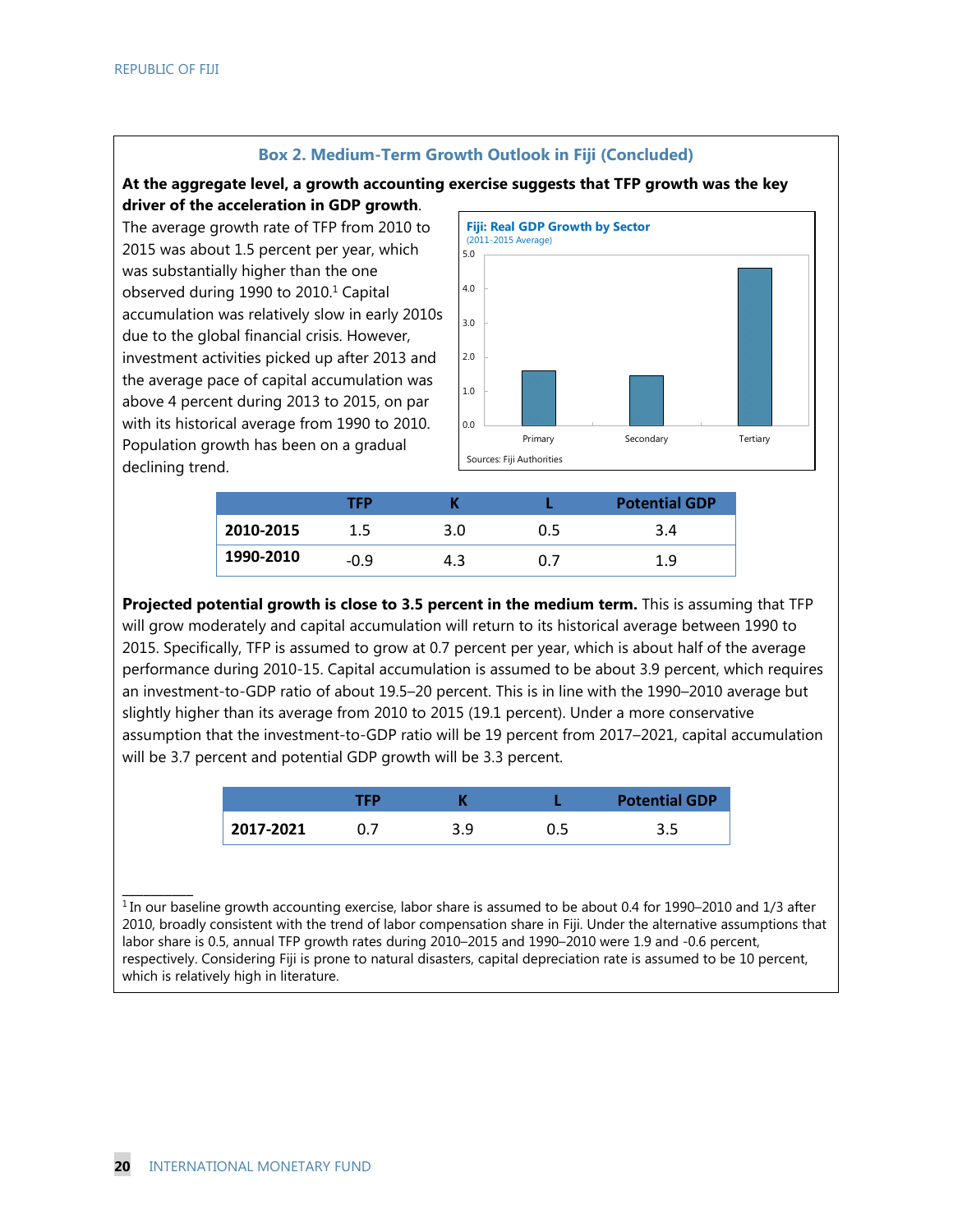## Box 2. Medium-Term Growth Outlook in Fiji (Concluded)

**At the aggregate level, a growth accounting exercise suggests that TFP growth was the key driver of the acceleration in GDP growth**. The average growth rate of TFP from 2010 to 2015 was about 1.5 percent per year, which was substantially higher than the one observed during 1990 to 2010.[1] Capital accumulation was relatively slow in early 2010s due to the global financial crisis. However, investment activities picked up after 2013 and the average pace of capital accumulation was above 4 percent during 2013 to 2015, on par with its historical average from 1990 to 2010. Population growth has been on a gradual declining trend.

**Fiji: Real GDP Growth by Sector**
(2011-2015 Average)

Sources: Fiji Authorities

| | TFP | K | L | Potential GDP |
|---|---|---|---|---|
| **2010-2015** | 1.5 | 3.0 | 0.5 | 3.4 |
| **1990-2010** | -0.9 | 4.3 | 0.7 | 1.9 |

**Projected potential growth is close to 3.5 percent in the medium term.** This is assuming that TFP will grow moderately and capital accumulation will return to its historical average between 1990 to 2015. Specifically, TFP is assumed to grow at 0.7 percent per year, which is about half of the average performance during 2010-15. Capital accumulation is assumed to be about 3.9 percent, which requires an investment-to-GDP ratio of about 19.5–20 percent. This is in line with the 1990–2010 average but slightly higher than its average from 2010 to 2015 (19.1 percent). Under a more conservative assumption that the investment-to-GDP ratio will be 19 percent from 2017–2021, capital accumulation will be 3.7 percent and potential GDP growth will be 3.3 percent.

| | TFP | K | L | Potential GDP |
|---|---|---|---|---|
| **2017-2021** | 0.7 | 3.9 | 0.5 | 3.5 |

[1] In our baseline growth accounting exercise, labor share is assumed to be about 0.4 for 1990–2010 and 1/3 after 2010, broadly consistent with the trend of labor compensation share in Fiji. Under the alternative assumptions that labor share is 0.5, annual TFP growth rates during 2010–2015 and 1990–2010 were 1.9 and -0.6 percent, respectively. Considering Fiji is prone to natural disasters, capital depreciation rate is assumed to be 10 percent, which is relatively high in literature.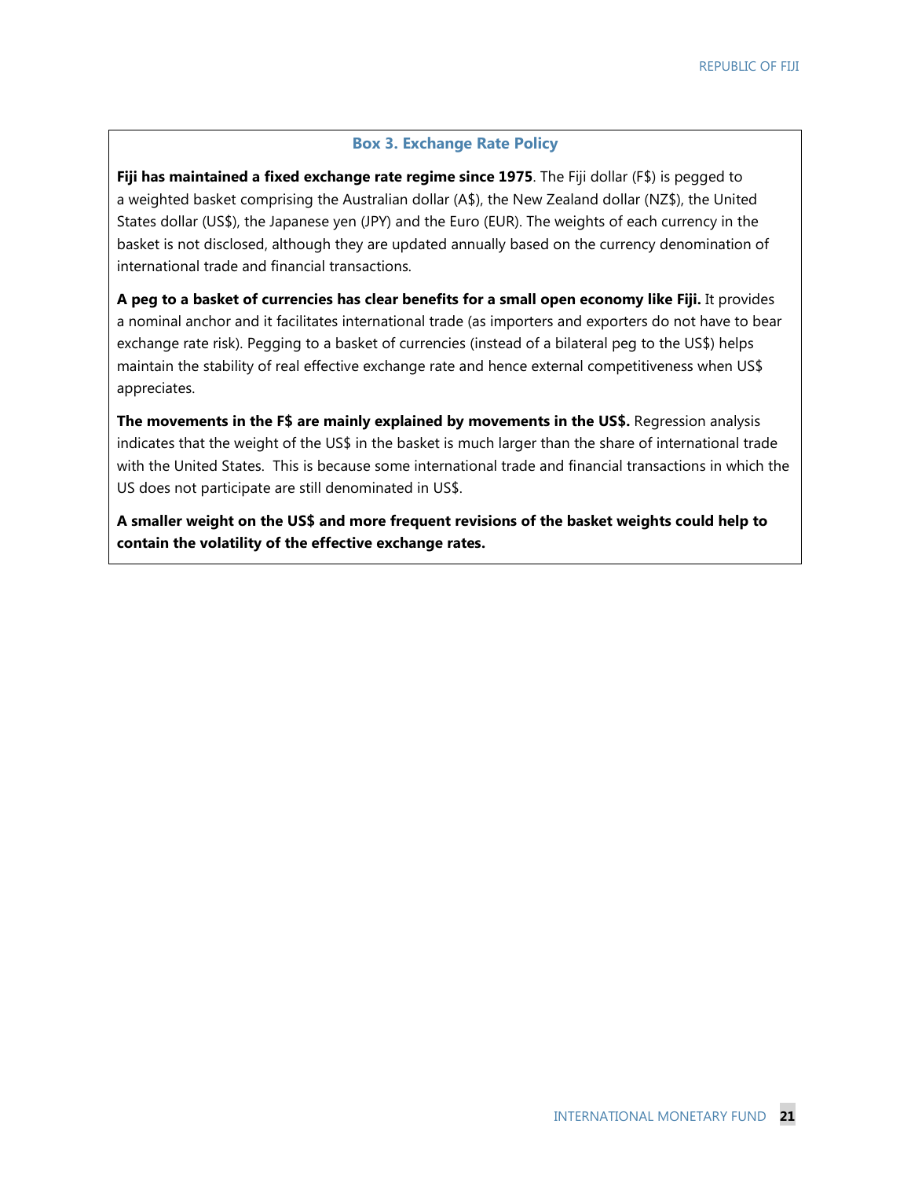### Box 3. Exchange Rate Policy

**Fiji has maintained a fixed exchange rate regime since 1975**. The Fiji dollar (F$) is pegged to a weighted basket comprising the Australian dollar (A$), the New Zealand dollar (NZ$), the United States dollar (US$), the Japanese yen (JPY) and the Euro (EUR). The weights of each currency in the basket is not disclosed, although they are updated annually based on the currency denomination of international trade and financial transactions.

**A peg to a basket of currencies has clear benefits for a small open economy like Fiji.** It provides a nominal anchor and it facilitates international trade (as importers and exporters do not have to bear exchange rate risk). Pegging to a basket of currencies (instead of a bilateral peg to the US$) helps maintain the stability of real effective exchange rate and hence external competitiveness when US$ appreciates.

**The movements in the F$ are mainly explained by movements in the US$.** Regression analysis indicates that the weight of the US$ in the basket is much larger than the share of international trade with the United States. This is because some international trade and financial transactions in which the US does not participate are still denominated in US$.

**A smaller weight on the US$ and more frequent revisions of the basket weights could help to contain the volatility of the effective exchange rates.**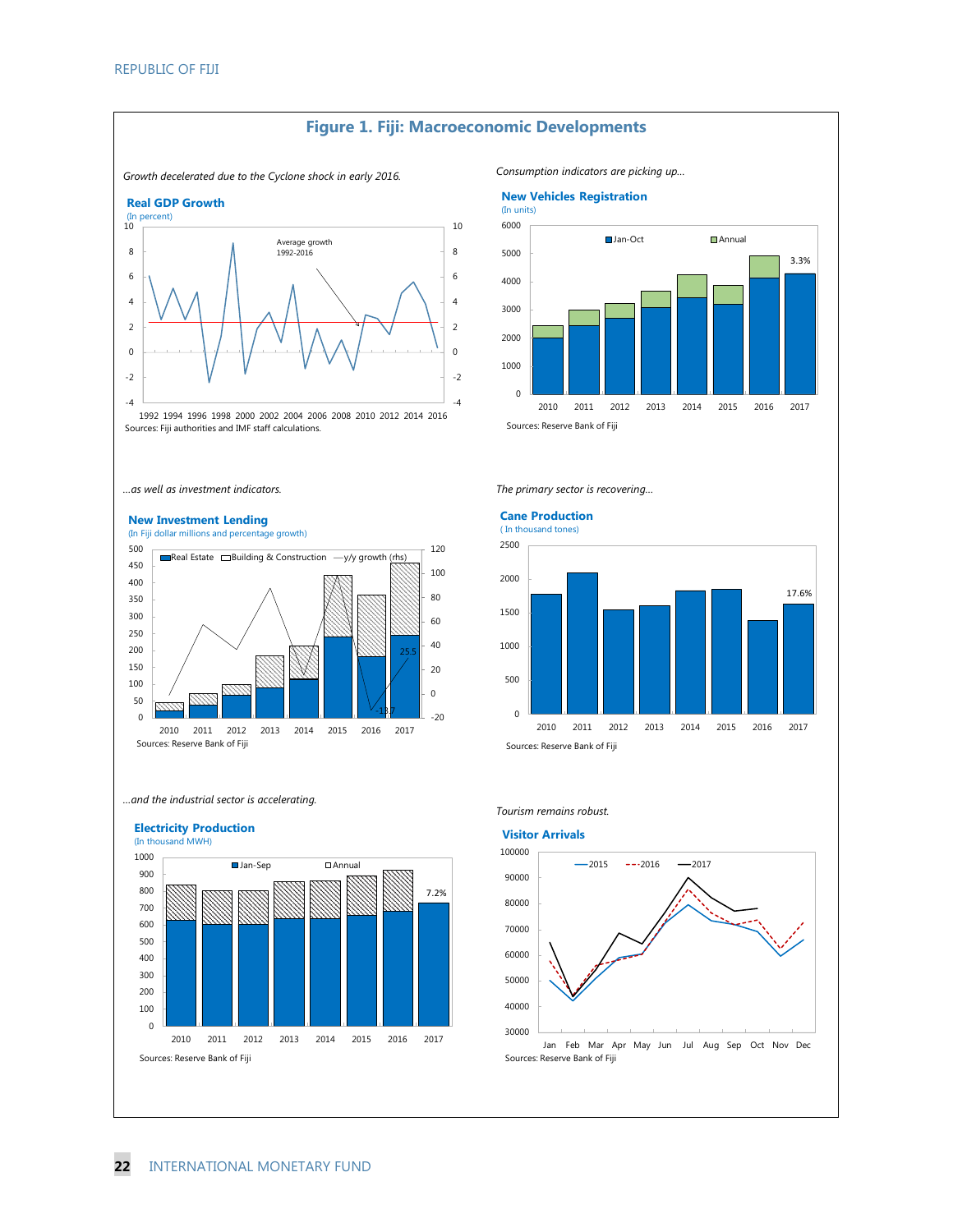# Figure 1. Fiji: Macroeconomic Developments

*Growth decelerated due to the Cyclone shock in early 2016.*

**Real GDP Growth**
(In percent)

Average growth 1992-2016

Sources: Fiji authorities and IMF staff calculations.

*Consumption indicators are picking up...*

**New Vehicles Registration**
(In units)

Jan-Oct | Annual

3.3%

Sources: Reserve Bank of Fiji

*...as well as investment indicators.*

**New Investment Lending**
(In Fiji dollar millions and percentage growth)

Real Estate | Building & Construction | y/y growth (rhs)

25.5

-13.7

Sources: Reserve Bank of Fiji

*The primary sector is recovering...*

**Cane Production**
( In thousand tones)

17.6%

Sources: Reserve Bank of Fiji

*...and the industrial sector is accelerating.*

**Electricity Production**
(In thousand MWH)

Jan-Sep | Annual

7.2%

Sources: Reserve Bank of Fiji

*Tourism remains robust.*

**Visitor Arrivals**

2015 | 2016 | 2017

Sources: Reserve Bank of Fiji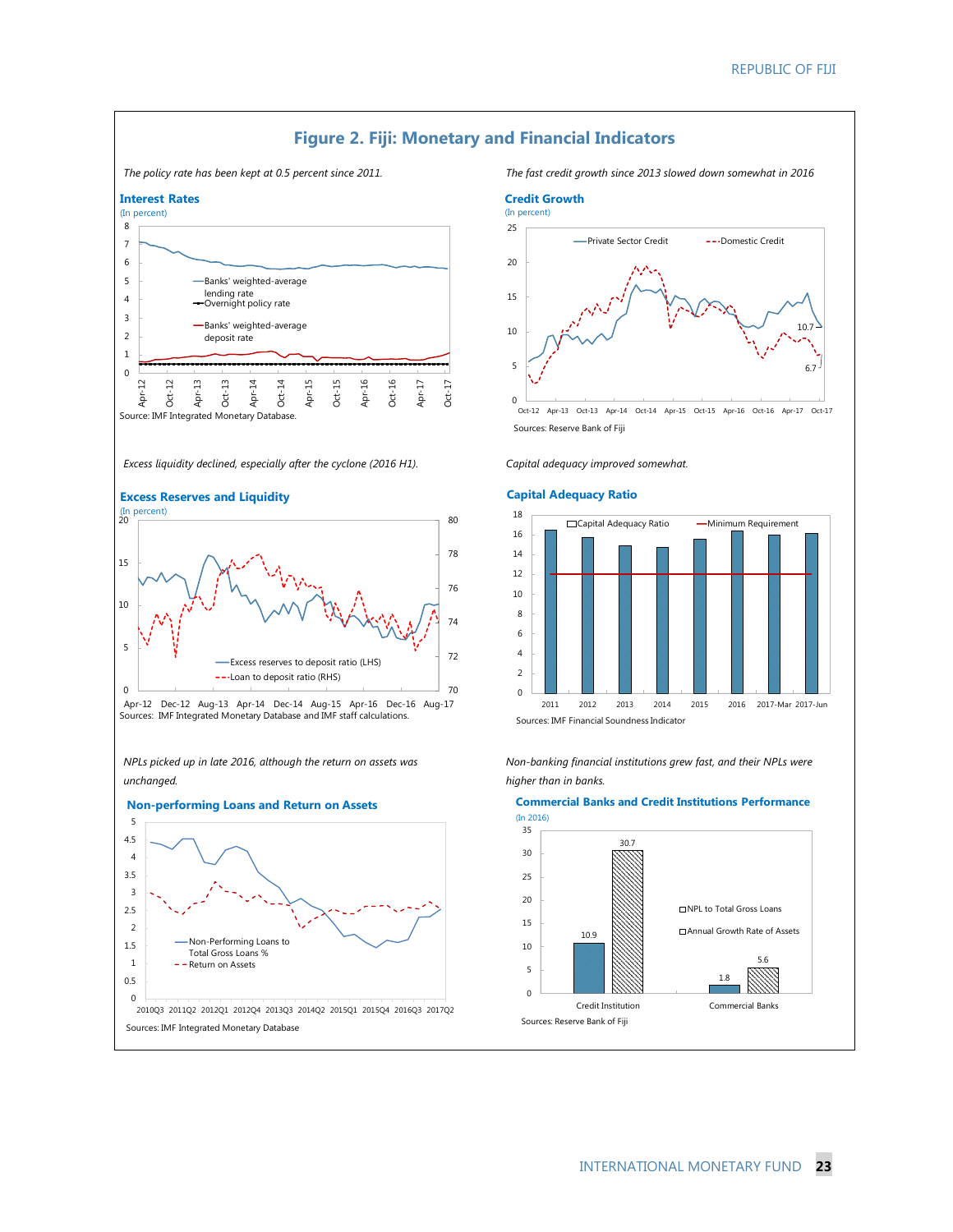## Figure 2. Fiji: Monetary and Financial Indicators

*The policy rate has been kept at 0.5 percent since 2011.*

### Interest Rates

(In percent)

Source: IMF Integrated Monetary Database.

*The fast credit growth since 2013 slowed down somewhat in 2016*

### Credit Growth

(In percent)

Sources: Reserve Bank of Fiji

*Excess liquidity declined, especially after the cyclone (2016 H1).*

### Excess Reserves and Liquidity

(In percent)

Sources: IMF Integrated Monetary Database and IMF staff calculations.

*Capital adequacy improved somewhat.*

### Capital Adequacy Ratio

Sources: IMF Financial Soundness Indicator

*NPLs picked up in late 2016, although the return on assets was unchanged.*

### Non-performing Loans and Return on Assets

Sources: IMF Integrated Monetary Database

*Non-banking financial institutions grew fast, and their NPLs were higher than in banks.*

### Commercial Banks and Credit Institutions Performance

(In 2016)

| | NPL to Total Gross Loans | Annual Growth Rate of Assets |
|---|---|---|
| Credit Institution | 10.9 | 30.7 |
| Commercial Banks | 1.8 | 5.6 |

Sources: Reserve Bank of Fiji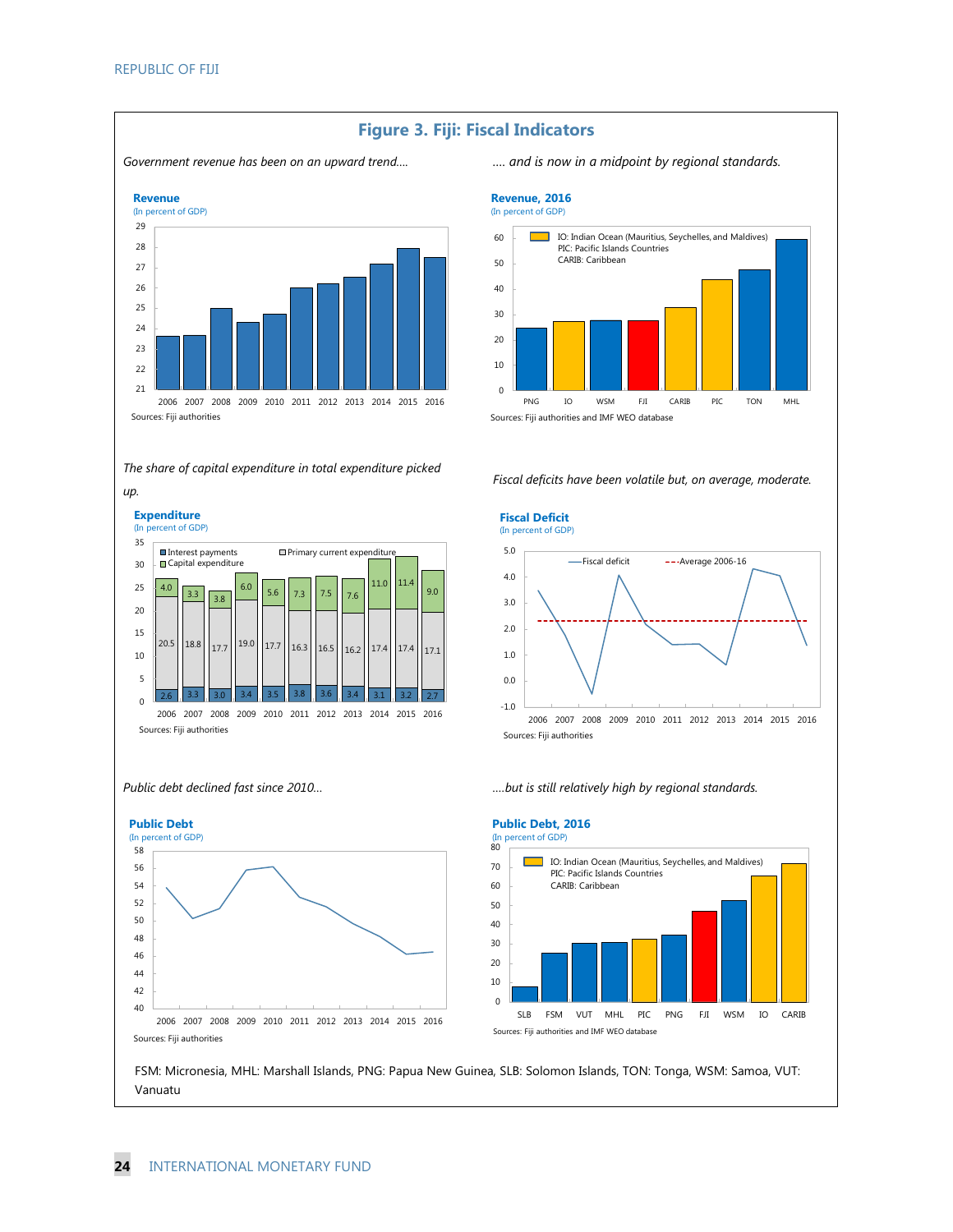# Figure 3. Fiji: Fiscal Indicators

*Government revenue has been on an upward trend....*

**Revenue**
(In percent of GDP)

Sources: Fiji authorities

*.... and is now in a midpoint by regional standards.*

**Revenue, 2016**
(In percent of GDP)

IO: Indian Ocean (Mauritius, Seychelles, and Maldives)
PIC: Pacific Islands Countries
CARIB: Caribbean

Sources: Fiji authorities and IMF WEO database

*The share of capital expenditure in total expenditure picked up.*

**Expenditure**
(In percent of GDP)

| | 2006 | 2007 | 2008 | 2009 | 2010 | 2011 | 2012 | 2013 | 2014 | 2015 | 2016 |
|---|---|---|---|---|---|---|---|---|---|---|---|
| Interest payments | 2.6 | 3.3 | 3.0 | 3.4 | 3.5 | 3.8 | 3.6 | 3.4 | 3.1 | 3.2 | 2.7 |
| Primary current expenditure | 20.5 | 18.8 | 17.7 | 19.0 | 17.7 | 16.3 | 16.5 | 16.2 | 17.4 | 17.4 | 17.1 |
| Capital expenditure | 4.0 | 3.3 | 3.8 | 6.0 | 5.6 | 7.3 | 7.5 | 7.6 | 11.0 | 11.4 | 9.0 |

Sources: Fiji authorities

*Fiscal deficits have been volatile but, on average, moderate.*

**Fiscal Deficit**
(In percent of GDP)

Fiscal deficit; Average 2006-16

Sources: Fiji authorities

*Public debt declined fast since 2010...*

**Public Debt**
(In percent of GDP)

Sources: Fiji authorities

*....but is still relatively high by regional standards.*

**Public Debt, 2016**
(In percent of GDP)

IO: Indian Ocean (Mauritius, Seychelles, and Maldives)
PIC: Pacific Islands Countries
CARIB: Caribbean

Sources: Fiji authorities and IMF WEO database

FSM: Micronesia, MHL: Marshall Islands, PNG: Papua New Guinea, SLB: Solomon Islands, TON: Tonga, WSM: Samoa, VUT: Vanuatu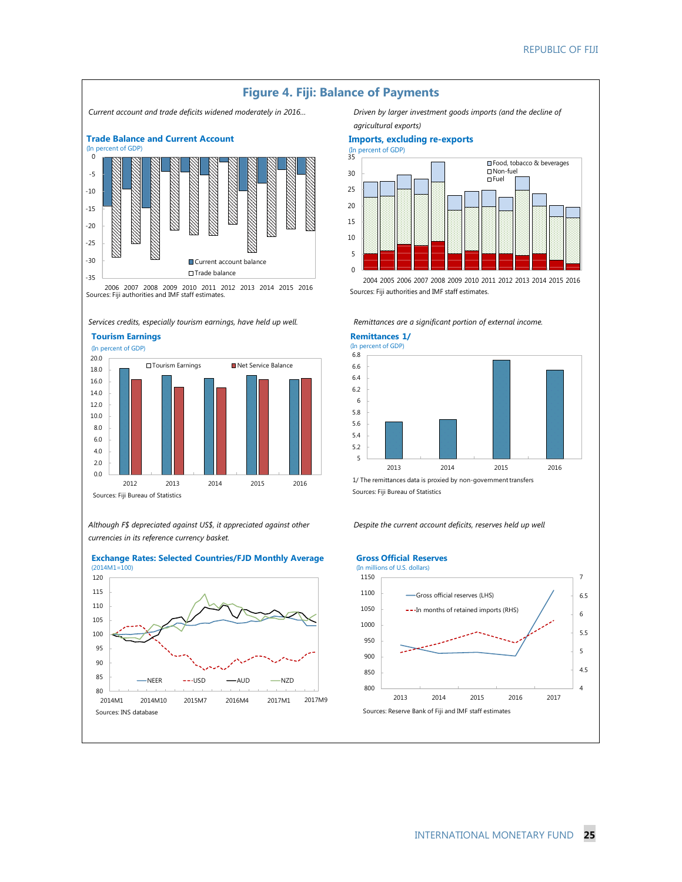## Figure 4. Fiji: Balance of Payments

*Current account and trade deficits widened moderately in 2016…*

### Trade Balance and Current Account

(In percent of GDP)

Current account balance; Trade balance

2006 2007 2008 2009 2010 2011 2012 2013 2014 2015 2016

Sources: Fiji authorities and IMF staff estimates.

*Driven by larger investment goods imports (and the decline of agricultural exports)*

### Imports, excluding re-exports

(In percent of GDP)

Food, tobacco & beverages; Non-fuel; Fuel

2004 2005 2006 2007 2008 2009 2010 2011 2012 2013 2014 2015 2016

Sources: Fiji authorities and IMF staff estimates.

*Services credits, especially tourism earnings, have held up well.*

### Tourism Earnings

(In percent of GDP)

Tourism Earnings; Net Service Balance

2012 2013 2014 2015 2016

Sources: Fiji Bureau of Statistics

*Remittances are a significant portion of external income.*

### Remittances 1/

(In percent of GDP)

2013 2014 2015 2016

1/ The remittances data is proxied by non-government transfers

Sources: Fiji Bureau of Statistics

*Although F$ depreciated against US$, it appreciated against other currencies in its reference currency basket.*

### Exchange Rates: Selected Countries/FJD Monthly Average

(2014M1=100)

NEER; USD; AUD; NZD

2014M1 2014M10 2015M7 2016M4 2017M1 2017M9

Sources: INS database

*Despite the current account deficits, reserves held up well*

### Gross Official Reserves

(In millions of U.S. dollars)

Gross official reserves (LHS); In months of retained imports (RHS)

2013 2014 2015 2016 2017

Sources: Reserve Bank of Fiji and IMF staff estimates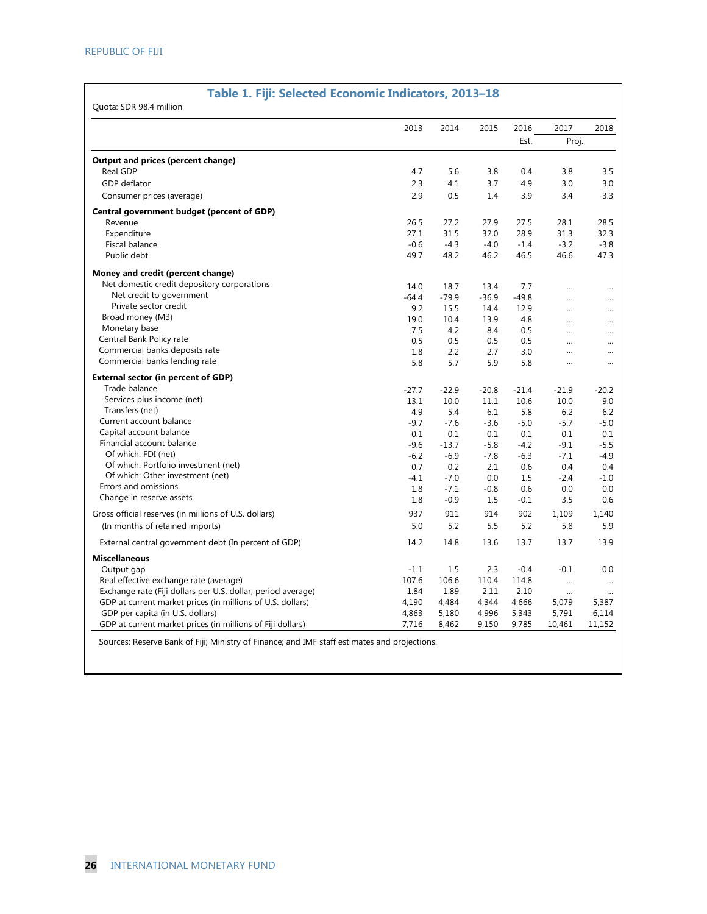## Table 1. Fiji: Selected Economic Indicators, 2013–18

Quota: SDR 98.4 million

| | 2013 | 2014 | 2015 | 2016 | 2017 | 2018 |
|---|---|---|---|---|---|---|
| | | | | Est. | Proj. | |
| **Output and prices (percent change)** | | | | | | |
| Real GDP | 4.7 | 5.6 | 3.8 | 0.4 | 3.8 | 3.5 |
| GDP deflator | 2.3 | 4.1 | 3.7 | 4.9 | 3.0 | 3.0 |
| Consumer prices (average) | 2.9 | 0.5 | 1.4 | 3.9 | 3.4 | 3.3 |
| **Central government budget (percent of GDP)** | | | | | | |
| Revenue | 26.5 | 27.2 | 27.9 | 27.5 | 28.1 | 28.5 |
| Expenditure | 27.1 | 31.5 | 32.0 | 28.9 | 31.3 | 32.3 |
| Fiscal balance | -0.6 | -4.3 | -4.0 | -1.4 | -3.2 | -3.8 |
| Public debt | 49.7 | 48.2 | 46.2 | 46.5 | 46.6 | 47.3 |
| **Money and credit (percent change)** | | | | | | |
| Net domestic credit depository corporations | 14.0 | 18.7 | 13.4 | 7.7 | … | … |
| Net credit to government | -64.4 | -79.9 | -36.9 | -49.8 | … | … |
| Private sector credit | 9.2 | 15.5 | 14.4 | 12.9 | … | … |
| Broad money (M3) | 19.0 | 10.4 | 13.9 | 4.8 | … | … |
| Monetary base | 7.5 | 4.2 | 8.4 | 0.5 | … | … |
| Central Bank Policy rate | 0.5 | 0.5 | 0.5 | 0.5 | … | … |
| Commercial banks deposits rate | 1.8 | 2.2 | 2.7 | 3.0 | … | … |
| Commercial banks lending rate | 5.8 | 5.7 | 5.9 | 5.8 | … | … |
| **External sector (in percent of GDP)** | | | | | | |
| Trade balance | -27.7 | -22.9 | -20.8 | -21.4 | -21.9 | -20.2 |
| Services plus income (net) | 13.1 | 10.0 | 11.1 | 10.6 | 10.0 | 9.0 |
| Transfers (net) | 4.9 | 5.4 | 6.1 | 5.8 | 6.2 | 6.2 |
| Current account balance | -9.7 | -7.6 | -3.6 | -5.0 | -5.7 | -5.0 |
| Capital account balance | 0.1 | 0.1 | 0.1 | 0.1 | 0.1 | 0.1 |
| Financial account balance | -9.6 | -13.7 | -5.8 | -4.2 | -9.1 | -5.5 |
| Of which: FDI (net) | -6.2 | -6.9 | -7.8 | -6.3 | -7.1 | -4.9 |
| Of which: Portfolio investment (net) | 0.7 | 0.2 | 2.1 | 0.6 | 0.4 | 0.4 |
| Of which: Other investment (net) | -4.1 | -7.0 | 0.0 | 1.5 | -2.4 | -1.0 |
| Errors and omissions | 1.8 | -7.1 | -0.8 | 0.6 | 0.0 | 0.0 |
| Change in reserve assets | 1.8 | -0.9 | 1.5 | -0.1 | 3.5 | 0.6 |
| Gross official reserves (in millions of U.S. dollars) | 937 | 911 | 914 | 902 | 1,109 | 1,140 |
| (In months of retained imports) | 5.0 | 5.2 | 5.5 | 5.2 | 5.8 | 5.9 |
| External central government debt (In percent of GDP) | 14.2 | 14.8 | 13.6 | 13.7 | 13.7 | 13.9 |
| **Miscellaneous** | | | | | | |
| Output gap | -1.1 | 1.5 | 2.3 | -0.4 | -0.1 | 0.0 |
| Real effective exchange rate (average) | 107.6 | 106.6 | 110.4 | 114.8 | … | … |
| Exchange rate (Fiji dollars per U.S. dollar; period average) | 1.84 | 1.89 | 2.11 | 2.10 | … | … |
| GDP at current market prices (in millions of U.S. dollars) | 4,190 | 4,484 | 4,344 | 4,666 | 5,079 | 5,387 |
| GDP per capita (in U.S. dollars) | 4,863 | 5,180 | 4,996 | 5,343 | 5,791 | 6,114 |
| GDP at current market prices (in millions of Fiji dollars) | 7,716 | 8,462 | 9,150 | 9,785 | 10,461 | 11,152 |

Sources: Reserve Bank of Fiji; Ministry of Finance; and IMF staff estimates and projections.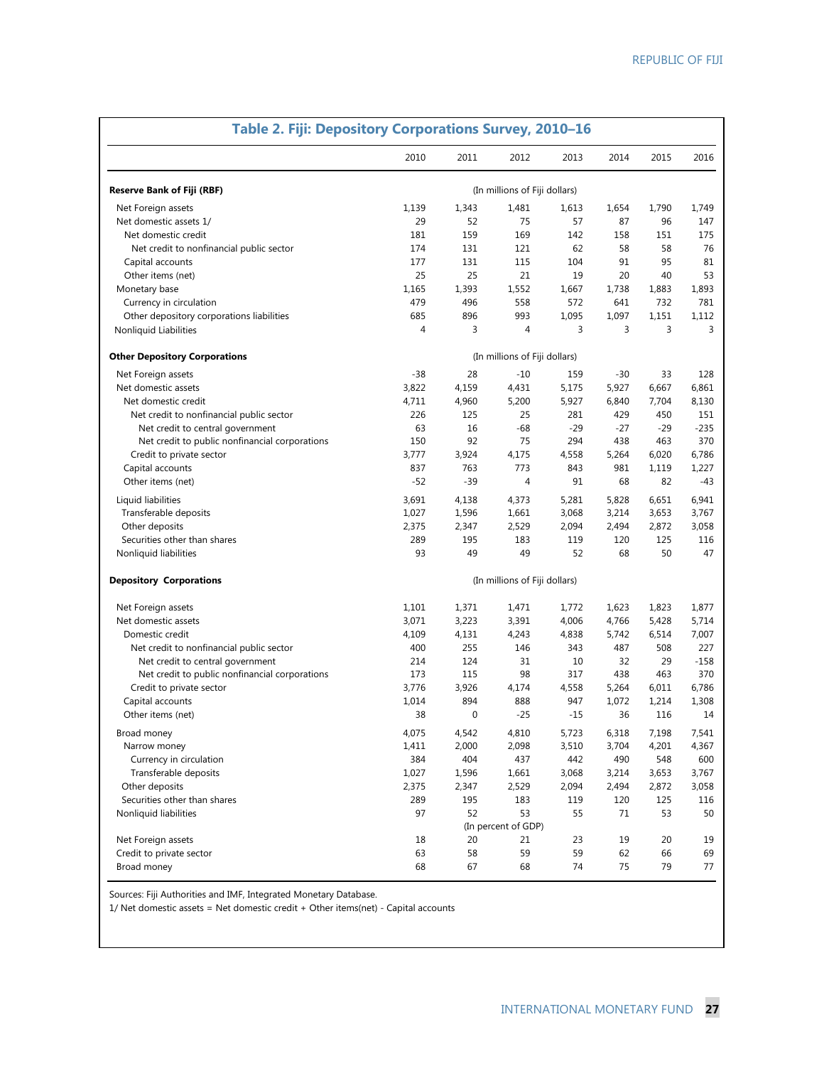## Table 2. Fiji: Depository Corporations Survey, 2010–16

| | 2010 | 2011 | 2012 | 2013 | 2014 | 2015 | 2016 |
|---|---|---|---|---|---|---|---|
| **Reserve Bank of Fiji (RBF)** | | | (In millions of Fiji dollars) | | | | |
| Net Foreign assets | 1,139 | 1,343 | 1,481 | 1,613 | 1,654 | 1,790 | 1,749 |
| Net domestic assets 1/ | 29 | 52 | 75 | 57 | 87 | 96 | 147 |
| Net domestic credit | 181 | 159 | 169 | 142 | 158 | 151 | 175 |
| Net credit to nonfinancial public sector | 174 | 131 | 121 | 62 | 58 | 58 | 76 |
| Capital accounts | 177 | 131 | 115 | 104 | 91 | 95 | 81 |
| Other items (net) | 25 | 25 | 21 | 19 | 20 | 40 | 53 |
| Monetary base | 1,165 | 1,393 | 1,552 | 1,667 | 1,738 | 1,883 | 1,893 |
| Currency in circulation | 479 | 496 | 558 | 572 | 641 | 732 | 781 |
| Other depository corporations liabilities | 685 | 896 | 993 | 1,095 | 1,097 | 1,151 | 1,112 |
| Nonliquid Liabilities | 4 | 3 | 4 | 3 | 3 | 3 | 3 |
| **Other Depository Corporations** | | | (In millions of Fiji dollars) | | | | |
| Net Foreign assets | -38 | 28 | -10 | 159 | -30 | 33 | 128 |
| Net domestic assets | 3,822 | 4,159 | 4,431 | 5,175 | 5,927 | 6,667 | 6,861 |
| Net domestic credit | 4,711 | 4,960 | 5,200 | 5,927 | 6,840 | 7,704 | 8,130 |
| Net credit to nonfinancial public sector | 226 | 125 | 25 | 281 | 429 | 450 | 151 |
| Net credit to central government | 63 | 16 | -68 | -29 | -27 | -29 | -235 |
| Net credit to public nonfinancial corporations | 150 | 92 | 75 | 294 | 438 | 463 | 370 |
| Credit to private sector | 3,777 | 3,924 | 4,175 | 4,558 | 5,264 | 6,020 | 6,786 |
| Capital accounts | 837 | 763 | 773 | 843 | 981 | 1,119 | 1,227 |
| Other items (net) | -52 | -39 | 4 | 91 | 68 | 82 | -43 |
| Liquid liabilities | 3,691 | 4,138 | 4,373 | 5,281 | 5,828 | 6,651 | 6,941 |
| Transferable deposits | 1,027 | 1,596 | 1,661 | 3,068 | 3,214 | 3,653 | 3,767 |
| Other deposits | 2,375 | 2,347 | 2,529 | 2,094 | 2,494 | 2,872 | 3,058 |
| Securities other than shares | 289 | 195 | 183 | 119 | 120 | 125 | 116 |
| Nonliquid liabilities | 93 | 49 | 49 | 52 | 68 | 50 | 47 |
| **Depository Corporations** | | | (In millions of Fiji dollars) | | | | |
| Net Foreign assets | 1,101 | 1,371 | 1,471 | 1,772 | 1,623 | 1,823 | 1,877 |
| Net domestic assets | 3,071 | 3,223 | 3,391 | 4,006 | 4,766 | 5,428 | 5,714 |
| Domestic credit | 4,109 | 4,131 | 4,243 | 4,838 | 5,742 | 6,514 | 7,007 |
| Net credit to nonfinancial public sector | 400 | 255 | 146 | 343 | 487 | 508 | 227 |
| Net credit to central government | 214 | 124 | 31 | 10 | 32 | 29 | -158 |
| Net credit to public nonfinancial corporations | 173 | 115 | 98 | 317 | 438 | 463 | 370 |
| Credit to private sector | 3,776 | 3,926 | 4,174 | 4,558 | 5,264 | 6,011 | 6,786 |
| Capital accounts | 1,014 | 894 | 888 | 947 | 1,072 | 1,214 | 1,308 |
| Other items (net) | 38 | 0 | -25 | -15 | 36 | 116 | 14 |
| Broad money | 4,075 | 4,542 | 4,810 | 5,723 | 6,318 | 7,198 | 7,541 |
| Narrow money | 1,411 | 2,000 | 2,098 | 3,510 | 3,704 | 4,201 | 4,367 |
| Currency in circulation | 384 | 404 | 437 | 442 | 490 | 548 | 600 |
| Transferable deposits | 1,027 | 1,596 | 1,661 | 3,068 | 3,214 | 3,653 | 3,767 |
| Other deposits | 2,375 | 2,347 | 2,529 | 2,094 | 2,494 | 2,872 | 3,058 |
| Securities other than shares | 289 | 195 | 183 | 119 | 120 | 125 | 116 |
| Nonliquid liabilities | 97 | 52 | 53 | 55 | 71 | 53 | 50 |
| | | | (In percent of GDP) | | | | |
| Net Foreign assets | 18 | 20 | 21 | 23 | 19 | 20 | 19 |
| Credit to private sector | 63 | 58 | 59 | 59 | 62 | 66 | 69 |
| Broad money | 68 | 67 | 68 | 74 | 75 | 79 | 77 |

Sources: Fiji Authorities and IMF, Integrated Monetary Database.

1/ Net domestic assets = Net domestic credit + Other items(net) - Capital accounts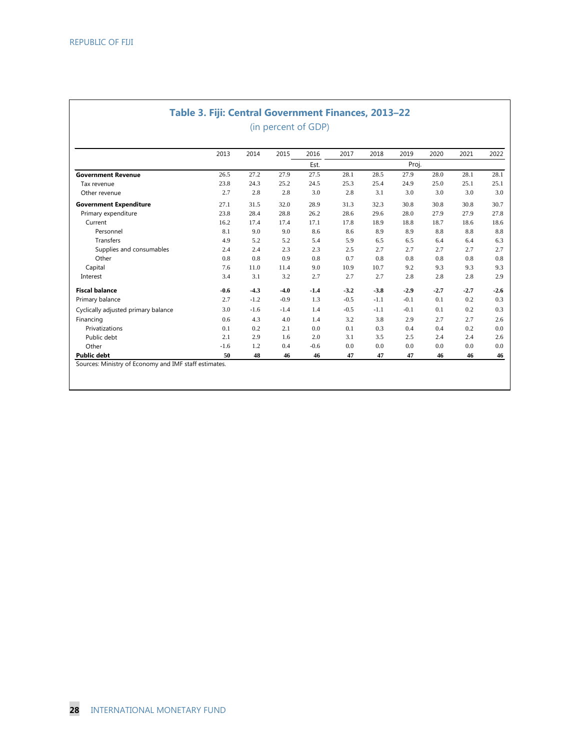## Table 3. Fiji: Central Government Finances, 2013–22

(in percent of GDP)

| | 2013 | 2014 | 2015 | 2016 | 2017 | 2018 | 2019 | 2020 | 2021 | 2022 |
|---|---|---|---|---|---|---|---|---|---|---|
| | | | | Est. | | | Proj. | | | |
| **Government Revenue** | 26.5 | 27.2 | 27.9 | 27.5 | 28.1 | 28.5 | 27.9 | 28.0 | 28.1 | 28.1 |
| Tax revenue | 23.8 | 24.3 | 25.2 | 24.5 | 25.3 | 25.4 | 24.9 | 25.0 | 25.1 | 25.1 |
| Other revenue | 2.7 | 2.8 | 2.8 | 3.0 | 2.8 | 3.1 | 3.0 | 3.0 | 3.0 | 3.0 |
| **Government Expenditure** | 27.1 | 31.5 | 32.0 | 28.9 | 31.3 | 32.3 | 30.8 | 30.8 | 30.8 | 30.7 |
| Primary expenditure | 23.8 | 28.4 | 28.8 | 26.2 | 28.6 | 29.6 | 28.0 | 27.9 | 27.9 | 27.8 |
| Current | 16.2 | 17.4 | 17.4 | 17.1 | 17.8 | 18.9 | 18.8 | 18.7 | 18.6 | 18.6 |
| Personnel | 8.1 | 9.0 | 9.0 | 8.6 | 8.6 | 8.9 | 8.9 | 8.8 | 8.8 | 8.8 |
| Transfers | 4.9 | 5.2 | 5.2 | 5.4 | 5.9 | 6.5 | 6.5 | 6.4 | 6.4 | 6.3 |
| Supplies and consumables | 2.4 | 2.4 | 2.3 | 2.3 | 2.5 | 2.7 | 2.7 | 2.7 | 2.7 | 2.7 |
| Other | 0.8 | 0.8 | 0.9 | 0.8 | 0.7 | 0.8 | 0.8 | 0.8 | 0.8 | 0.8 |
| Capital | 7.6 | 11.0 | 11.4 | 9.0 | 10.9 | 10.7 | 9.2 | 9.3 | 9.3 | 9.3 |
| Interest | 3.4 | 3.1 | 3.2 | 2.7 | 2.7 | 2.7 | 2.8 | 2.8 | 2.8 | 2.9 |
| **Fiscal balance** | **-0.6** | **-4.3** | **-4.0** | **-1.4** | **-3.2** | **-3.8** | **-2.9** | **-2.7** | **-2.7** | **-2.6** |
| Primary balance | 2.7 | -1.2 | -0.9 | 1.3 | -0.5 | -1.1 | -0.1 | 0.1 | 0.2 | 0.3 |
| Cyclically adjusted primary balance | 3.0 | -1.6 | -1.4 | 1.4 | -0.5 | -1.1 | -0.1 | 0.1 | 0.2 | 0.3 |
| Financing | 0.6 | 4.3 | 4.0 | 1.4 | 3.2 | 3.8 | 2.9 | 2.7 | 2.7 | 2.6 |
| Privatizations | 0.1 | 0.2 | 2.1 | 0.0 | 0.1 | 0.3 | 0.4 | 0.4 | 0.2 | 0.0 |
| Public debt | 2.1 | 2.9 | 1.6 | 2.0 | 3.1 | 3.5 | 2.5 | 2.4 | 2.4 | 2.6 |
| Other | -1.6 | 1.2 | 0.4 | -0.6 | 0.0 | 0.0 | 0.0 | 0.0 | 0.0 | 0.0 |
| **Public debt** | **50** | **48** | **46** | **46** | **47** | **47** | **47** | **46** | **46** | **46** |

Sources: Ministry of Economy and IMF staff estimates.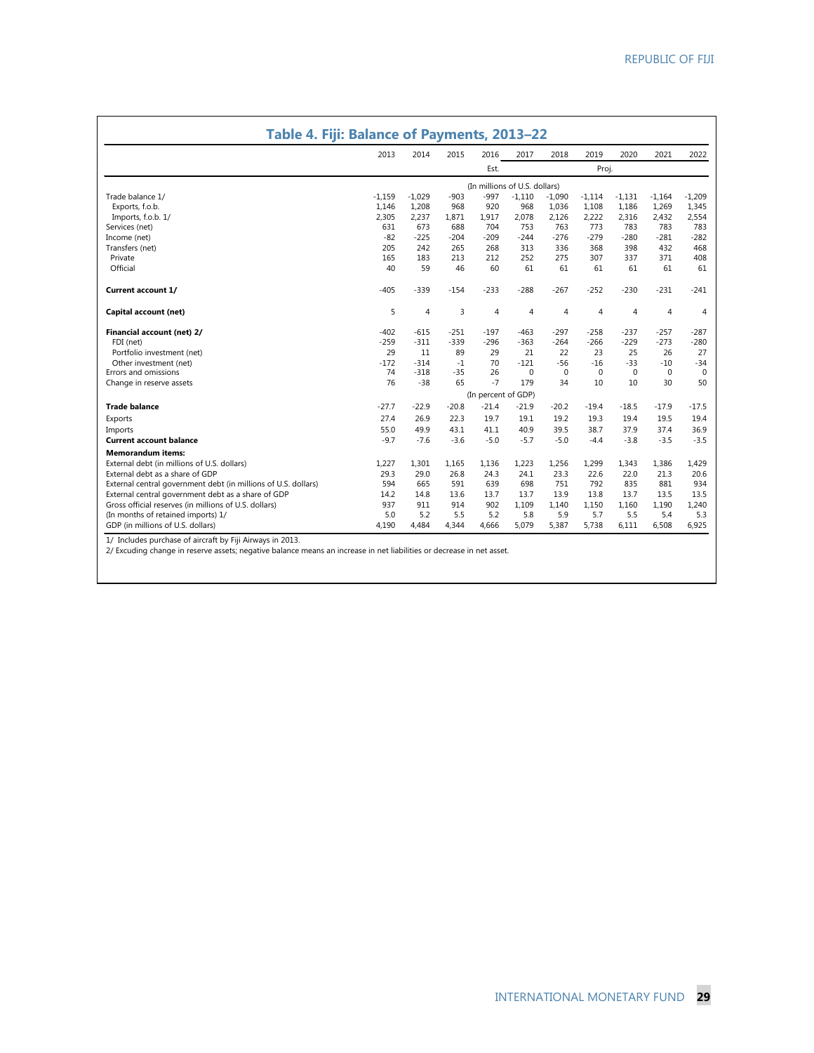## Table 4. Fiji: Balance of Payments, 2013–22

| | 2013 | 2014 | 2015 | 2016 | 2017 | 2018 | 2019 | 2020 | 2021 | 2022 |
|---|---|---|---|---|---|---|---|---|---|---|
| | | | | Est. | | | Proj. | | | |
| | (In millions of U.S. dollars) | | | | | | | | | |
| Trade balance 1/ | -1,159 | -1,029 | -903 | -997 | -1,110 | -1,090 | -1,114 | -1,131 | -1,164 | -1,209 |
| Exports, f.o.b. | 1,146 | 1,208 | 968 | 920 | 968 | 1,036 | 1,108 | 1,186 | 1,269 | 1,345 |
| Imports, f.o.b. 1/ | 2,305 | 2,237 | 1,871 | 1,917 | 2,078 | 2,126 | 2,222 | 2,316 | 2,432 | 2,554 |
| Services (net) | 631 | 673 | 688 | 704 | 753 | 763 | 773 | 783 | 783 | 783 |
| Income (net) | -82 | -225 | -204 | -209 | -244 | -276 | -279 | -280 | -281 | -282 |
| Transfers (net) | 205 | 242 | 265 | 268 | 313 | 336 | 368 | 398 | 432 | 468 |
| Private | 165 | 183 | 213 | 212 | 252 | 275 | 307 | 337 | 371 | 408 |
| Official | 40 | 59 | 46 | 60 | 61 | 61 | 61 | 61 | 61 | 61 |
| **Current account 1/** | -405 | -339 | -154 | -233 | -288 | -267 | -252 | -230 | -231 | -241 |
| **Capital account (net)** | 5 | 4 | 3 | 4 | 4 | 4 | 4 | 4 | 4 | 4 |
| **Financial account (net) 2/** | -402 | -615 | -251 | -197 | -463 | -297 | -258 | -237 | -257 | -287 |
| FDI (net) | -259 | -311 | -339 | -296 | -363 | -264 | -266 | -229 | -273 | -280 |
| Portfolio investment (net) | 29 | 11 | 89 | 29 | 21 | 22 | 23 | 25 | 26 | 27 |
| Other investment (net) | -172 | -314 | -1 | 70 | -121 | -56 | -16 | -33 | -10 | -34 |
| Errors and omissions | 74 | -318 | -35 | 26 | 0 | 0 | 0 | 0 | 0 | 0 |
| Change in reserve assets | 76 | -38 | 65 | -7 | 179 | 34 | 10 | 10 | 30 | 50 |
| | (In percent of GDP) | | | | | | | | | |
| **Trade balance** | -27.7 | -22.9 | -20.8 | -21.4 | -21.9 | -20.2 | -19.4 | -18.5 | -17.9 | -17.5 |
| Exports | 27.4 | 26.9 | 22.3 | 19.7 | 19.1 | 19.2 | 19.3 | 19.4 | 19.5 | 19.4 |
| Imports | 55.0 | 49.9 | 43.1 | 41.1 | 40.9 | 39.5 | 38.7 | 37.9 | 37.4 | 36.9 |
| **Current account balance** | -9.7 | -7.6 | -3.6 | -5.0 | -5.7 | -5.0 | -4.4 | -3.8 | -3.5 | -3.5 |
| **Memorandum items:** | | | | | | | | | | |
| External debt (in millions of U.S. dollars) | 1,227 | 1,301 | 1,165 | 1,136 | 1,223 | 1,256 | 1,299 | 1,343 | 1,386 | 1,429 |
| External debt as a share of GDP | 29.3 | 29.0 | 26.8 | 24.3 | 24.1 | 23.3 | 22.6 | 22.0 | 21.3 | 20.6 |
| External central government debt (in millions of U.S. dollars) | 594 | 665 | 591 | 639 | 698 | 751 | 792 | 835 | 881 | 934 |
| External central government debt as a share of GDP | 14.2 | 14.8 | 13.6 | 13.7 | 13.7 | 13.9 | 13.8 | 13.7 | 13.5 | 13.5 |
| Gross official reserves (in millions of U.S. dollars) | 937 | 911 | 914 | 902 | 1,109 | 1,140 | 1,150 | 1,160 | 1,190 | 1,240 |
| (In months of retained imports) 1/ | 5.0 | 5.2 | 5.5 | 5.2 | 5.8 | 5.9 | 5.7 | 5.5 | 5.4 | 5.3 |
| GDP (in millions of U.S. dollars) | 4,190 | 4,484 | 4,344 | 4,666 | 5,079 | 5,387 | 5,738 | 6,111 | 6,508 | 6,925 |

1/ Includes purchase of aircraft by Fiji Airways in 2013.

2/ Excuding change in reserve assets; negative balance means an increase in net liabilities or decrease in net asset.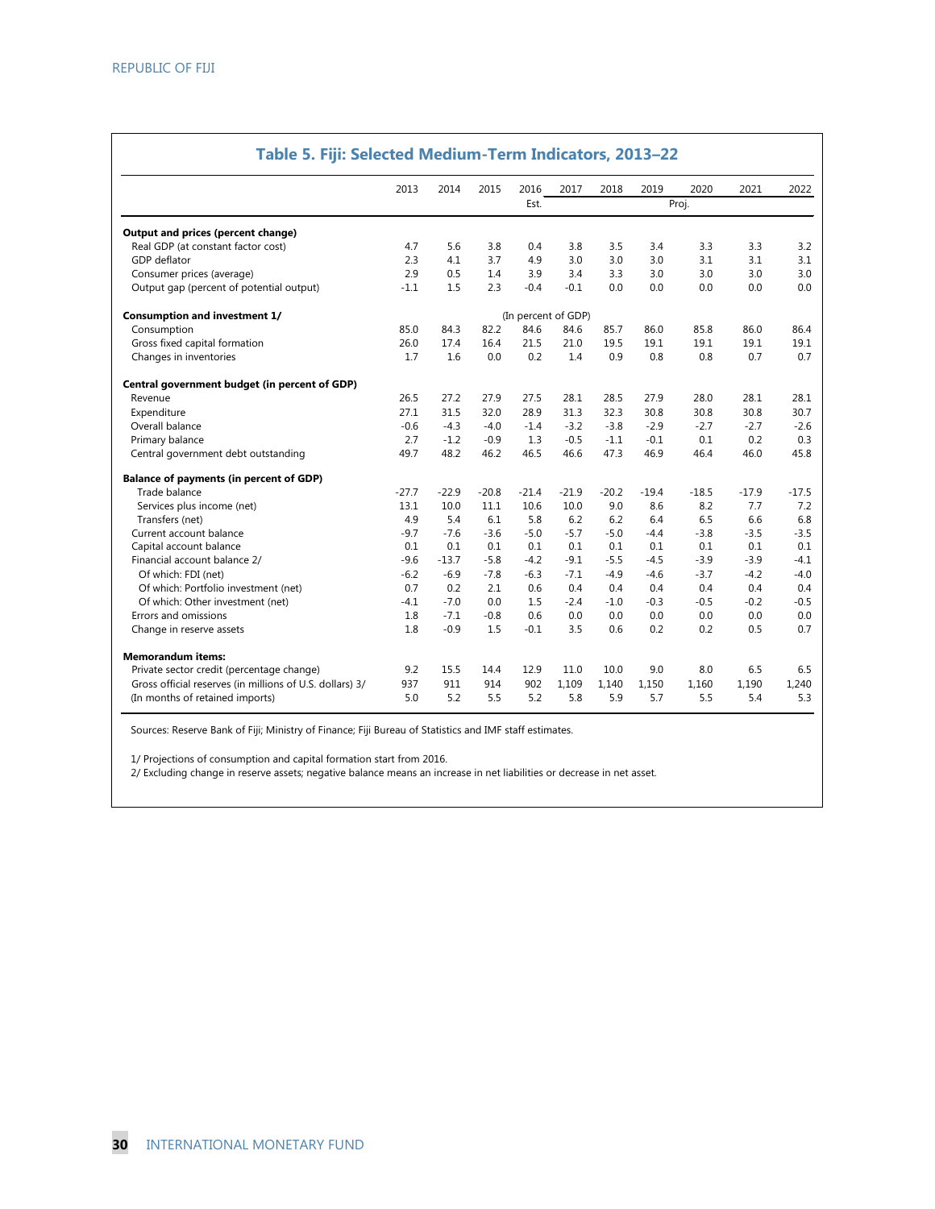## Table 5. Fiji: Selected Medium-Term Indicators, 2013–22

| | 2013 | 2014 | 2015 | 2016 | 2017 | 2018 | 2019 | 2020 | 2021 | 2022 |
|---|---|---|---|---|---|---|---|---|---|---|
| | | | | Est. | | | | Proj. | | |
| **Output and prices (percent change)** | | | | | | | | | | |
| Real GDP (at constant factor cost) | 4.7 | 5.6 | 3.8 | 0.4 | 3.8 | 3.5 | 3.4 | 3.3 | 3.3 | 3.2 |
| GDP deflator | 2.3 | 4.1 | 3.7 | 4.9 | 3.0 | 3.0 | 3.0 | 3.1 | 3.1 | 3.1 |
| Consumer prices (average) | 2.9 | 0.5 | 1.4 | 3.9 | 3.4 | 3.3 | 3.0 | 3.0 | 3.0 | 3.0 |
| Output gap (percent of potential output) | -1.1 | 1.5 | 2.3 | -0.4 | -0.1 | 0.0 | 0.0 | 0.0 | 0.0 | 0.0 |
| **Consumption and investment 1/** | | | | (In percent of GDP) | | | | | | |
| Consumption | 85.0 | 84.3 | 82.2 | 84.6 | 84.6 | 85.7 | 86.0 | 85.8 | 86.0 | 86.4 |
| Gross fixed capital formation | 26.0 | 17.4 | 16.4 | 21.5 | 21.0 | 19.5 | 19.1 | 19.1 | 19.1 | 19.1 |
| Changes in inventories | 1.7 | 1.6 | 0.0 | 0.2 | 1.4 | 0.9 | 0.8 | 0.8 | 0.7 | 0.7 |
| **Central government budget (in percent of GDP)** | | | | | | | | | | |
| Revenue | 26.5 | 27.2 | 27.9 | 27.5 | 28.1 | 28.5 | 27.9 | 28.0 | 28.1 | 28.1 |
| Expenditure | 27.1 | 31.5 | 32.0 | 28.9 | 31.3 | 32.3 | 30.8 | 30.8 | 30.8 | 30.7 |
| Overall balance | -0.6 | -4.3 | -4.0 | -1.4 | -3.2 | -3.8 | -2.9 | -2.7 | -2.7 | -2.6 |
| Primary balance | 2.7 | -1.2 | -0.9 | 1.3 | -0.5 | -1.1 | -0.1 | 0.1 | 0.2 | 0.3 |
| Central government debt outstanding | 49.7 | 48.2 | 46.2 | 46.5 | 46.6 | 47.3 | 46.9 | 46.4 | 46.0 | 45.8 |
| **Balance of payments (in percent of GDP)** | | | | | | | | | | |
| Trade balance | -27.7 | -22.9 | -20.8 | -21.4 | -21.9 | -20.2 | -19.4 | -18.5 | -17.9 | -17.5 |
| Services plus income (net) | 13.1 | 10.0 | 11.1 | 10.6 | 10.0 | 9.0 | 8.6 | 8.2 | 7.7 | 7.2 |
| Transfers (net) | 4.9 | 5.4 | 6.1 | 5.8 | 6.2 | 6.2 | 6.4 | 6.5 | 6.6 | 6.8 |
| Current account balance | -9.7 | -7.6 | -3.6 | -5.0 | -5.7 | -5.0 | -4.4 | -3.8 | -3.5 | -3.5 |
| Capital account balance | 0.1 | 0.1 | 0.1 | 0.1 | 0.1 | 0.1 | 0.1 | 0.1 | 0.1 | 0.1 |
| Financial account balance 2/ | -9.6 | -13.7 | -5.8 | -4.2 | -9.1 | -5.5 | -4.5 | -3.9 | -3.9 | -4.1 |
| Of which: FDI (net) | -6.2 | -6.9 | -7.8 | -6.3 | -7.1 | -4.9 | -4.6 | -3.7 | -4.2 | -4.0 |
| Of which: Portfolio investment (net) | 0.7 | 0.2 | 2.1 | 0.6 | 0.4 | 0.4 | 0.4 | 0.4 | 0.4 | 0.4 |
| Of which: Other investment (net) | -4.1 | -7.0 | 0.0 | 1.5 | -2.4 | -1.0 | -0.3 | -0.5 | -0.2 | -0.5 |
| Errors and omissions | 1.8 | -7.1 | -0.8 | 0.6 | 0.0 | 0.0 | 0.0 | 0.0 | 0.0 | 0.0 |
| Change in reserve assets | 1.8 | -0.9 | 1.5 | -0.1 | 3.5 | 0.6 | 0.2 | 0.2 | 0.5 | 0.7 |
| **Memorandum items:** | | | | | | | | | | |
| Private sector credit (percentage change) | 9.2 | 15.5 | 14.4 | 12.9 | 11.0 | 10.0 | 9.0 | 8.0 | 6.5 | 6.5 |
| Gross official reserves (in millions of U.S. dollars) 3/ | 937 | 911 | 914 | 902 | 1,109 | 1,140 | 1,150 | 1,160 | 1,190 | 1,240 |
| (In months of retained imports) | 5.0 | 5.2 | 5.5 | 5.2 | 5.8 | 5.9 | 5.7 | 5.5 | 5.4 | 5.3 |

Sources: Reserve Bank of Fiji; Ministry of Finance; Fiji Bureau of Statistics and IMF staff estimates.

1/ Projections of consumption and capital formation start from 2016.

2/ Excluding change in reserve assets; negative balance means an increase in net liabilities or decrease in net asset.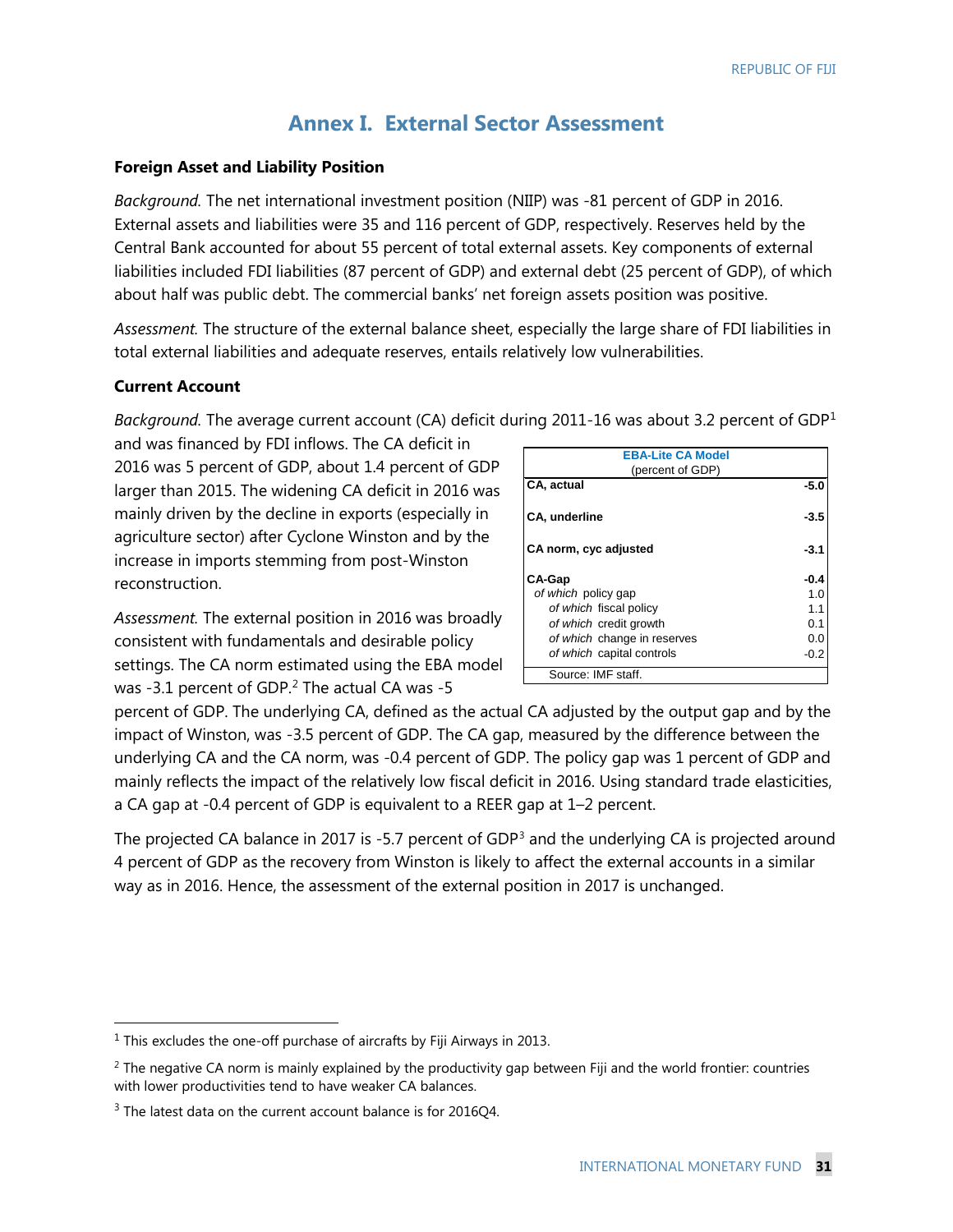# Annex I. External Sector Assessment

### Foreign Asset and Liability Position

*Background.* The net international investment position (NIIP) was -81 percent of GDP in 2016. External assets and liabilities were 35 and 116 percent of GDP, respectively. Reserves held by the Central Bank accounted for about 55 percent of total external assets. Key components of external liabilities included FDI liabilities (87 percent of GDP) and external debt (25 percent of GDP), of which about half was public debt. The commercial banks' net foreign assets position was positive.

*Assessment.* The structure of the external balance sheet, especially the large share of FDI liabilities in total external liabilities and adequate reserves, entails relatively low vulnerabilities.

### Current Account

*Background.* The average current account (CA) deficit during 2011-16 was about 3.2 percent of GDP[1] and was financed by FDI inflows. The CA deficit in 2016 was 5 percent of GDP, about 1.4 percent of GDP larger than 2015. The widening CA deficit in 2016 was mainly driven by the decline in exports (especially in agriculture sector) after Cyclone Winston and by the increase in imports stemming from post-Winston reconstruction.

| EBA-Lite CA Model (percent of GDP) | |
|---|---|
| **CA, actual** | **-5.0** |
| **CA, underline** | **-3.5** |
| **CA norm, cyc adjusted** | **-3.1** |
| **CA-Gap** | **-0.4** |
| *of which* policy gap | 1.0 |
| *of which* fiscal policy | 1.1 |
| *of which* credit growth | 0.1 |
| *of which* change in reserves | 0.0 |
| *of which* capital controls | -0.2 |

Source: IMF staff.

*Assessment.* The external position in 2016 was broadly consistent with fundamentals and desirable policy settings. The CA norm estimated using the EBA model was -3.1 percent of GDP.[2] The actual CA was -5 percent of GDP. The underlying CA, defined as the actual CA adjusted by the output gap and by the impact of Winston, was -3.5 percent of GDP. The CA gap, measured by the difference between the underlying CA and the CA norm, was -0.4 percent of GDP. The policy gap was 1 percent of GDP and mainly reflects the impact of the relatively low fiscal deficit in 2016. Using standard trade elasticities, a CA gap at -0.4 percent of GDP is equivalent to a REER gap at 1–2 percent.

The projected CA balance in 2017 is -5.7 percent of GDP[3] and the underlying CA is projected around 4 percent of GDP as the recovery from Winston is likely to affect the external accounts in a similar way as in 2016. Hence, the assessment of the external position in 2017 is unchanged.

---

[1] This excludes the one-off purchase of aircrafts by Fiji Airways in 2013.

[2] The negative CA norm is mainly explained by the productivity gap between Fiji and the world frontier: countries with lower productivities tend to have weaker CA balances.

[3] The latest data on the current account balance is for 2016Q4.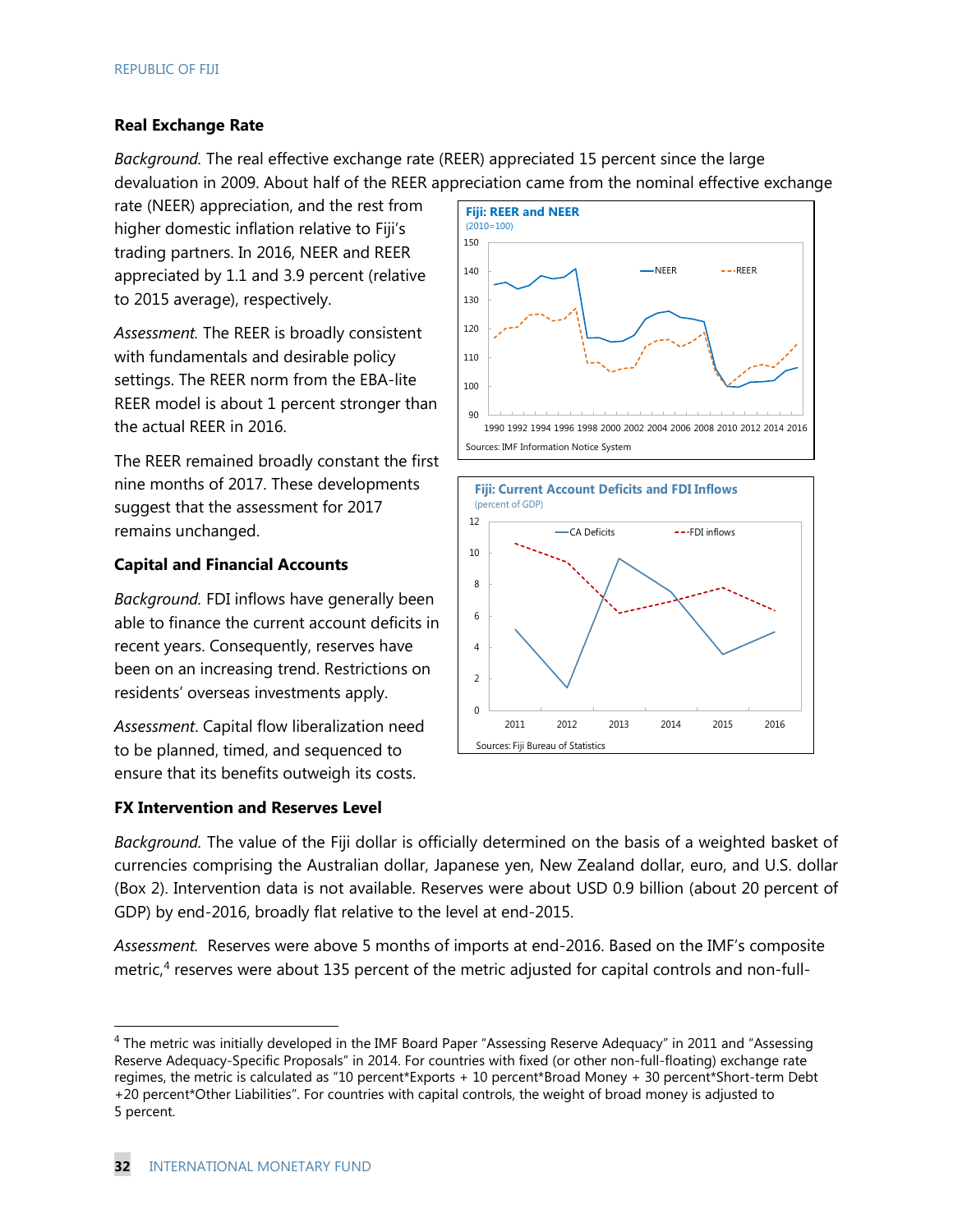### Real Exchange Rate

*Background*. The real effective exchange rate (REER) appreciated 15 percent since the large devaluation in 2009. About half of the REER appreciation came from the nominal effective exchange rate (NEER) appreciation, and the rest from higher domestic inflation relative to Fiji's trading partners. In 2016, NEER and REER appreciated by 1.1 and 3.9 percent (relative to 2015 average), respectively.

*Assessment.* The REER is broadly consistent with fundamentals and desirable policy settings. The REER norm from the EBA-lite REER model is about 1 percent stronger than the actual REER in 2016.

The REER remained broadly constant the first nine months of 2017. These developments suggest that the assessment for 2017 remains unchanged.

**Fiji: REER and NEER**
(2010=100)

Sources: IMF Information Notice System

**Fiji: Current Account Deficits and FDI Inflows**
(percent of GDP)

Sources: Fiji Bureau of Statistics

### Capital and Financial Accounts

*Background*. FDI inflows have generally been able to finance the current account deficits in recent years. Consequently, reserves have been on an increasing trend. Restrictions on residents' overseas investments apply.

*Assessment*. Capital flow liberalization need to be planned, timed, and sequenced to ensure that its benefits outweigh its costs.

### FX Intervention and Reserves Level

*Background*. The value of the Fiji dollar is officially determined on the basis of a weighted basket of currencies comprising the Australian dollar, Japanese yen, New Zealand dollar, euro, and U.S. dollar (Box 2). Intervention data is not available. Reserves were about USD 0.9 billion (about 20 percent of GDP) by end-2016, broadly flat relative to the level at end-2015.

*Assessment*. Reserves were above 5 months of imports at end-2016. Based on the IMF's composite metric,[4] reserves were about 135 percent of the metric adjusted for capital controls and non-full-

[4] The metric was initially developed in the IMF Board Paper "Assessing Reserve Adequacy" in 2011 and "Assessing Reserve Adequacy-Specific Proposals" in 2014. For countries with fixed (or other non-full-floating) exchange rate regimes, the metric is calculated as "10 percent*Exports + 10 percent*Broad Money + 30 percent*Short-term Debt +20 percent*Other Liabilities". For countries with capital controls, the weight of broad money is adjusted to 5 percent.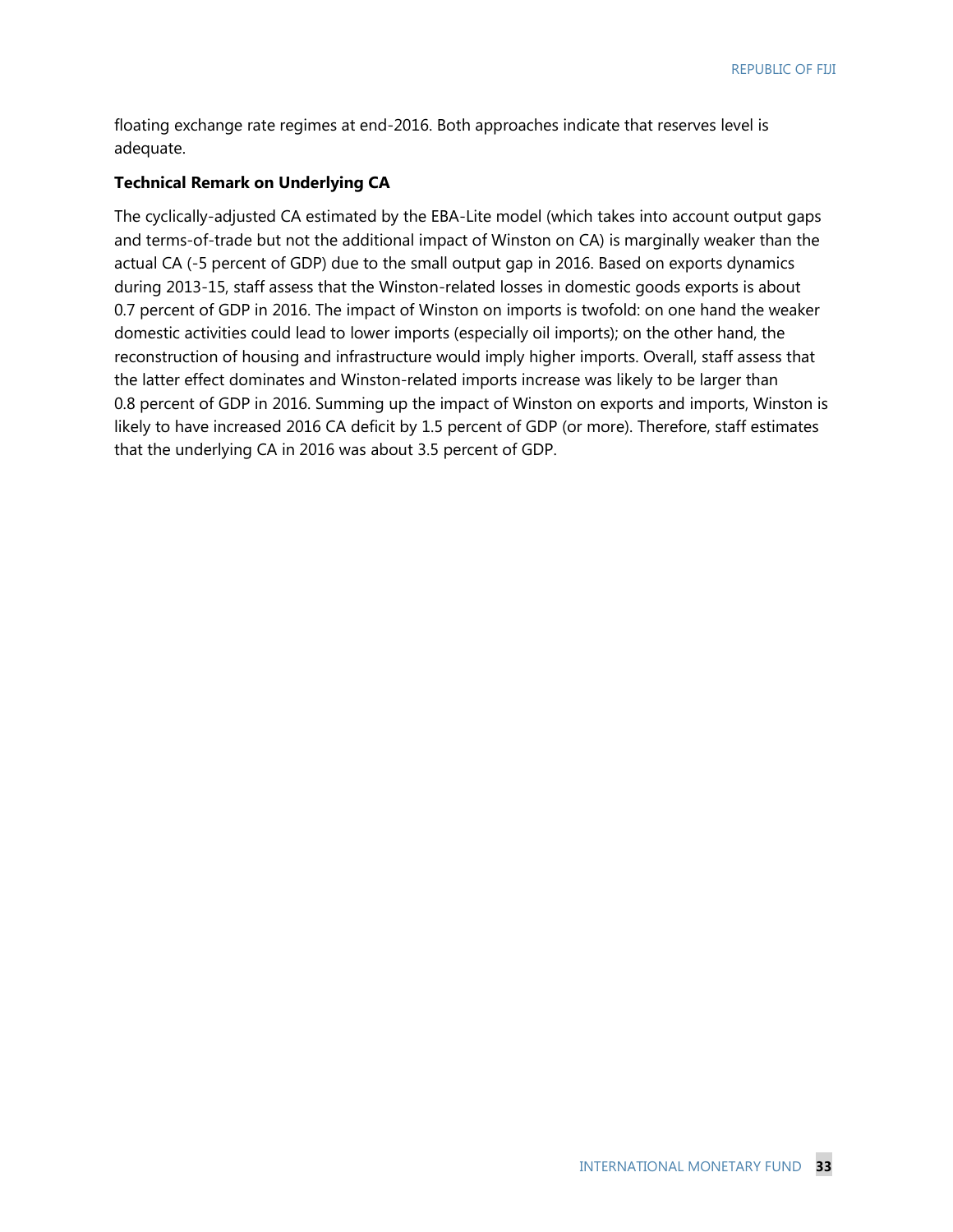floating exchange rate regimes at end-2016. Both approaches indicate that reserves level is adequate.

**Technical Remark on Underlying CA**

The cyclically-adjusted CA estimated by the EBA-Lite model (which takes into account output gaps and terms-of-trade but not the additional impact of Winston on CA) is marginally weaker than the actual CA (-5 percent of GDP) due to the small output gap in 2016. Based on exports dynamics during 2013-15, staff assess that the Winston-related losses in domestic goods exports is about 0.7 percent of GDP in 2016. The impact of Winston on imports is twofold: on one hand the weaker domestic activities could lead to lower imports (especially oil imports); on the other hand, the reconstruction of housing and infrastructure would imply higher imports. Overall, staff assess that the latter effect dominates and Winston-related imports increase was likely to be larger than 0.8 percent of GDP in 2016. Summing up the impact of Winston on exports and imports, Winston is likely to have increased 2016 CA deficit by 1.5 percent of GDP (or more). Therefore, staff estimates that the underlying CA in 2016 was about 3.5 percent of GDP.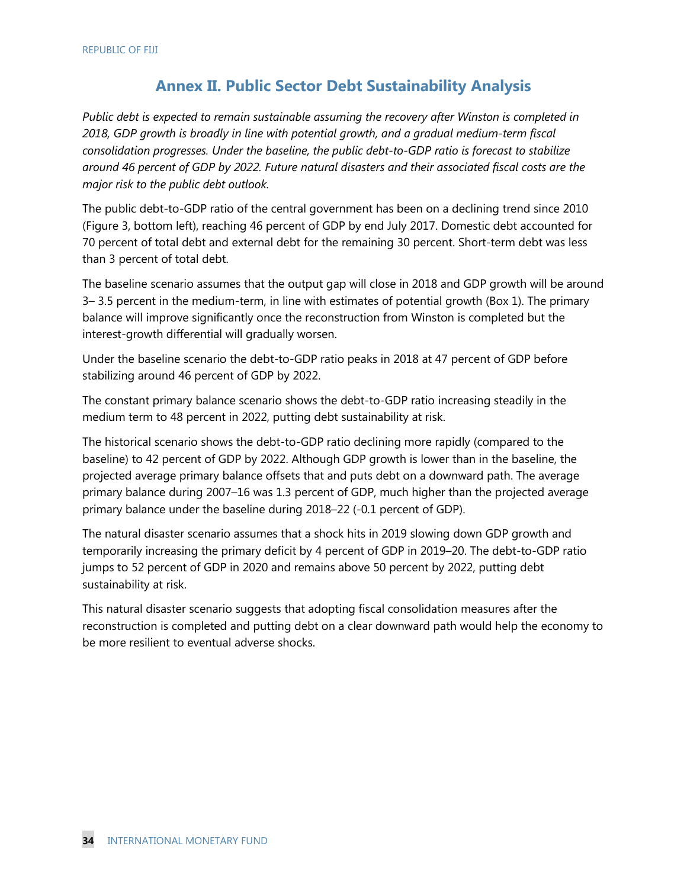## Annex II. Public Sector Debt Sustainability Analysis

*Public debt is expected to remain sustainable assuming the recovery after Winston is completed in 2018, GDP growth is broadly in line with potential growth, and a gradual medium-term fiscal consolidation progresses. Under the baseline, the public debt-to-GDP ratio is forecast to stabilize around 46 percent of GDP by 2022. Future natural disasters and their associated fiscal costs are the major risk to the public debt outlook.*

The public debt-to-GDP ratio of the central government has been on a declining trend since 2010 (Figure 3, bottom left), reaching 46 percent of GDP by end July 2017. Domestic debt accounted for 70 percent of total debt and external debt for the remaining 30 percent. Short-term debt was less than 3 percent of total debt.

The baseline scenario assumes that the output gap will close in 2018 and GDP growth will be around 3– 3.5 percent in the medium-term, in line with estimates of potential growth (Box 1). The primary balance will improve significantly once the reconstruction from Winston is completed but the interest-growth differential will gradually worsen.

Under the baseline scenario the debt-to-GDP ratio peaks in 2018 at 47 percent of GDP before stabilizing around 46 percent of GDP by 2022.

The constant primary balance scenario shows the debt-to-GDP ratio increasing steadily in the medium term to 48 percent in 2022, putting debt sustainability at risk.

The historical scenario shows the debt-to-GDP ratio declining more rapidly (compared to the baseline) to 42 percent of GDP by 2022. Although GDP growth is lower than in the baseline, the projected average primary balance offsets that and puts debt on a downward path. The average primary balance during 2007–16 was 1.3 percent of GDP, much higher than the projected average primary balance under the baseline during 2018–22 (-0.1 percent of GDP).

The natural disaster scenario assumes that a shock hits in 2019 slowing down GDP growth and temporarily increasing the primary deficit by 4 percent of GDP in 2019–20. The debt-to-GDP ratio jumps to 52 percent of GDP in 2020 and remains above 50 percent by 2022, putting debt sustainability at risk.

This natural disaster scenario suggests that adopting fiscal consolidation measures after the reconstruction is completed and putting debt on a clear downward path would help the economy to be more resilient to eventual adverse shocks.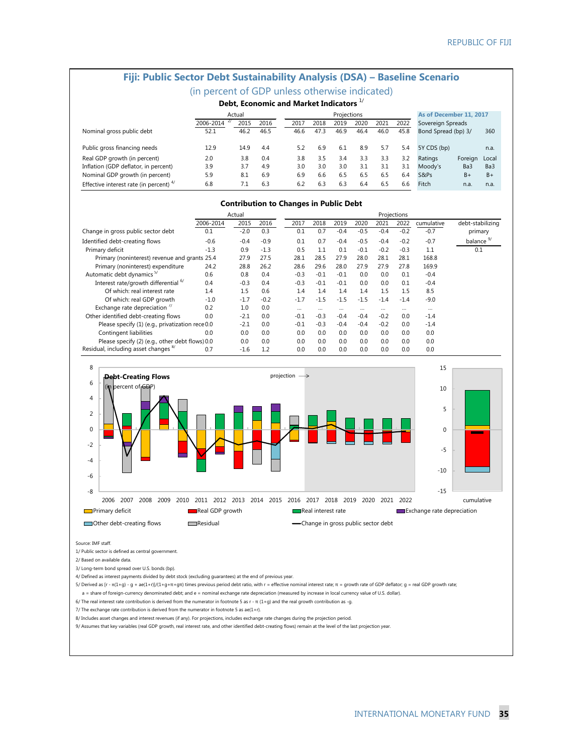## Fiji: Public Sector Debt Sustainability Analysis (DSA) – Baseline Scenario

(in percent of GDP unless otherwise indicated)

### Debt, Economic and Market Indicators [1/]

| | Actual | | | Projections | | | | | | As of December 11, 2017 | | |
|---|---|---|---|---|---|---|---|---|---|---|---|---|
| | 2006-2014 [2/] | 2015 | 2016 | 2017 | 2018 | 2019 | 2020 | 2021 | 2022 | Sovereign Spreads | | |
| Nominal gross public debt | 52.1 | 46.2 | 46.5 | 46.6 | 47.3 | 46.9 | 46.4 | 46.0 | 45.8 | Bond Spread (bp) 3/ | | 360 |
| Public gross financing needs | 12.9 | 14.9 | 4.4 | 5.2 | 6.9 | 6.1 | 8.9 | 5.7 | 5.4 | 5Y CDS (bp) | | n.a. |
| Real GDP growth (in percent) | 2.0 | 3.8 | 0.4 | 3.8 | 3.5 | 3.4 | 3.3 | 3.3 | 3.2 | Ratings | Foreign | Local |
| Inflation (GDP deflator, in percent) | 3.9 | 3.7 | 4.9 | 3.0 | 3.0 | 3.0 | 3.1 | 3.1 | 3.1 | Moody's | Ba3 | Ba3 |
| Nominal GDP growth (in percent) | 5.9 | 8.1 | 6.9 | 6.9 | 6.6 | 6.5 | 6.5 | 6.5 | 6.4 | S&Ps | B+ | B+ |
| Effective interest rate (in percent) [4/] | 6.8 | 7.1 | 6.3 | 6.2 | 6.3 | 6.3 | 6.4 | 6.5 | 6.6 | Fitch | n.a. | n.a. |

### Contribution to Changes in Public Debt

| | Actual | | | Projections | | | | | | | |
|---|---|---|---|---|---|---|---|---|---|---|---|
| | 2006-2014 | 2015 | 2016 | 2017 | 2018 | 2019 | 2020 | 2021 | 2022 | cumulative | debt-stabilizing primary balance [9/] |
| Change in gross public sector debt | 0.1 | -2.0 | 0.3 | 0.1 | 0.7 | -0.4 | -0.5 | -0.4 | -0.2 | -0.7 | |
| Identified debt-creating flows | -0.6 | -0.4 | -0.9 | 0.1 | 0.7 | -0.4 | -0.5 | -0.4 | -0.2 | -0.7 | 0.1 |
| Primary deficit | -1.3 | 0.9 | -1.3 | 0.5 | 1.1 | 0.1 | -0.1 | -0.2 | -0.3 | 1.1 | |
| Primary (noninterest) revenue and grants | 25.4 | 27.9 | 27.5 | 28.1 | 28.5 | 27.9 | 28.0 | 28.1 | 28.1 | 168.8 | |
| Primary (noninterest) expenditure | 24.2 | 28.8 | 26.2 | 28.6 | 29.6 | 28.0 | 27.9 | 27.9 | 27.8 | 169.9 | |
| Automatic debt dynamics [5/] | 0.6 | 0.8 | 0.4 | -0.3 | -0.1 | -0.1 | 0.0 | 0.0 | 0.1 | -0.4 | |
| Interest rate/growth differential [6/] | 0.4 | -0.3 | 0.4 | -0.3 | -0.1 | -0.1 | 0.0 | 0.0 | 0.1 | -0.4 | |
| Of which: real interest rate | 1.4 | 1.5 | 0.6 | 1.4 | 1.4 | 1.4 | 1.4 | 1.5 | 1.5 | 8.5 | |
| Of which: real GDP growth | -1.0 | -1.7 | -0.2 | -1.7 | -1.5 | -1.5 | -1.5 | -1.4 | -1.4 | -9.0 | |
| Exchange rate depreciation [7/] | 0.2 | 1.0 | 0.0 | ... | ... | ... | ... | ... | ... | ... | |
| Other identified debt-creating flows | 0.0 | -2.1 | 0.0 | -0.1 | -0.3 | -0.4 | -0.4 | -0.2 | 0.0 | -1.4 | |
| Please specify (1) (e.g., privatization receipts) | 0.0 | -2.1 | 0.0 | -0.1 | -0.3 | -0.4 | -0.4 | -0.2 | 0.0 | -1.4 | |
| Contingent liabilities | 0.0 | 0.0 | 0.0 | 0.0 | 0.0 | 0.0 | 0.0 | 0.0 | 0.0 | 0.0 | |
| Please specify (2) (e.g., other debt flows) | 0.0 | 0.0 | 0.0 | 0.0 | 0.0 | 0.0 | 0.0 | 0.0 | 0.0 | 0.0 | |
| Residual, including asset changes [8/] | 0.7 | -1.6 | 1.2 | 0.0 | 0.0 | 0.0 | 0.0 | 0.0 | 0.0 | 0.0 | |

**Debt-Creating Flows** (in percent of GDP)

Legend: Primary deficit; Real GDP growth; Real interest rate; Exchange rate depreciation; Other debt-creating flows; Residual; Change in gross public sector debt

Source: IMF staff.

1/ Public sector is defined as central government.

2/ Based on available data.

3/ Long-term bond spread over U.S. bonds (bp).

4/ Defined as interest payments divided by debt stock (excluding guarantees) at the end of previous year.

5/ Derived as $[r - \pi(1+g) - g + ae(1+r)]/(1+g+\pi+g\pi)$ times previous period debt ratio, with r = effective nominal interest rate; $\pi$ = growth rate of GDP deflator; g = real GDP growth rate; a = share of foreign-currency denominated debt; and e = nominal exchange rate depreciation (measured by increase in local currency value of U.S. dollar).

6/ The real interest rate contribution is derived from the numerator in footnote 5 as $r - \pi(1+g)$ and the real growth contribution as -g.

7/ The exchange rate contribution is derived from the numerator in footnote 5 as $ae(1+r)$.

8/ Includes asset changes and interest revenues (if any). For projections, includes exchange rate changes during the projection period.

9/ Assumes that key variables (real GDP growth, real interest rate, and other identified debt-creating flows) remain at the level of the last projection year.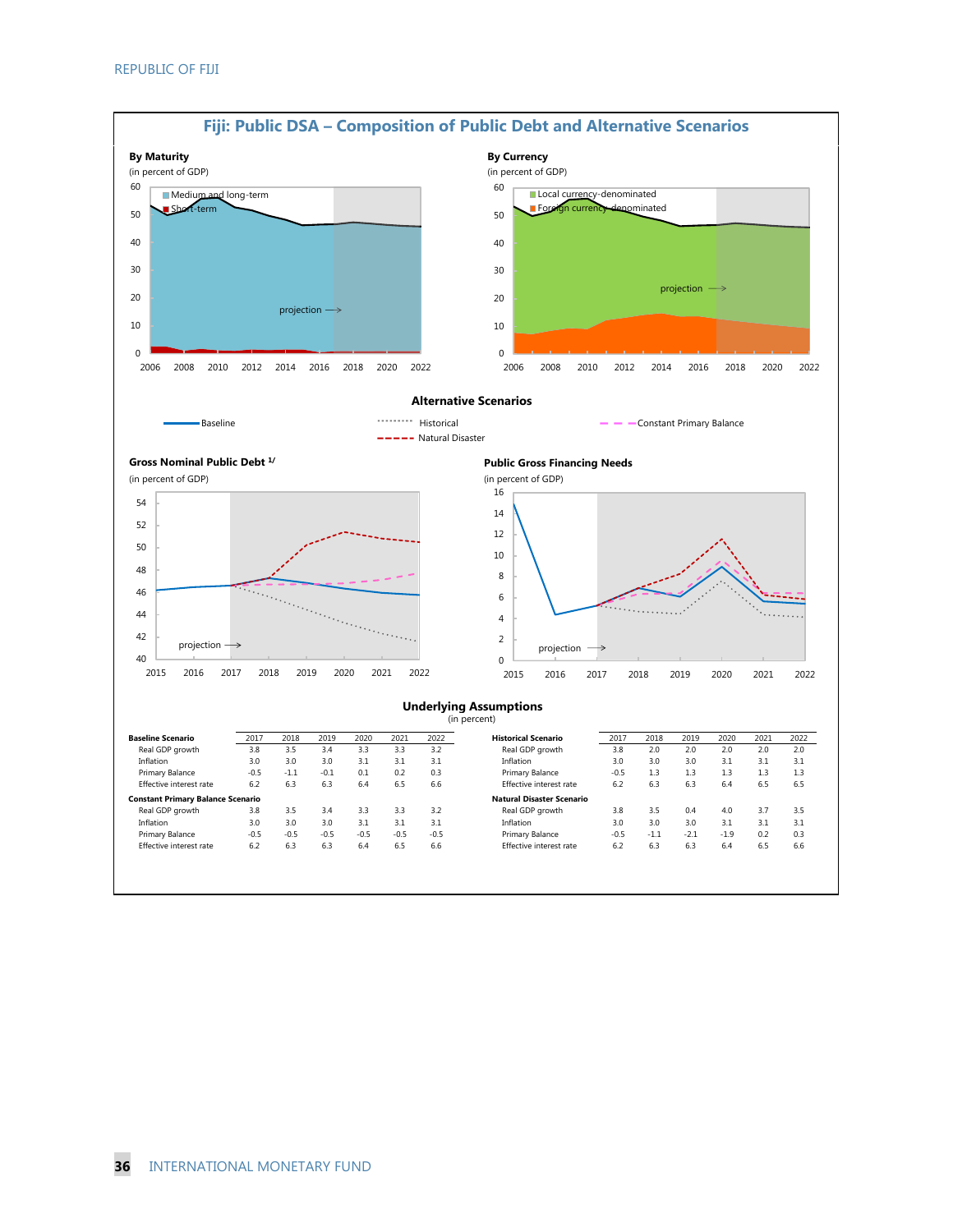## Fiji: Public DSA – Composition of Public Debt and Alternative Scenarios

**By Maturity**
(in percent of GDP)

Medium and long-term
Short-term

projection →

**By Currency**
(in percent of GDP)

Local currency-denominated
Foreign currency-denominated

projection →

### Alternative Scenarios

Baseline | Historical | Constant Primary Balance | Natural Disaster

**Gross Nominal Public Debt** [1/]
(in percent of GDP)

projection →

**Public Gross Financing Needs**
(in percent of GDP)

projection →

### Underlying Assumptions
(in percent)

| **Baseline Scenario** | 2017 | 2018 | 2019 | 2020 | 2021 | 2022 |
|---|---|---|---|---|---|---|
| Real GDP growth | 3.8 | 3.5 | 3.4 | 3.3 | 3.3 | 3.2 |
| Inflation | 3.0 | 3.0 | 3.0 | 3.1 | 3.1 | 3.1 |
| Primary Balance | -0.5 | -1.1 | -0.1 | 0.1 | 0.2 | 0.3 |
| Effective interest rate | 6.2 | 6.3 | 6.3 | 6.4 | 6.5 | 6.6 |
| **Constant Primary Balance Scenario** | | | | | | |
| Real GDP growth | 3.8 | 3.5 | 3.4 | 3.3 | 3.3 | 3.2 |
| Inflation | 3.0 | 3.0 | 3.0 | 3.1 | 3.1 | 3.1 |
| Primary Balance | -0.5 | -0.5 | -0.5 | -0.5 | -0.5 | -0.5 |
| Effective interest rate | 6.2 | 6.3 | 6.3 | 6.4 | 6.5 | 6.6 |

| **Historical Scenario** | 2017 | 2018 | 2019 | 2020 | 2021 | 2022 |
|---|---|---|---|---|---|---|
| Real GDP growth | 3.8 | 2.0 | 2.0 | 2.0 | 2.0 | 2.0 |
| Inflation | 3.0 | 3.0 | 3.0 | 3.1 | 3.1 | 3.1 |
| Primary Balance | -0.5 | 1.3 | 1.3 | 1.3 | 1.3 | 1.3 |
| Effective interest rate | 6.2 | 6.3 | 6.3 | 6.4 | 6.5 | 6.5 |
| **Natural Disaster Scenario** | | | | | | |
| Real GDP growth | 3.8 | 3.5 | 0.4 | 4.0 | 3.7 | 3.5 |
| Inflation | 3.0 | 3.0 | 3.0 | 3.1 | 3.1 | 3.1 |
| Primary Balance | -0.5 | -1.1 | -2.1 | -1.9 | 0.2 | 0.3 |
| Effective interest rate | 6.2 | 6.3 | 6.3 | 6.4 | 6.5 | 6.6 |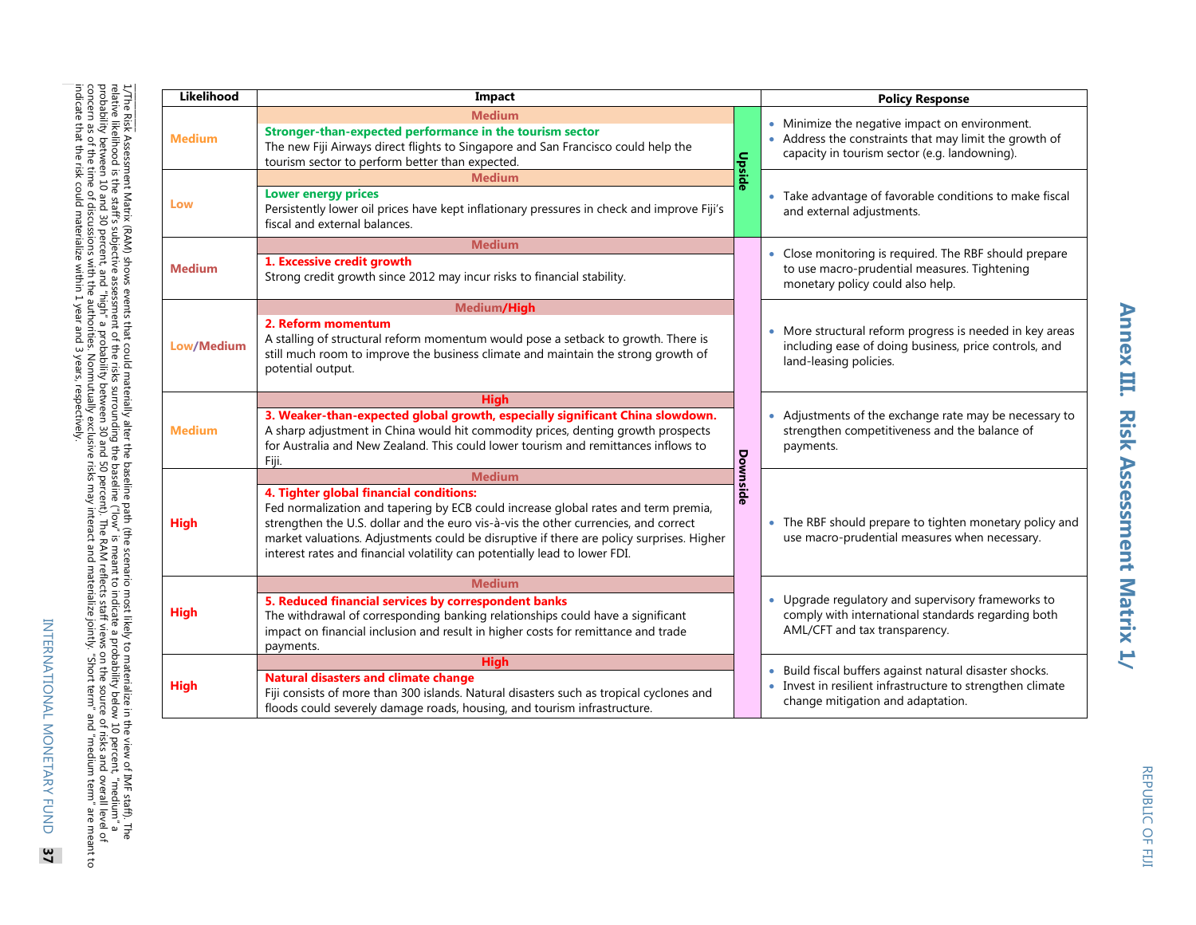# Annex III. Risk Assessment Matrix 1/

| Likelihood | Impact | | Policy Response |
|---|---|---|---|
| Medium | **Medium**<br>**Stronger-than-expected performance in the tourism sector**<br>The new Fiji Airways direct flights to Singapore and San Francisco could help the tourism sector to perform better than expected. | Upside | • Minimize the negative impact on environment.<br>• Address the constraints that may limit the growth of capacity in tourism sector (e.g. landowning). |
| Low | **Medium**<br>**Lower energy prices**<br>Persistently lower oil prices have kept inflationary pressures in check and improve Fiji's fiscal and external balances. | Upside | • Take advantage of favorable conditions to make fiscal and external adjustments. |
| Medium | **Medium**<br>**1. Excessive credit growth**<br>Strong credit growth since 2012 may incur risks to financial stability. | Downside | • Close monitoring is required. The RBF should prepare to use macro-prudential measures. Tightening monetary policy could also help. |
| Low/Medium | **Medium/High**<br>**2. Reform momentum**<br>A stalling of structural reform momentum would pose a setback to growth. There is still much room to improve the business climate and maintain the strong growth of potential output. | Downside | • More structural reform progress is needed in key areas including ease of doing business, price controls, and land-leasing policies. |
| Medium | **High**<br>**3. Weaker-than-expected global growth, especially significant China slowdown.**<br>A sharp adjustment in China would hit commodity prices, denting growth prospects for Australia and New Zealand. This could lower tourism and remittances inflows to Fiji. | Downside | • Adjustments of the exchange rate may be necessary to strengthen competitiveness and the balance of payments. |
| High | **Medium**<br>**4. Tighter global financial conditions:**<br>Fed normalization and tapering by ECB could increase global rates and term premia, strengthen the U.S. dollar and the euro vis-à-vis the other currencies, and correct market valuations. Adjustments could be disruptive if there are policy surprises. Higher interest rates and financial volatility can potentially lead to lower FDI. | Downside | • The RBF should prepare to tighten monetary policy and use macro-prudential measures when necessary. |
| High | **Medium**<br>**5. Reduced financial services by correspondent banks**<br>The withdrawal of corresponding banking relationships could have a significant impact on financial inclusion and result in higher costs for remittance and trade payments. | Downside | • Upgrade regulatory and supervisory frameworks to comply with international standards regarding both AML/CFT and tax transparency. |
| High | **High**<br>**Natural disasters and climate change**<br>Fiji consists of more than 300 islands. Natural disasters such as tropical cyclones and floods could severely damage roads, housing, and tourism infrastructure. | Downside | • Build fiscal buffers against natural disaster shocks.<br>• Invest in resilient infrastructure to strengthen climate change mitigation and adaptation. |

1/The Risk Assessment Matrix (RAM) shows events that could materially alter the baseline path (the scenario most likely to materialize in the view of IMF staff). The relative likelihood is the staff's subjective assessment of the risks surrounding the baseline ("low" is meant to indicate a probability below 10 percent, "medium" a probability between 10 and 30 percent, and "high" a probability between 30 and 50 percent). The RAM reflects staff views on the source of risks and overall level of concern as of the time of discussions with the authorities. Nonmutually exclusive risks may interact and materialize jointly. "Short term" and "medium term" are meant to indicate that the risk could materialize within 1 year and 3 years, respectively.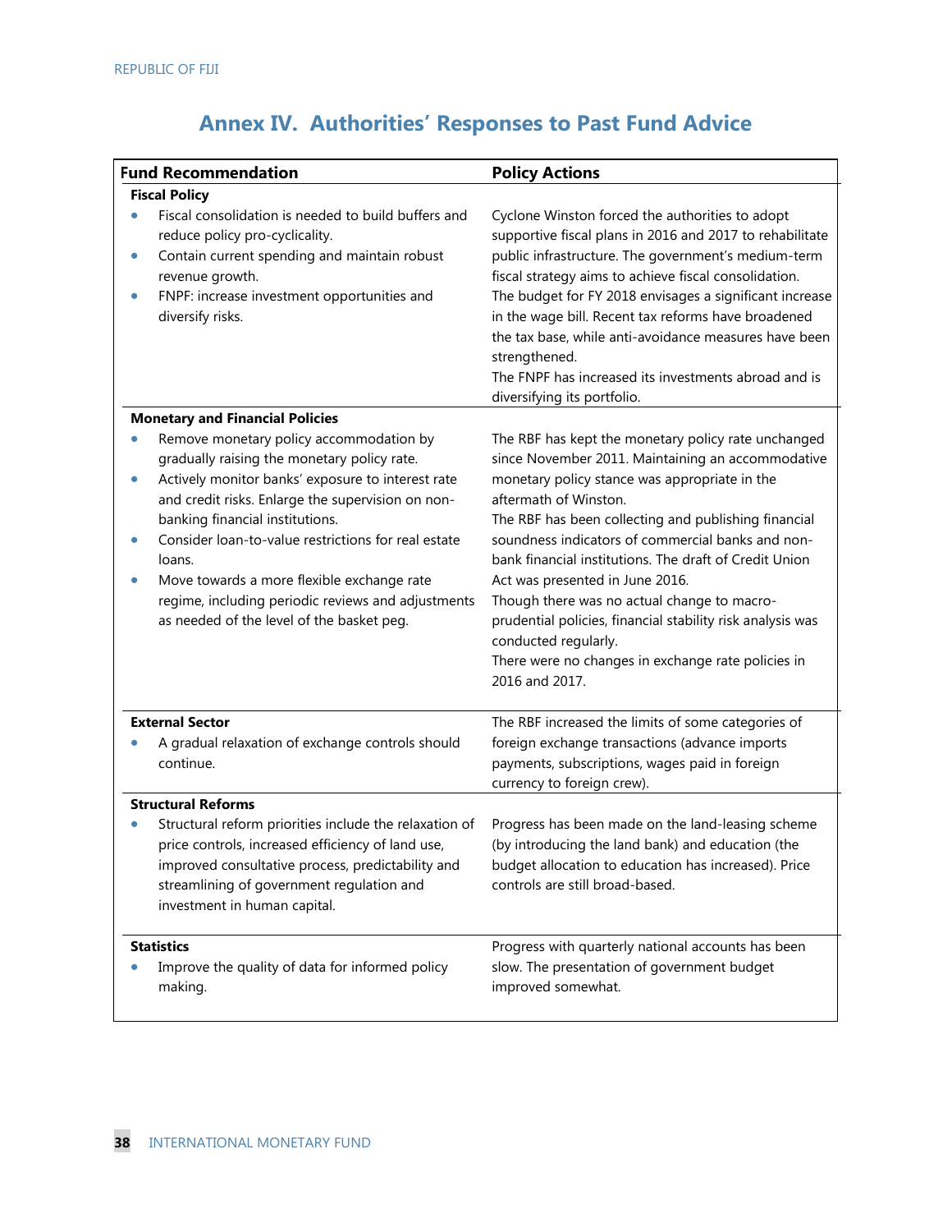## Annex IV. Authorities' Responses to Past Fund Advice

| Fund Recommendation | Policy Actions |
|---|---|
| **Fiscal Policy** | |
| • Fiscal consolidation is needed to build buffers and reduce policy pro-cyclicality.<br>• Contain current spending and maintain robust revenue growth.<br>• FNPF: increase investment opportunities and diversify risks. | Cyclone Winston forced the authorities to adopt supportive fiscal plans in 2016 and 2017 to rehabilitate public infrastructure. The government's medium-term fiscal strategy aims to achieve fiscal consolidation.<br>The budget for FY 2018 envisages a significant increase in the wage bill. Recent tax reforms have broadened the tax base, while anti-avoidance measures have been strengthened.<br>The FNPF has increased its investments abroad and is diversifying its portfolio. |
| **Monetary and Financial Policies** | |
| • Remove monetary policy accommodation by gradually raising the monetary policy rate.<br>• Actively monitor banks' exposure to interest rate and credit risks. Enlarge the supervision on non-banking financial institutions.<br>• Consider loan-to-value restrictions for real estate loans.<br>• Move towards a more flexible exchange rate regime, including periodic reviews and adjustments as needed of the level of the basket peg. | The RBF has kept the monetary policy rate unchanged since November 2011. Maintaining an accommodative monetary policy stance was appropriate in the aftermath of Winston.<br>The RBF has been collecting and publishing financial soundness indicators of commercial banks and non-bank financial institutions. The draft of Credit Union Act was presented in June 2016.<br>Though there was no actual change to macro-prudential policies, financial stability risk analysis was conducted regularly.<br>There were no changes in exchange rate policies in 2016 and 2017. |
| **External Sector**<br>• A gradual relaxation of exchange controls should continue. | The RBF increased the limits of some categories of foreign exchange transactions (advance imports payments, subscriptions, wages paid in foreign currency to foreign crew). |
| **Structural Reforms** | |
| • Structural reform priorities include the relaxation of price controls, increased efficiency of land use, improved consultative process, predictability and streamlining of government regulation and investment in human capital. | Progress has been made on the land-leasing scheme (by introducing the land bank) and education (the budget allocation to education has increased). Price controls are still broad-based. |
| **Statistics**<br>• Improve the quality of data for informed policy making. | Progress with quarterly national accounts has been slow. The presentation of government budget improved somewhat. |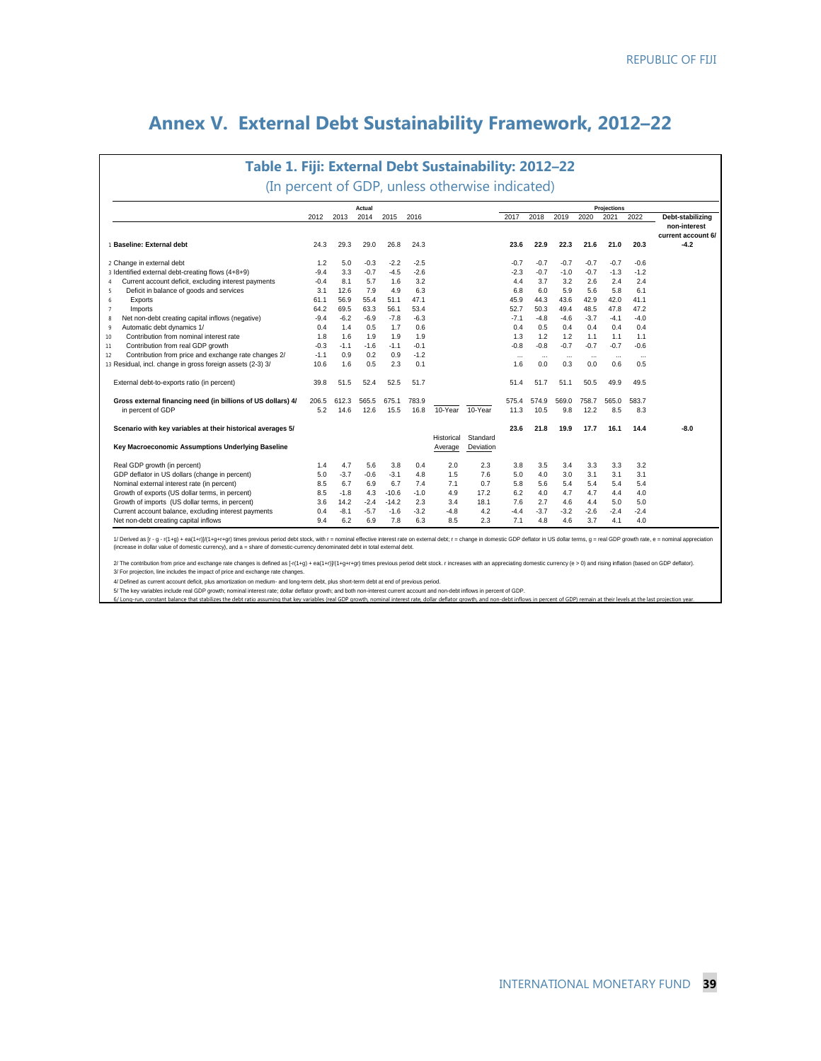# Annex V. External Debt Sustainability Framework, 2012–22

## Table 1. Fiji: External Debt Sustainability: 2012–22

(In percent of GDP, unless otherwise indicated)

| | Actual | | | | | | | Projections | | | | | | |
|---|---|---|---|---|---|---|---|---|---|---|---|---|---|---|
| | 2012 | 2013 | 2014 | 2015 | 2016 | | | 2017 | 2018 | 2019 | 2020 | 2021 | 2022 | Debt-stabilizing non-interest current account 6/ |
| 1 **Baseline: External debt** | 24.3 | 29.3 | 29.0 | 26.8 | 24.3 | | | **23.6** | **22.9** | **22.3** | **21.6** | **21.0** | **20.3** | **-4.2** |
| 2 Change in external debt | 1.2 | 5.0 | -0.3 | -2.2 | -2.5 | | | -0.7 | -0.7 | -0.7 | -0.7 | -0.7 | -0.6 | |
| 3 Identified external debt-creating flows (4+8+9) | -9.4 | 3.3 | -0.7 | -4.5 | -2.6 | | | -2.3 | -0.7 | -1.0 | -0.7 | -1.3 | -1.2 | |
| 4 Current account deficit, excluding interest payments | -0.4 | 8.1 | 5.7 | 1.6 | 3.2 | | | 4.4 | 3.7 | 3.2 | 2.6 | 2.4 | 2.4 | |
| 5 Deficit in balance of goods and services | 3.1 | 12.6 | 7.9 | 4.9 | 6.3 | | | 6.8 | 6.0 | 5.9 | 5.6 | 5.8 | 6.1 | |
| 6 Exports | 61.1 | 56.9 | 55.4 | 51.1 | 47.1 | | | 45.9 | 44.3 | 43.6 | 42.9 | 42.0 | 41.1 | |
| 7 Imports | 64.2 | 69.5 | 63.3 | 56.1 | 53.4 | | | 52.7 | 50.3 | 49.4 | 48.5 | 47.8 | 47.2 | |
| 8 Net non-debt creating capital inflows (negative) | -9.4 | -6.2 | -6.9 | -7.8 | -6.3 | | | -7.1 | -4.8 | -4.6 | -3.7 | -4.1 | -4.0 | |
| 9 Automatic debt dynamics 1/ | 0.4 | 1.4 | 0.5 | 1.7 | 0.6 | | | 0.4 | 0.5 | 0.4 | 0.4 | 0.4 | 0.4 | |
| 10 Contribution from nominal interest rate | 1.8 | 1.6 | 1.9 | 1.9 | 1.9 | | | 1.3 | 1.2 | 1.2 | 1.1 | 1.1 | 1.1 | |
| 11 Contribution from real GDP growth | -0.3 | -1.1 | -1.6 | -1.1 | -0.1 | | | -0.8 | -0.8 | -0.7 | -0.7 | -0.7 | -0.6 | |
| 12 Contribution from price and exchange rate changes 2/ | -1.1 | 0.9 | 0.2 | 0.9 | -1.2 | | | ... | ... | ... | ... | ... | ... | |
| 13 Residual, incl. change in gross foreign assets (2-3) 3/ | 10.6 | 1.6 | 0.5 | 2.3 | 0.1 | | | 1.6 | 0.0 | 0.3 | 0.0 | 0.6 | 0.5 | |
| External debt-to-exports ratio (in percent) | 39.8 | 51.5 | 52.4 | 52.5 | 51.7 | | | 51.4 | 51.7 | 51.1 | 50.5 | 49.9 | 49.5 | |
| **Gross external financing need (in billions of US dollars) 4/** | 206.5 | 612.3 | 565.5 | 675.1 | 783.9 | | | 575.4 | 574.9 | 569.0 | 758.7 | 565.0 | 583.7 | |
| in percent of GDP | 5.2 | 14.6 | 12.6 | 15.5 | 16.8 | 10-Year | 10-Year | 11.3 | 10.5 | 9.8 | 12.2 | 8.5 | 8.3 | |
| **Scenario with key variables at their historical averages 5/** | | | | | | | | **23.6** | **21.8** | **19.9** | **17.7** | **16.1** | **14.4** | **-8.0** |
| **Key Macroeconomic Assumptions Underlying Baseline** | | | | | | Historical Average | Standard Deviation | | | | | | | |
| Real GDP growth (in percent) | 1.4 | 4.7 | 5.6 | 3.8 | 0.4 | 2.0 | 2.3 | 3.8 | 3.5 | 3.4 | 3.3 | 3.3 | 3.2 | |
| GDP deflator in US dollars (change in percent) | 5.0 | -3.7 | -0.6 | -3.1 | 4.8 | 1.5 | 7.6 | 5.0 | 4.0 | 3.0 | 3.1 | 3.1 | 3.1 | |
| Nominal external interest rate (in percent) | 8.5 | 6.7 | 6.9 | 6.7 | 7.4 | 7.1 | 0.7 | 5.8 | 5.6 | 5.4 | 5.4 | 5.4 | 5.4 | |
| Growth of exports (US dollar terms, in percent) | 8.5 | -1.8 | 4.3 | -10.6 | -1.0 | 4.9 | 17.2 | 6.2 | 4.0 | 4.7 | 4.7 | 4.4 | 4.0 | |
| Growth of imports (US dollar terms, in percent) | 3.6 | 14.2 | -2.4 | -14.2 | 2.3 | 3.4 | 18.1 | 7.6 | 2.7 | 4.6 | 4.4 | 5.0 | 5.0 | |
| Current account balance, excluding interest payments | 0.4 | -8.1 | -5.7 | -1.6 | -3.2 | -4.8 | 4.2 | -4.4 | -3.7 | -3.2 | -2.6 | -2.4 | -2.4 | |
| Net non-debt creating capital inflows | 9.4 | 6.2 | 6.9 | 7.8 | 6.3 | 8.5 | 2.3 | 7.1 | 4.8 | 4.6 | 3.7 | 4.1 | 4.0 | |

1/ Derived as [r - g - r(1+g) + ea(1+r)]/(1+g+r+gr) times previous period debt stock, with r = nominal effective interest rate on external debt; r = change in domestic GDP deflator in US dollar terms, g = real GDP growth rate, e = nominal appreciation (increase in dollar value of domestic currency), and a = share of domestic-currency denominated debt in total external debt.

2/ The contribution from price and exchange rate changes is defined as [-r(1+g) + ea(1+r)]/(1+g+r+gr) times previous period debt stock. r increases with an appreciating domestic currency (e > 0) and rising inflation (based on GDP deflator).

3/ For projection, line includes the impact of price and exchange rate changes.

4/ Defined as current account deficit, plus amortization on medium- and long-term debt, plus short-term debt at end of previous period.

5/ The key variables include real GDP growth; nominal interest rate; dollar deflator growth; and both non-interest current account and non-debt inflows in percent of GDP.

6/ Long-run, constant balance that stabilizes the debt ratio assuming that key variables (real GDP growth, nominal interest rate, dollar deflator growth, and non-debt inflows in percent of GDP) remain at their levels at the last projection year.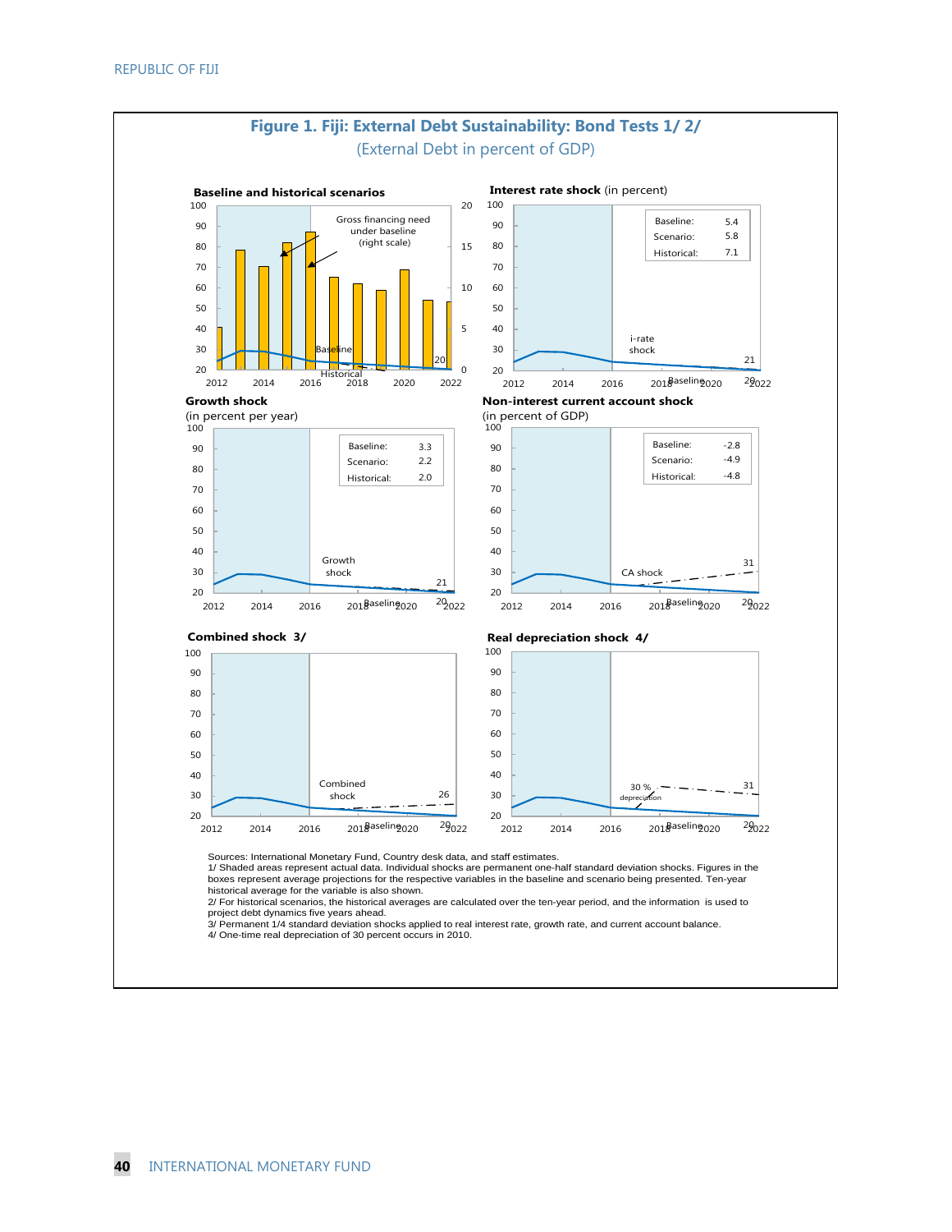# Figure 1. Fiji: External Debt Sustainability: Bond Tests 1/ 2/

(External Debt in percent of GDP)

**Baseline and historical scenarios**

Gross financing need under baseline (right scale)

Baseline

Historical

20

**Interest rate shock** (in percent)

| | |
|---|---|
| Baseline: | 5.4 |
| Scenario: | 5.8 |
| Historical: | 7.1 |

i-rate shock

21

Baseline

**Growth shock**
(in percent per year)

| | |
|---|---|
| Baseline: | 3.3 |
| Scenario: | 2.2 |
| Historical: | 2.0 |

Growth shock

21

Baseline

**Non-interest current account shock**
(in percent of GDP)

| | |
|---|---|
| Baseline: | -2.8 |
| Scenario: | -4.9 |
| Historical: | -4.8 |

CA shock

31

Baseline

**Combined shock 3/**

Combined shock

26

Baseline

**Real depreciation shock 4/**

30 % depreciation

31

Baseline

Sources: International Monetary Fund, Country desk data, and staff estimates.
1/ Shaded areas represent actual data. Individual shocks are permanent one-half standard deviation shocks. Figures in the boxes represent average projections for the respective variables in the baseline and scenario being presented. Ten-year historical average for the variable is also shown.
2/ For historical scenarios, the historical averages are calculated over the ten-year period, and the information is used to project debt dynamics five years ahead.
3/ Permanent 1/4 standard deviation shocks applied to real interest rate, growth rate, and current account balance.
4/ One-time real depreciation of 30 percent occurs in 2010.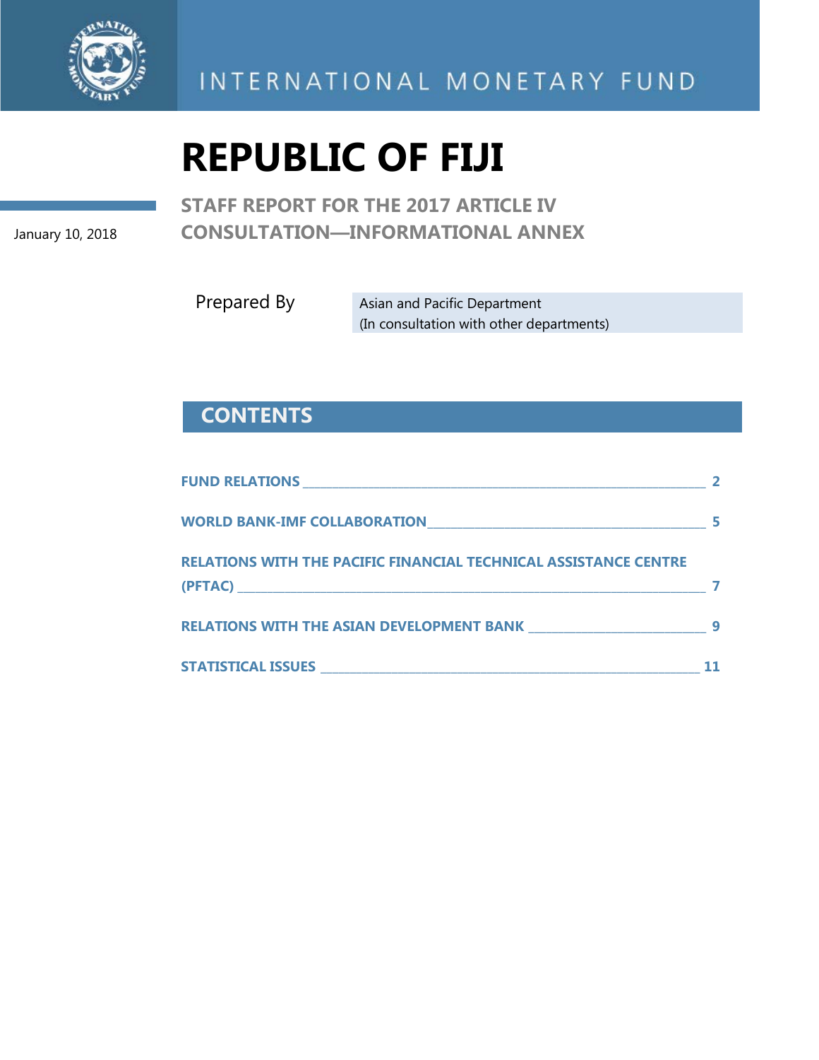INTERNATIONAL MONETARY FUND

# REPUBLIC OF FIJI

January 10, 2018

## STAFF REPORT FOR THE 2017 ARTICLE IV CONSULTATION—INFORMATIONAL ANNEX

Prepared By: Asian and Pacific Department (In consultation with other departments)

## CONTENTS

| | |
|---|---|
| FUND RELATIONS | 2 |
| WORLD BANK-IMF COLLABORATION | 5 |
| RELATIONS WITH THE PACIFIC FINANCIAL TECHNICAL ASSISTANCE CENTRE (PFTAC) | 7 |
| RELATIONS WITH THE ASIAN DEVELOPMENT BANK | 9 |
| STATISTICAL ISSUES | 11 |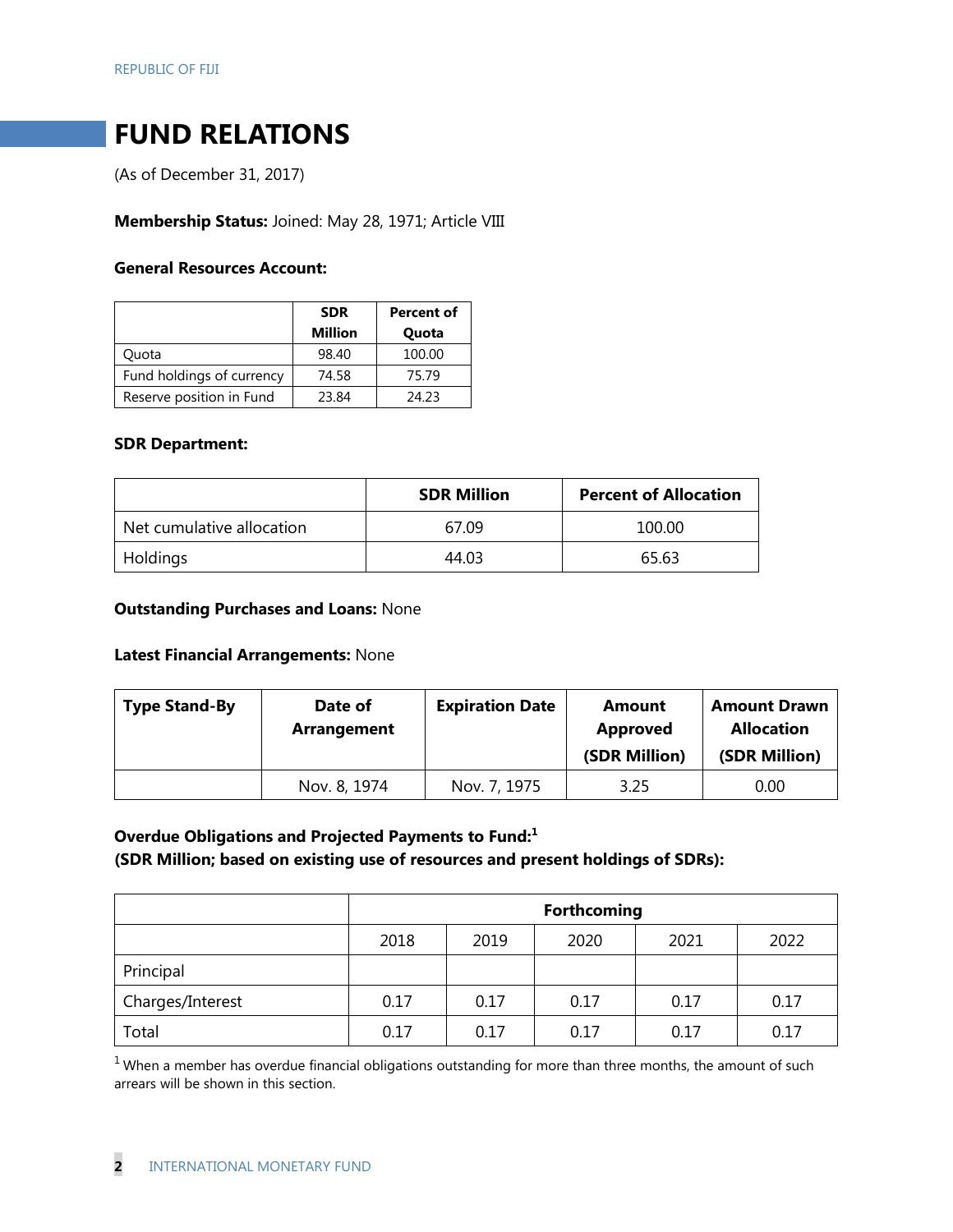# FUND RELATIONS

(As of December 31, 2017)

**Membership Status:** Joined: May 28, 1971; Article VIII

**General Resources Account:**

| | SDR Million | Percent of Quota |
|---|---|---|
| Quota | 98.40 | 100.00 |
| Fund holdings of currency | 74.58 | 75.79 |
| Reserve position in Fund | 23.84 | 24.23 |

**SDR Department:**

| | SDR Million | Percent of Allocation |
|---|---|---|
| Net cumulative allocation | 67.09 | 100.00 |
| Holdings | 44.03 | 65.63 |

**Outstanding Purchases and Loans:** None

**Latest Financial Arrangements:** None

| Type Stand-By | Date of Arrangement | Expiration Date | Amount Approved (SDR Million) | Amount Drawn Allocation (SDR Million) |
|---|---|---|---|---|
| | Nov. 8, 1974 | Nov. 7, 1975 | 3.25 | 0.00 |

**Overdue Obligations and Projected Payments to Fund:[1]**
**(SDR Million; based on existing use of resources and present holdings of SDRs):**

| | Forthcoming | | | | |
|---|---|---|---|---|---|
| | 2018 | 2019 | 2020 | 2021 | 2022 |
| Principal | | | | | |
| Charges/Interest | 0.17 | 0.17 | 0.17 | 0.17 | 0.17 |
| Total | 0.17 | 0.17 | 0.17 | 0.17 | 0.17 |

[1] When a member has overdue financial obligations outstanding for more than three months, the amount of such arrears will be shown in this section.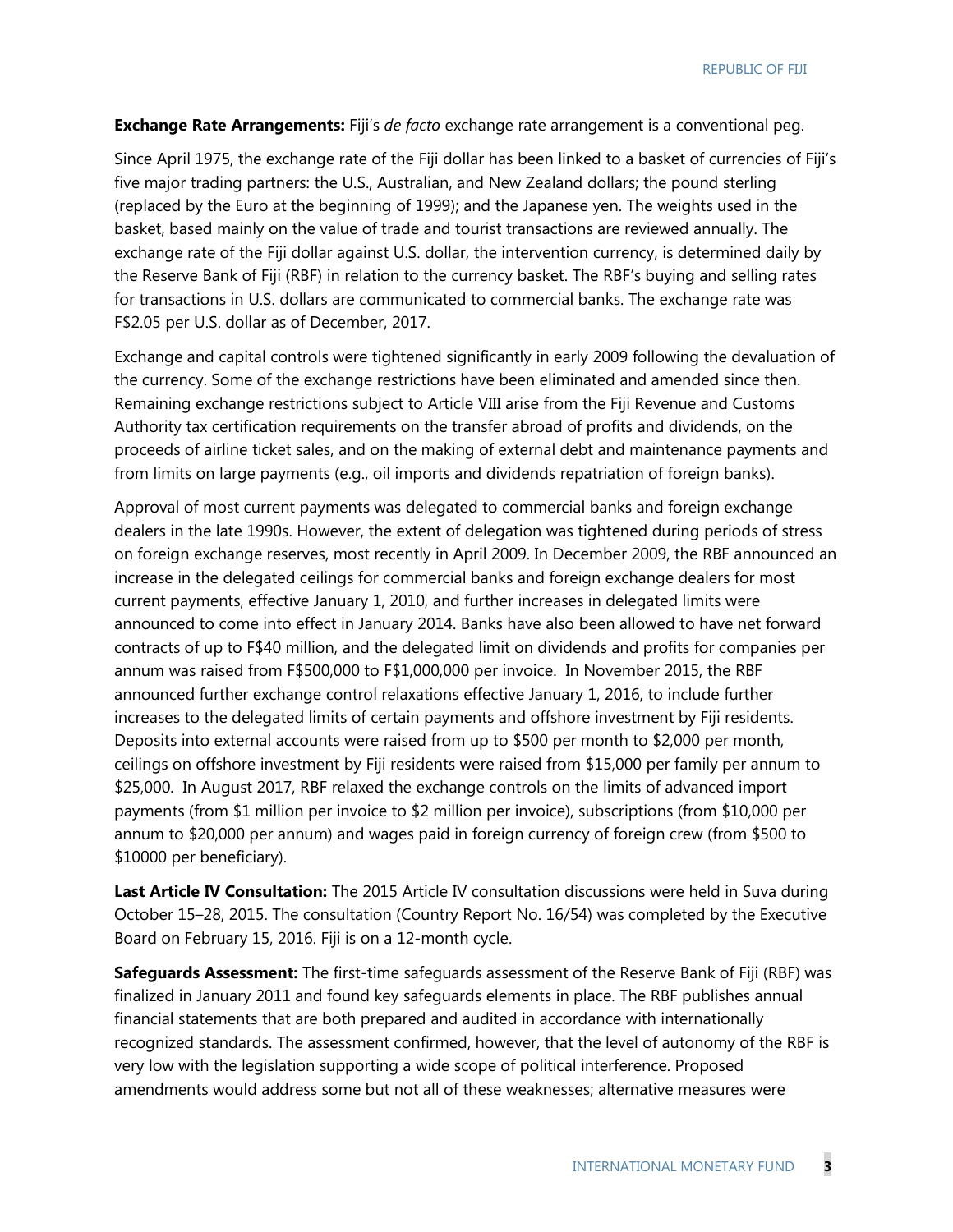**Exchange Rate Arrangements:** Fiji's *de facto* exchange rate arrangement is a conventional peg.

Since April 1975, the exchange rate of the Fiji dollar has been linked to a basket of currencies of Fiji's five major trading partners: the U.S., Australian, and New Zealand dollars; the pound sterling (replaced by the Euro at the beginning of 1999); and the Japanese yen. The weights used in the basket, based mainly on the value of trade and tourist transactions are reviewed annually. The exchange rate of the Fiji dollar against U.S. dollar, the intervention currency, is determined daily by the Reserve Bank of Fiji (RBF) in relation to the currency basket. The RBF's buying and selling rates for transactions in U.S. dollars are communicated to commercial banks. The exchange rate was F$2.05 per U.S. dollar as of December, 2017.

Exchange and capital controls were tightened significantly in early 2009 following the devaluation of the currency. Some of the exchange restrictions have been eliminated and amended since then. Remaining exchange restrictions subject to Article VIII arise from the Fiji Revenue and Customs Authority tax certification requirements on the transfer abroad of profits and dividends, on the proceeds of airline ticket sales, and on the making of external debt and maintenance payments and from limits on large payments (e.g., oil imports and dividends repatriation of foreign banks).

Approval of most current payments was delegated to commercial banks and foreign exchange dealers in the late 1990s. However, the extent of delegation was tightened during periods of stress on foreign exchange reserves, most recently in April 2009. In December 2009, the RBF announced an increase in the delegated ceilings for commercial banks and foreign exchange dealers for most current payments, effective January 1, 2010, and further increases in delegated limits were announced to come into effect in January 2014. Banks have also been allowed to have net forward contracts of up to F$40 million, and the delegated limit on dividends and profits for companies per annum was raised from F$500,000 to F$1,000,000 per invoice. In November 2015, the RBF announced further exchange control relaxations effective January 1, 2016, to include further increases to the delegated limits of certain payments and offshore investment by Fiji residents. Deposits into external accounts were raised from up to $500 per month to $2,000 per month, ceilings on offshore investment by Fiji residents were raised from $15,000 per family per annum to $25,000. In August 2017, RBF relaxed the exchange controls on the limits of advanced import payments (from $1 million per invoice to $2 million per invoice), subscriptions (from $10,000 per annum to $20,000 per annum) and wages paid in foreign currency of foreign crew (from $500 to $10000 per beneficiary).

**Last Article IV Consultation:** The 2015 Article IV consultation discussions were held in Suva during October 15–28, 2015. The consultation (Country Report No. 16/54) was completed by the Executive Board on February 15, 2016. Fiji is on a 12-month cycle.

**Safeguards Assessment:** The first-time safeguards assessment of the Reserve Bank of Fiji (RBF) was finalized in January 2011 and found key safeguards elements in place. The RBF publishes annual financial statements that are both prepared and audited in accordance with internationally recognized standards. The assessment confirmed, however, that the level of autonomy of the RBF is very low with the legislation supporting a wide scope of political interference. Proposed amendments would address some but not all of these weaknesses; alternative measures were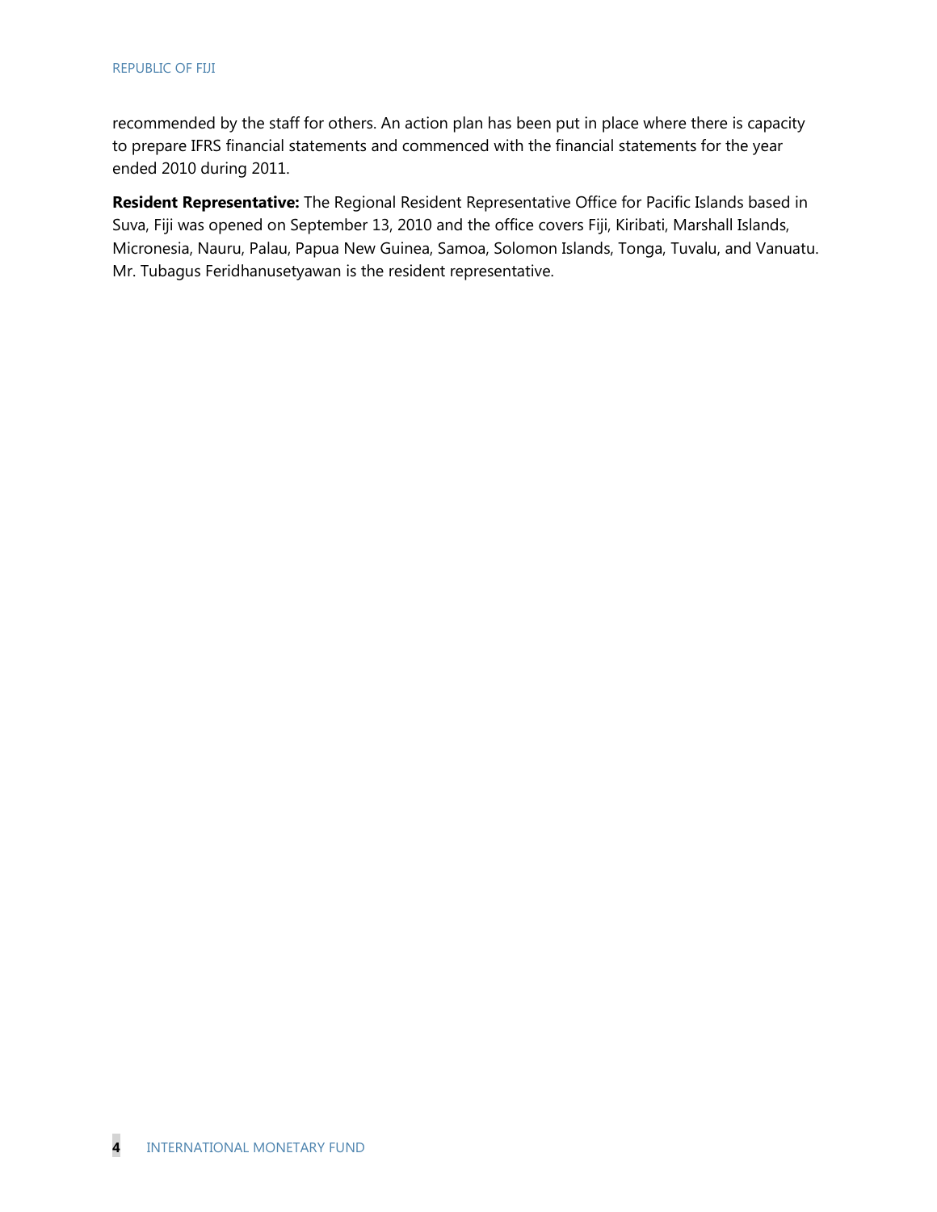recommended by the staff for others. An action plan has been put in place where there is capacity to prepare IFRS financial statements and commenced with the financial statements for the year ended 2010 during 2011.

**Resident Representative:** The Regional Resident Representative Office for Pacific Islands based in Suva, Fiji was opened on September 13, 2010 and the office covers Fiji, Kiribati, Marshall Islands, Micronesia, Nauru, Palau, Papua New Guinea, Samoa, Solomon Islands, Tonga, Tuvalu, and Vanuatu. Mr. Tubagus Feridhanusetyawan is the resident representative.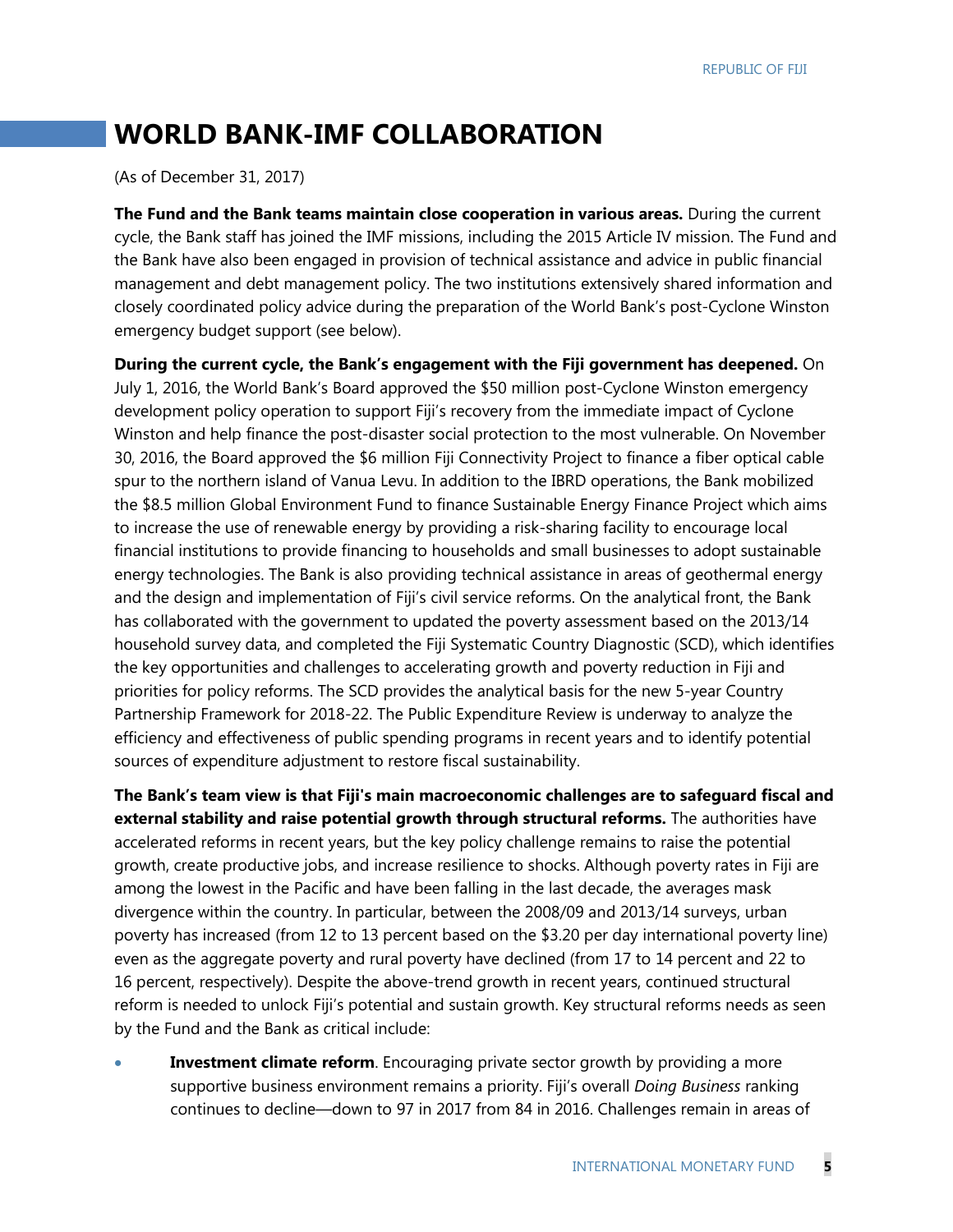## WORLD BANK-IMF COLLABORATION

(As of December 31, 2017)

**The Fund and the Bank teams maintain close cooperation in various areas.** During the current cycle, the Bank staff has joined the IMF missions, including the 2015 Article IV mission. The Fund and the Bank have also been engaged in provision of technical assistance and advice in public financial management and debt management policy. The two institutions extensively shared information and closely coordinated policy advice during the preparation of the World Bank's post-Cyclone Winston emergency budget support (see below).

**During the current cycle, the Bank's engagement with the Fiji government has deepened.** On July 1, 2016, the World Bank's Board approved the $50 million post-Cyclone Winston emergency development policy operation to support Fiji's recovery from the immediate impact of Cyclone Winston and help finance the post-disaster social protection to the most vulnerable. On November 30, 2016, the Board approved the $6 million Fiji Connectivity Project to finance a fiber optical cable spur to the northern island of Vanua Levu. In addition to the IBRD operations, the Bank mobilized the $8.5 million Global Environment Fund to finance Sustainable Energy Finance Project which aims to increase the use of renewable energy by providing a risk-sharing facility to encourage local financial institutions to provide financing to households and small businesses to adopt sustainable energy technologies. The Bank is also providing technical assistance in areas of geothermal energy and the design and implementation of Fiji's civil service reforms. On the analytical front, the Bank has collaborated with the government to updated the poverty assessment based on the 2013/14 household survey data, and completed the Fiji Systematic Country Diagnostic (SCD), which identifies the key opportunities and challenges to accelerating growth and poverty reduction in Fiji and priorities for policy reforms. The SCD provides the analytical basis for the new 5-year Country Partnership Framework for 2018-22. The Public Expenditure Review is underway to analyze the efficiency and effectiveness of public spending programs in recent years and to identify potential sources of expenditure adjustment to restore fiscal sustainability.

**The Bank's team view is that Fiji's main macroeconomic challenges are to safeguard fiscal and external stability and raise potential growth through structural reforms.** The authorities have accelerated reforms in recent years, but the key policy challenge remains to raise the potential growth, create productive jobs, and increase resilience to shocks. Although poverty rates in Fiji are among the lowest in the Pacific and have been falling in the last decade, the averages mask divergence within the country. In particular, between the 2008/09 and 2013/14 surveys, urban poverty has increased (from 12 to 13 percent based on the $3.20 per day international poverty line) even as the aggregate poverty and rural poverty have declined (from 17 to 14 percent and 22 to 16 percent, respectively). Despite the above-trend growth in recent years, continued structural reform is needed to unlock Fiji's potential and sustain growth. Key structural reforms needs as seen by the Fund and the Bank as critical include:

- **Investment climate reform**. Encouraging private sector growth by providing a more supportive business environment remains a priority. Fiji's overall *Doing Business* ranking continues to decline—down to 97 in 2017 from 84 in 2016. Challenges remain in areas of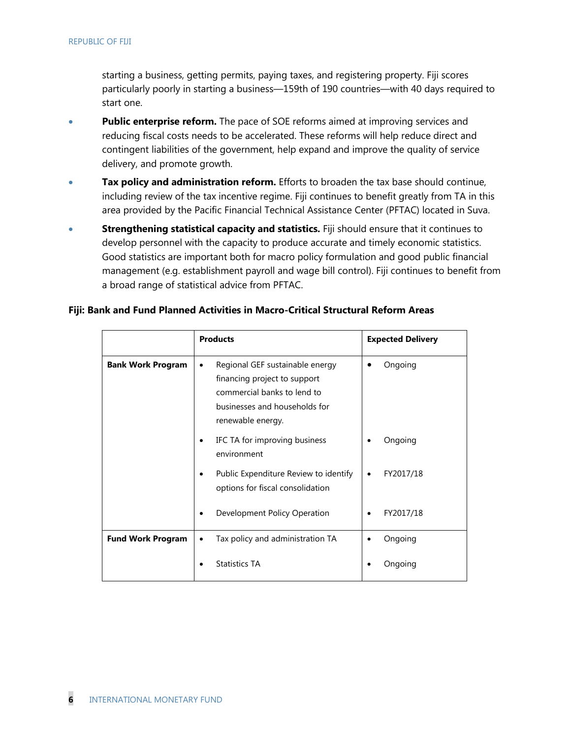starting a business, getting permits, paying taxes, and registering property. Fiji scores particularly poorly in starting a business—159th of 190 countries—with 40 days required to start one.

- **Public enterprise reform.** The pace of SOE reforms aimed at improving services and reducing fiscal costs needs to be accelerated. These reforms will help reduce direct and contingent liabilities of the government, help expand and improve the quality of service delivery, and promote growth.
- **Tax policy and administration reform.** Efforts to broaden the tax base should continue, including review of the tax incentive regime. Fiji continues to benefit greatly from TA in this area provided by the Pacific Financial Technical Assistance Center (PFTAC) located in Suva.
- **Strengthening statistical capacity and statistics.** Fiji should ensure that it continues to develop personnel with the capacity to produce accurate and timely economic statistics. Good statistics are important both for macro policy formulation and good public financial management (e.g. establishment payroll and wage bill control). Fiji continues to benefit from a broad range of statistical advice from PFTAC.

**Fiji: Bank and Fund Planned Activities in Macro-Critical Structural Reform Areas**

| | Products | Expected Delivery |
|---|---|---|
| **Bank Work Program** | • Regional GEF sustainable energy financing project to support commercial banks to lend to businesses and households for renewable energy. | • Ongoing |
| | • IFC TA for improving business environment | • Ongoing |
| | • Public Expenditure Review to identify options for fiscal consolidation | • FY2017/18 |
| | • Development Policy Operation | • FY2017/18 |
| **Fund Work Program** | • Tax policy and administration TA | • Ongoing |
| | • Statistics TA | • Ongoing |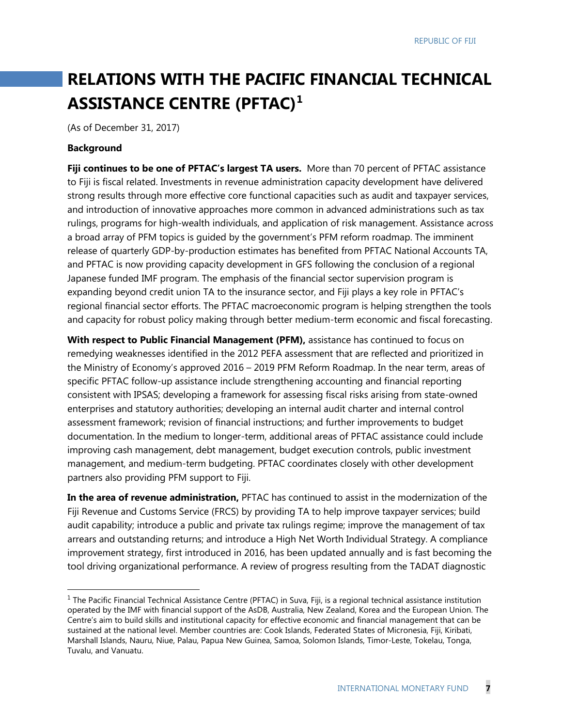# RELATIONS WITH THE PACIFIC FINANCIAL TECHNICAL ASSISTANCE CENTRE (PFTAC)[1]

(As of December 31, 2017)

**Background**

**Fiji continues to be one of PFTAC's largest TA users.** More than 70 percent of PFTAC assistance to Fiji is fiscal related. Investments in revenue administration capacity development have delivered strong results through more effective core functional capacities such as audit and taxpayer services, and introduction of innovative approaches more common in advanced administrations such as tax rulings, programs for high-wealth individuals, and application of risk management. Assistance across a broad array of PFM topics is guided by the government's PFM reform roadmap. The imminent release of quarterly GDP-by-production estimates has benefited from PFTAC National Accounts TA, and PFTAC is now providing capacity development in GFS following the conclusion of a regional Japanese funded IMF program. The emphasis of the financial sector supervision program is expanding beyond credit union TA to the insurance sector, and Fiji plays a key role in PFTAC's regional financial sector efforts. The PFTAC macroeconomic program is helping strengthen the tools and capacity for robust policy making through better medium-term economic and fiscal forecasting.

**With respect to Public Financial Management (PFM),** assistance has continued to focus on remedying weaknesses identified in the 2012 PEFA assessment that are reflected and prioritized in the Ministry of Economy's approved 2016 – 2019 PFM Reform Roadmap. In the near term, areas of specific PFTAC follow-up assistance include strengthening accounting and financial reporting consistent with IPSAS; developing a framework for assessing fiscal risks arising from state-owned enterprises and statutory authorities; developing an internal audit charter and internal control assessment framework; revision of financial instructions; and further improvements to budget documentation. In the medium to longer-term, additional areas of PFTAC assistance could include improving cash management, debt management, budget execution controls, public investment management, and medium-term budgeting. PFTAC coordinates closely with other development partners also providing PFM support to Fiji.

**In the area of revenue administration,** PFTAC has continued to assist in the modernization of the Fiji Revenue and Customs Service (FRCS) by providing TA to help improve taxpayer services; build audit capability; introduce a public and private tax rulings regime; improve the management of tax arrears and outstanding returns; and introduce a High Net Worth Individual Strategy. A compliance improvement strategy, first introduced in 2016, has been updated annually and is fast becoming the tool driving organizational performance. A review of progress resulting from the TADAT diagnostic

[1] The Pacific Financial Technical Assistance Centre (PFTAC) in Suva, Fiji, is a regional technical assistance institution operated by the IMF with financial support of the AsDB, Australia, New Zealand, Korea and the European Union. The Centre's aim to build skills and institutional capacity for effective economic and financial management that can be sustained at the national level. Member countries are: Cook Islands, Federated States of Micronesia, Fiji, Kiribati, Marshall Islands, Nauru, Niue, Palau, Papua New Guinea, Samoa, Solomon Islands, Timor-Leste, Tokelau, Tonga, Tuvalu, and Vanuatu.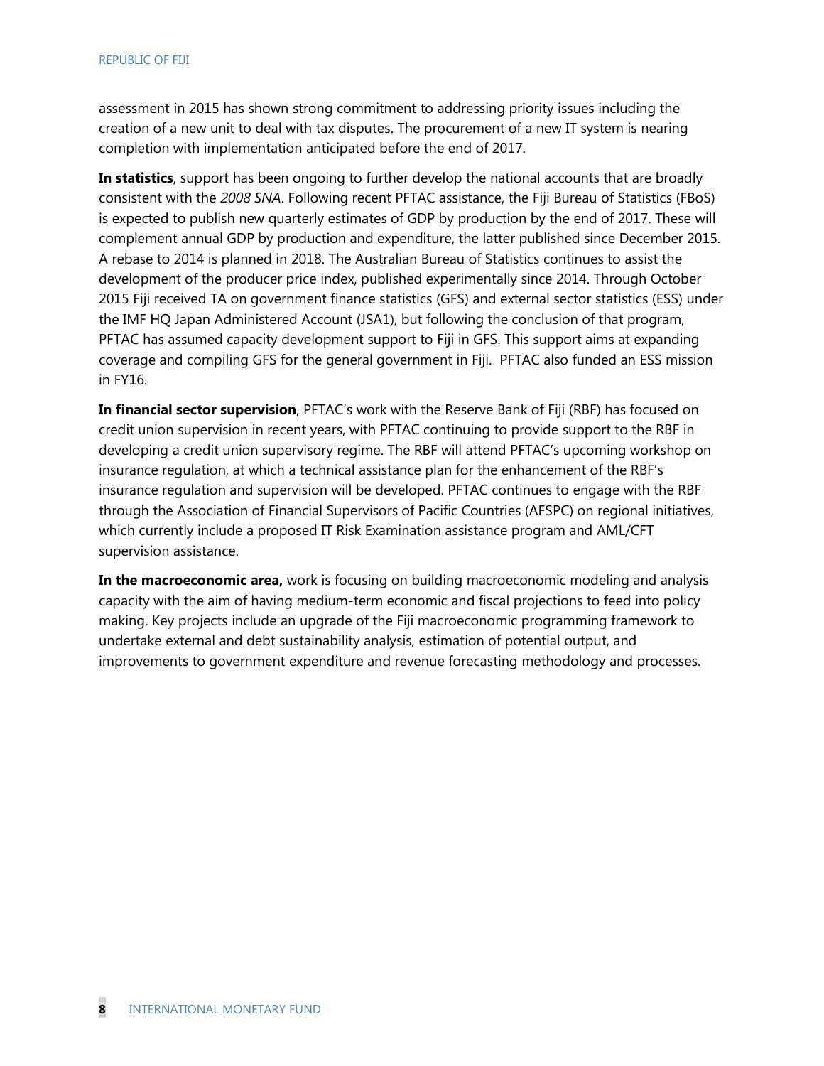assessment in 2015 has shown strong commitment to addressing priority issues including the creation of a new unit to deal with tax disputes. The procurement of a new IT system is nearing completion with implementation anticipated before the end of 2017.

**In statistics**, support has been ongoing to further develop the national accounts that are broadly consistent with the *2008 SNA*. Following recent PFTAC assistance, the Fiji Bureau of Statistics (FBoS) is expected to publish new quarterly estimates of GDP by production by the end of 2017. These will complement annual GDP by production and expenditure, the latter published since December 2015. A rebase to 2014 is planned in 2018. The Australian Bureau of Statistics continues to assist the development of the producer price index, published experimentally since 2014. Through October 2015 Fiji received TA on government finance statistics (GFS) and external sector statistics (ESS) under the IMF HQ Japan Administered Account (JSA1), but following the conclusion of that program, PFTAC has assumed capacity development support to Fiji in GFS. This support aims at expanding coverage and compiling GFS for the general government in Fiji. PFTAC also funded an ESS mission in FY16.

**In financial sector supervision**, PFTAC's work with the Reserve Bank of Fiji (RBF) has focused on credit union supervision in recent years, with PFTAC continuing to provide support to the RBF in developing a credit union supervisory regime. The RBF will attend PFTAC's upcoming workshop on insurance regulation, at which a technical assistance plan for the enhancement of the RBF's insurance regulation and supervision will be developed. PFTAC continues to engage with the RBF through the Association of Financial Supervisors of Pacific Countries (AFSPC) on regional initiatives, which currently include a proposed IT Risk Examination assistance program and AML/CFT supervision assistance.

**In the macroeconomic area,** work is focusing on building macroeconomic modeling and analysis capacity with the aim of having medium-term economic and fiscal projections to feed into policy making. Key projects include an upgrade of the Fiji macroeconomic programming framework to undertake external and debt sustainability analysis, estimation of potential output, and improvements to government expenditure and revenue forecasting methodology and processes.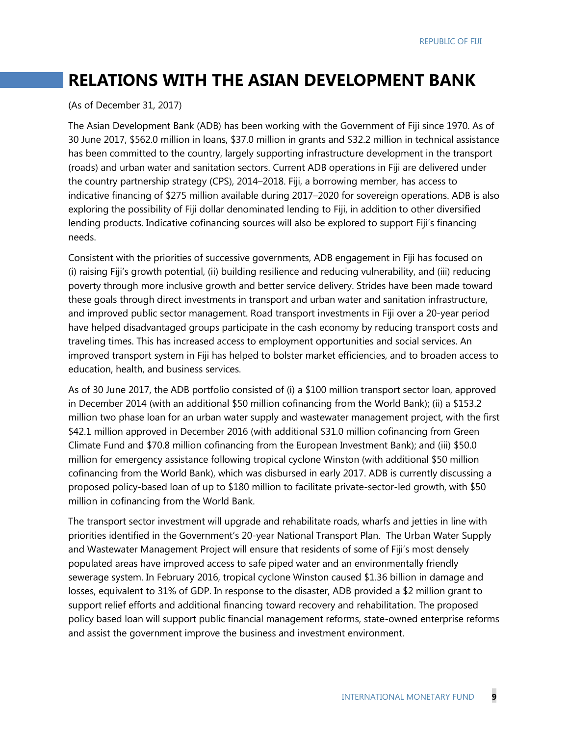# RELATIONS WITH THE ASIAN DEVELOPMENT BANK

(As of December 31, 2017)

The Asian Development Bank (ADB) has been working with the Government of Fiji since 1970. As of 30 June 2017, $562.0 million in loans, $37.0 million in grants and $32.2 million in technical assistance has been committed to the country, largely supporting infrastructure development in the transport (roads) and urban water and sanitation sectors. Current ADB operations in Fiji are delivered under the country partnership strategy (CPS), 2014–2018. Fiji, a borrowing member, has access to indicative financing of $275 million available during 2017–2020 for sovereign operations. ADB is also exploring the possibility of Fiji dollar denominated lending to Fiji, in addition to other diversified lending products. Indicative cofinancing sources will also be explored to support Fiji's financing needs.

Consistent with the priorities of successive governments, ADB engagement in Fiji has focused on (i) raising Fiji's growth potential, (ii) building resilience and reducing vulnerability, and (iii) reducing poverty through more inclusive growth and better service delivery. Strides have been made toward these goals through direct investments in transport and urban water and sanitation infrastructure, and improved public sector management. Road transport investments in Fiji over a 20-year period have helped disadvantaged groups participate in the cash economy by reducing transport costs and traveling times. This has increased access to employment opportunities and social services. An improved transport system in Fiji has helped to bolster market efficiencies, and to broaden access to education, health, and business services.

As of 30 June 2017, the ADB portfolio consisted of (i) a $100 million transport sector loan, approved in December 2014 (with an additional $50 million cofinancing from the World Bank); (ii) a $153.2 million two phase loan for an urban water supply and wastewater management project, with the first $42.1 million approved in December 2016 (with additional $31.0 million cofinancing from Green Climate Fund and $70.8 million cofinancing from the European Investment Bank); and (iii) $50.0 million for emergency assistance following tropical cyclone Winston (with additional $50 million cofinancing from the World Bank), which was disbursed in early 2017. ADB is currently discussing a proposed policy-based loan of up to $180 million to facilitate private-sector-led growth, with $50 million in cofinancing from the World Bank.

The transport sector investment will upgrade and rehabilitate roads, wharfs and jetties in line with priorities identified in the Government's 20-year National Transport Plan. The Urban Water Supply and Wastewater Management Project will ensure that residents of some of Fiji's most densely populated areas have improved access to safe piped water and an environmentally friendly sewerage system. In February 2016, tropical cyclone Winston caused $1.36 billion in damage and losses, equivalent to 31% of GDP. In response to the disaster, ADB provided a $2 million grant to support relief efforts and additional financing toward recovery and rehabilitation. The proposed policy based loan will support public financial management reforms, state-owned enterprise reforms and assist the government improve the business and investment environment.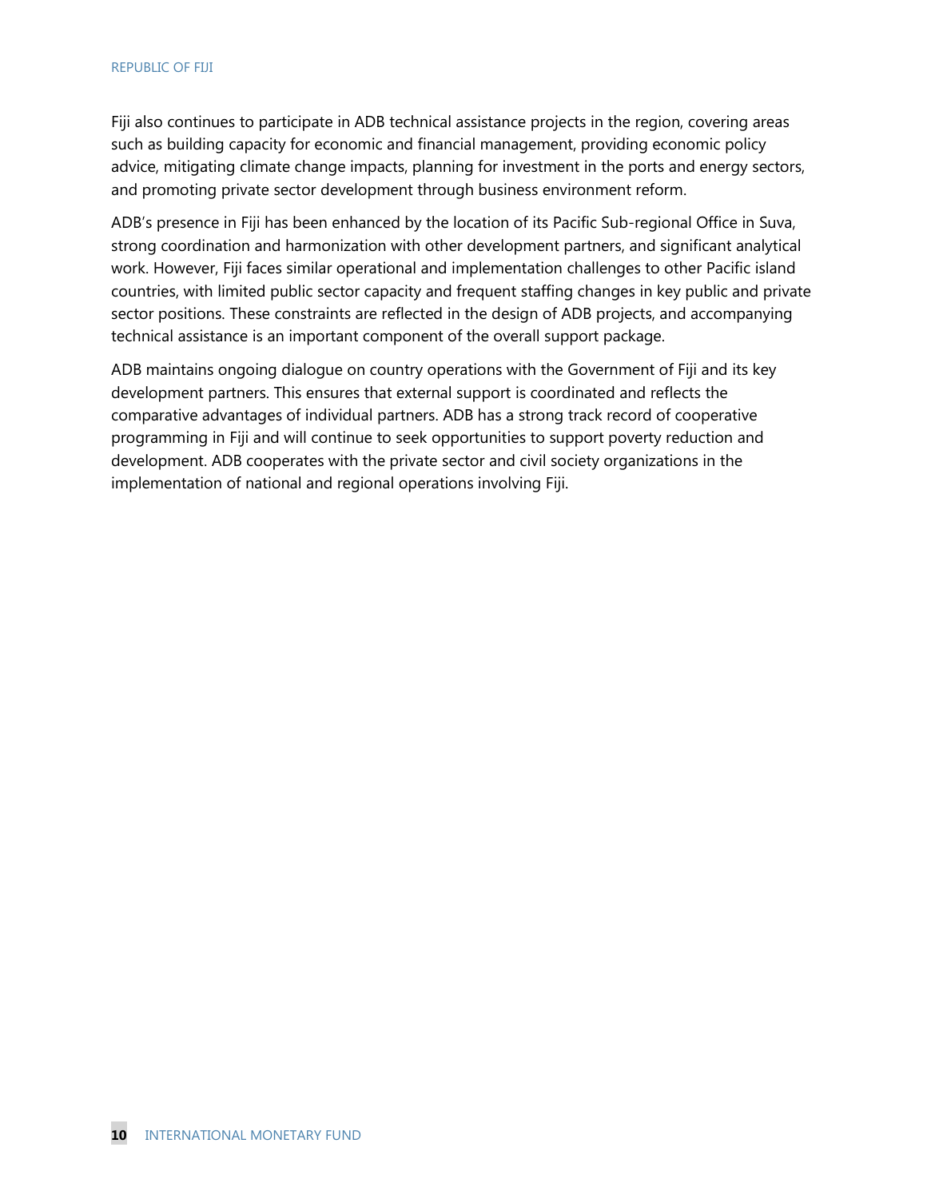Fiji also continues to participate in ADB technical assistance projects in the region, covering areas such as building capacity for economic and financial management, providing economic policy advice, mitigating climate change impacts, planning for investment in the ports and energy sectors, and promoting private sector development through business environment reform.

ADB's presence in Fiji has been enhanced by the location of its Pacific Sub-regional Office in Suva, strong coordination and harmonization with other development partners, and significant analytical work. However, Fiji faces similar operational and implementation challenges to other Pacific island countries, with limited public sector capacity and frequent staffing changes in key public and private sector positions. These constraints are reflected in the design of ADB projects, and accompanying technical assistance is an important component of the overall support package.

ADB maintains ongoing dialogue on country operations with the Government of Fiji and its key development partners. This ensures that external support is coordinated and reflects the comparative advantages of individual partners. ADB has a strong track record of cooperative programming in Fiji and will continue to seek opportunities to support poverty reduction and development. ADB cooperates with the private sector and civil society organizations in the implementation of national and regional operations involving Fiji.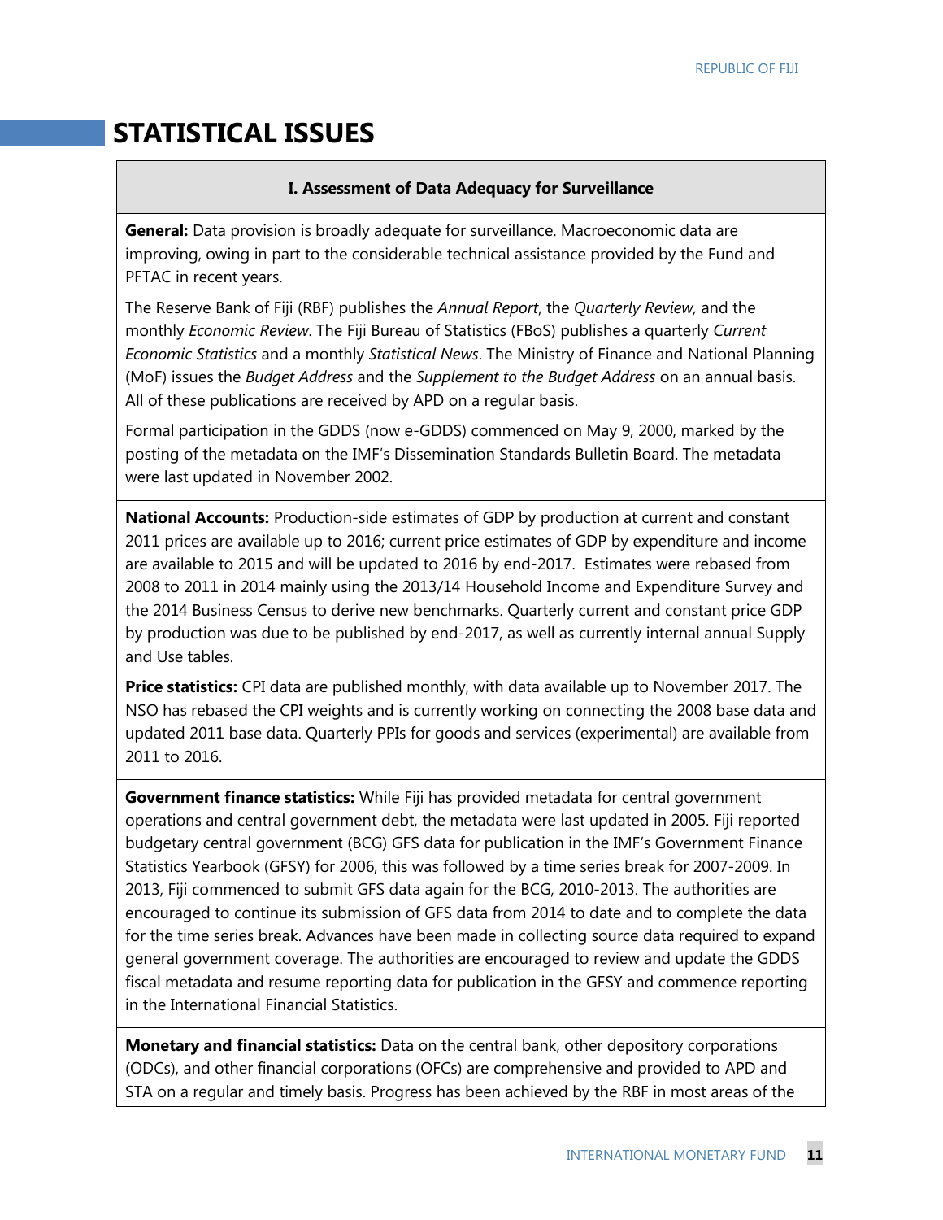# STATISTICAL ISSUES

## I. Assessment of Data Adequacy for Surveillance

**General:** Data provision is broadly adequate for surveillance. Macroeconomic data are improving, owing in part to the considerable technical assistance provided by the Fund and PFTAC in recent years.

The Reserve Bank of Fiji (RBF) publishes the *Annual Report*, the *Quarterly Review,* and the monthly *Economic Review*. The Fiji Bureau of Statistics (FBoS) publishes a quarterly *Current Economic Statistics* and a monthly *Statistical News*. The Ministry of Finance and National Planning (MoF) issues the *Budget Address* and the *Supplement to the Budget Address* on an annual basis. All of these publications are received by APD on a regular basis.

Formal participation in the GDDS (now e-GDDS) commenced on May 9, 2000, marked by the posting of the metadata on the IMF's Dissemination Standards Bulletin Board. The metadata were last updated in November 2002.

**National Accounts:** Production-side estimates of GDP by production at current and constant 2011 prices are available up to 2016; current price estimates of GDP by expenditure and income are available to 2015 and will be updated to 2016 by end-2017. Estimates were rebased from 2008 to 2011 in 2014 mainly using the 2013/14 Household Income and Expenditure Survey and the 2014 Business Census to derive new benchmarks. Quarterly current and constant price GDP by production was due to be published by end-2017, as well as currently internal annual Supply and Use tables.

**Price statistics:** CPI data are published monthly, with data available up to November 2017. The NSO has rebased the CPI weights and is currently working on connecting the 2008 base data and updated 2011 base data. Quarterly PPIs for goods and services (experimental) are available from 2011 to 2016.

**Government finance statistics:** While Fiji has provided metadata for central government operations and central government debt, the metadata were last updated in 2005. Fiji reported budgetary central government (BCG) GFS data for publication in the IMF's Government Finance Statistics Yearbook (GFSY) for 2006, this was followed by a time series break for 2007-2009. In 2013, Fiji commenced to submit GFS data again for the BCG, 2010-2013. The authorities are encouraged to continue its submission of GFS data from 2014 to date and to complete the data for the time series break. Advances have been made in collecting source data required to expand general government coverage. The authorities are encouraged to review and update the GDDS fiscal metadata and resume reporting data for publication in the GFSY and commence reporting in the International Financial Statistics.

**Monetary and financial statistics:** Data on the central bank, other depository corporations (ODCs), and other financial corporations (OFCs) are comprehensive and provided to APD and STA on a regular and timely basis. Progress has been achieved by the RBF in most areas of the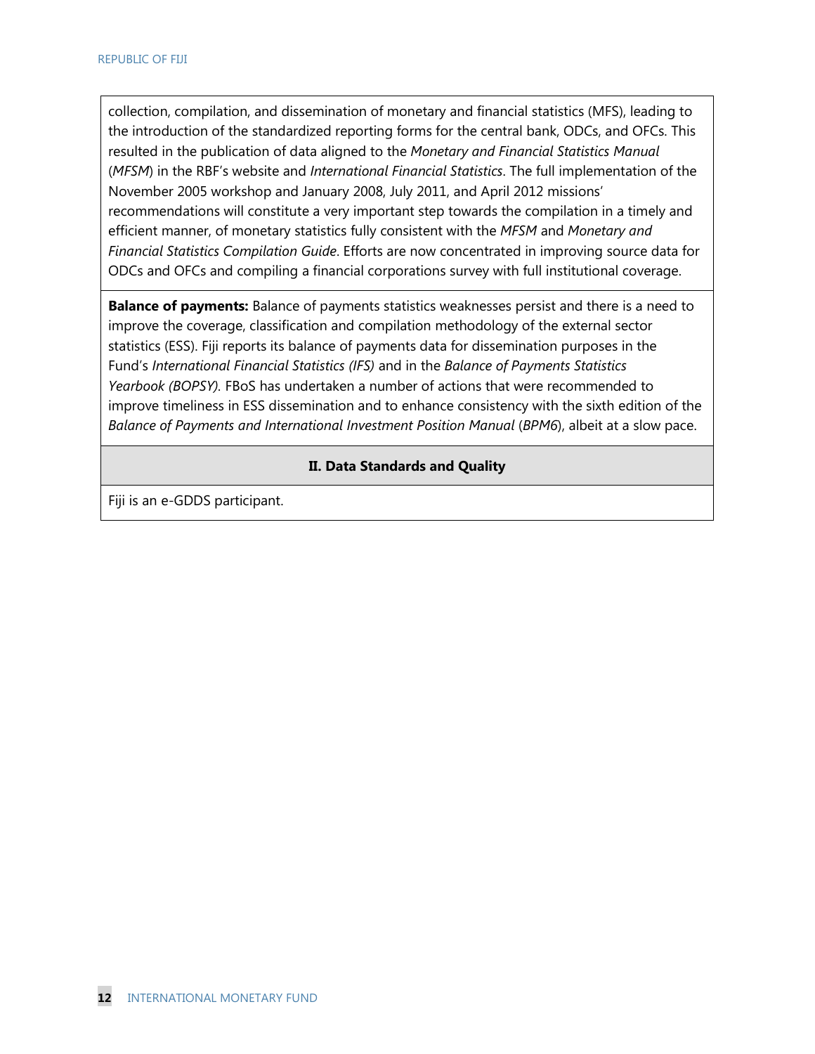collection, compilation, and dissemination of monetary and financial statistics (MFS), leading to the introduction of the standardized reporting forms for the central bank, ODCs, and OFCs. This resulted in the publication of data aligned to the *Monetary and Financial Statistics Manual* (*MFSM*) in the RBF's website and *International Financial Statistics*. The full implementation of the November 2005 workshop and January 2008, July 2011, and April 2012 missions' recommendations will constitute a very important step towards the compilation in a timely and efficient manner, of monetary statistics fully consistent with the *MFSM* and *Monetary and Financial Statistics Compilation Guide*. Efforts are now concentrated in improving source data for ODCs and OFCs and compiling a financial corporations survey with full institutional coverage.

**Balance of payments:** Balance of payments statistics weaknesses persist and there is a need to improve the coverage, classification and compilation methodology of the external sector statistics (ESS). Fiji reports its balance of payments data for dissemination purposes in the Fund's *International Financial Statistics (IFS)* and in the *Balance of Payments Statistics Yearbook (BOPSY).* FBoS has undertaken a number of actions that were recommended to improve timeliness in ESS dissemination and to enhance consistency with the sixth edition of the *Balance of Payments and International Investment Position Manual* (*BPM6*), albeit at a slow pace.

## II. Data Standards and Quality

Fiji is an e-GDDS participant.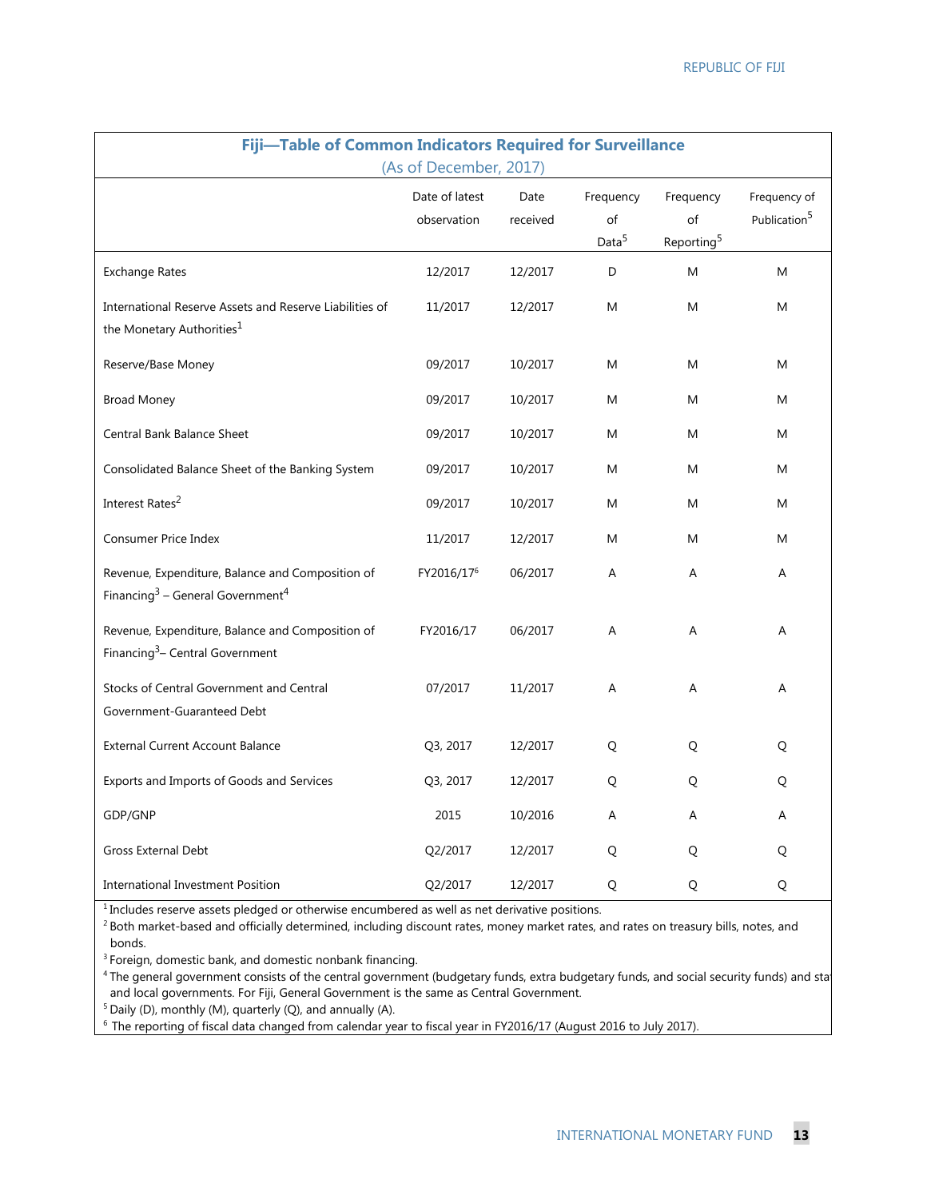## Fiji—Table of Common Indicators Required for Surveillance

(As of December, 2017)

| | Date of latest observation | Date received | Frequency of Data[5] | Frequency of Reporting[5] | Frequency of Publication[5] |
|---|---|---|---|---|---|
| Exchange Rates | 12/2017 | 12/2017 | D | M | M |
| International Reserve Assets and Reserve Liabilities of the Monetary Authorities[1] | 11/2017 | 12/2017 | M | M | M |
| Reserve/Base Money | 09/2017 | 10/2017 | M | M | M |
| Broad Money | 09/2017 | 10/2017 | M | M | M |
| Central Bank Balance Sheet | 09/2017 | 10/2017 | M | M | M |
| Consolidated Balance Sheet of the Banking System | 09/2017 | 10/2017 | M | M | M |
| Interest Rates[2] | 09/2017 | 10/2017 | M | M | M |
| Consumer Price Index | 11/2017 | 12/2017 | M | M | M |
| Revenue, Expenditure, Balance and Composition of Financing[3] – General Government[4] | FY2016/17[6] | 06/2017 | A | A | A |
| Revenue, Expenditure, Balance and Composition of Financing[3]– Central Government | FY2016/17 | 06/2017 | A | A | A |
| Stocks of Central Government and Central Government-Guaranteed Debt | 07/2017 | 11/2017 | A | A | A |
| External Current Account Balance | Q3, 2017 | 12/2017 | Q | Q | Q |
| Exports and Imports of Goods and Services | Q3, 2017 | 12/2017 | Q | Q | Q |
| GDP/GNP | 2015 | 10/2016 | A | A | A |
| Gross External Debt | Q2/2017 | 12/2017 | Q | Q | Q |
| International Investment Position | Q2/2017 | 12/2017 | Q | Q | Q |

[1] Includes reserve assets pledged or otherwise encumbered as well as net derivative positions.

[2] Both market-based and officially determined, including discount rates, money market rates, and rates on treasury bills, notes, and bonds.

[3] Foreign, domestic bank, and domestic nonbank financing.

[4] The general government consists of the central government (budgetary funds, extra budgetary funds, and social security funds) and state and local governments. For Fiji, General Government is the same as Central Government.

[5] Daily (D), monthly (M), quarterly (Q), and annually (A).

[6] The reporting of fiscal data changed from calendar year to fiscal year in FY2016/17 (August 2016 to July 2017).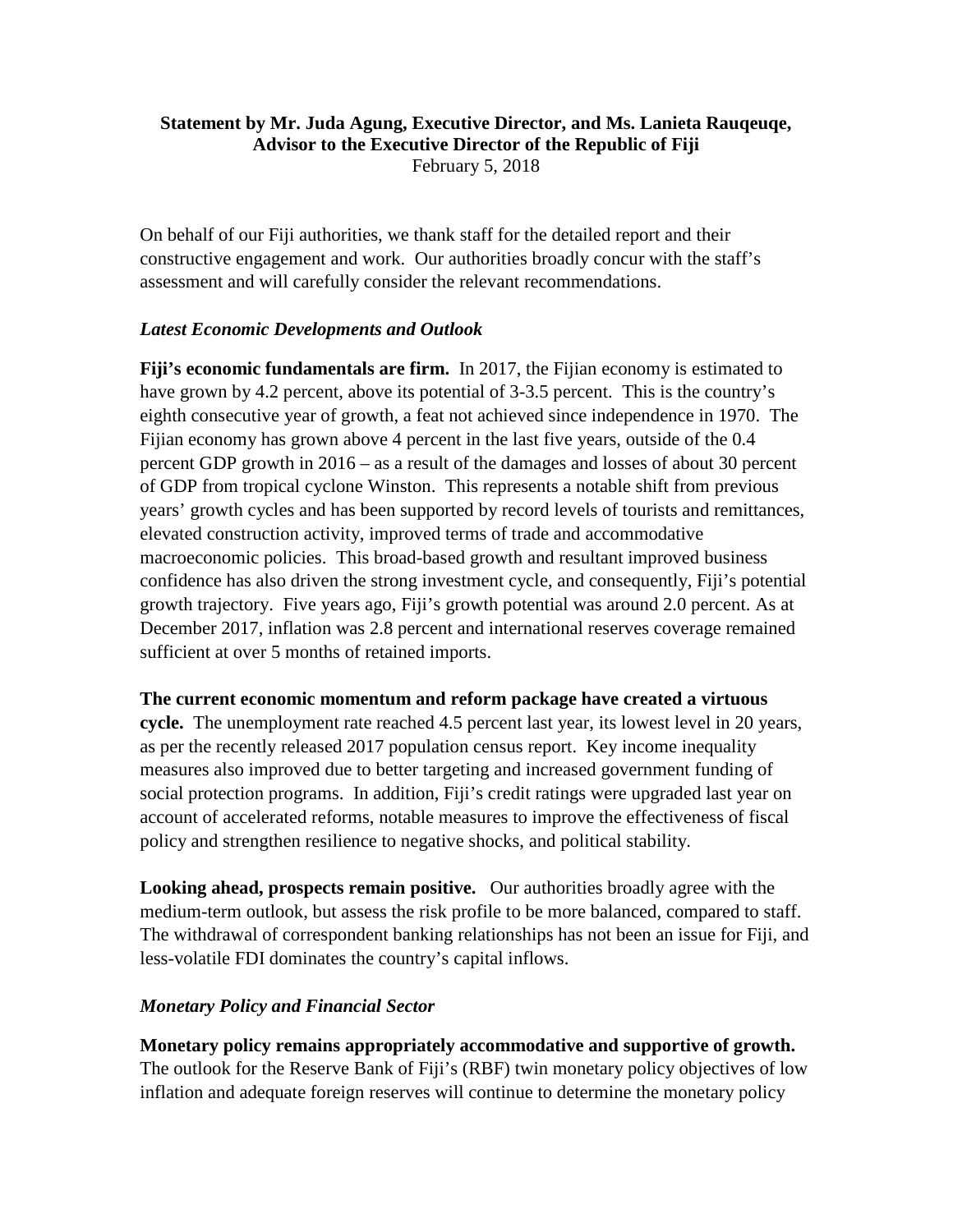**Statement by Mr. Juda Agung, Executive Director, and Ms. Lanieta Rauqeuqe, Advisor to the Executive Director of the Republic of Fiji**
February 5, 2018

On behalf of our Fiji authorities, we thank staff for the detailed report and their constructive engagement and work. Our authorities broadly concur with the staff's assessment and will carefully consider the relevant recommendations.

### *Latest Economic Developments and Outlook*

**Fiji's economic fundamentals are firm.** In 2017, the Fijian economy is estimated to have grown by 4.2 percent, above its potential of 3-3.5 percent. This is the country's eighth consecutive year of growth, a feat not achieved since independence in 1970. The Fijian economy has grown above 4 percent in the last five years, outside of the 0.4 percent GDP growth in 2016 – as a result of the damages and losses of about 30 percent of GDP from tropical cyclone Winston. This represents a notable shift from previous years' growth cycles and has been supported by record levels of tourists and remittances, elevated construction activity, improved terms of trade and accommodative macroeconomic policies. This broad-based growth and resultant improved business confidence has also driven the strong investment cycle, and consequently, Fiji's potential growth trajectory. Five years ago, Fiji's growth potential was around 2.0 percent. As at December 2017, inflation was 2.8 percent and international reserves coverage remained sufficient at over 5 months of retained imports.

**The current economic momentum and reform package have created a virtuous cycle.** The unemployment rate reached 4.5 percent last year, its lowest level in 20 years, as per the recently released 2017 population census report. Key income inequality measures also improved due to better targeting and increased government funding of social protection programs. In addition, Fiji's credit ratings were upgraded last year on account of accelerated reforms, notable measures to improve the effectiveness of fiscal policy and strengthen resilience to negative shocks, and political stability.

**Looking ahead, prospects remain positive.** Our authorities broadly agree with the medium-term outlook, but assess the risk profile to be more balanced, compared to staff. The withdrawal of correspondent banking relationships has not been an issue for Fiji, and less-volatile FDI dominates the country's capital inflows.

### *Monetary Policy and Financial Sector*

**Monetary policy remains appropriately accommodative and supportive of growth.** The outlook for the Reserve Bank of Fiji's (RBF) twin monetary policy objectives of low inflation and adequate foreign reserves will continue to determine the monetary policy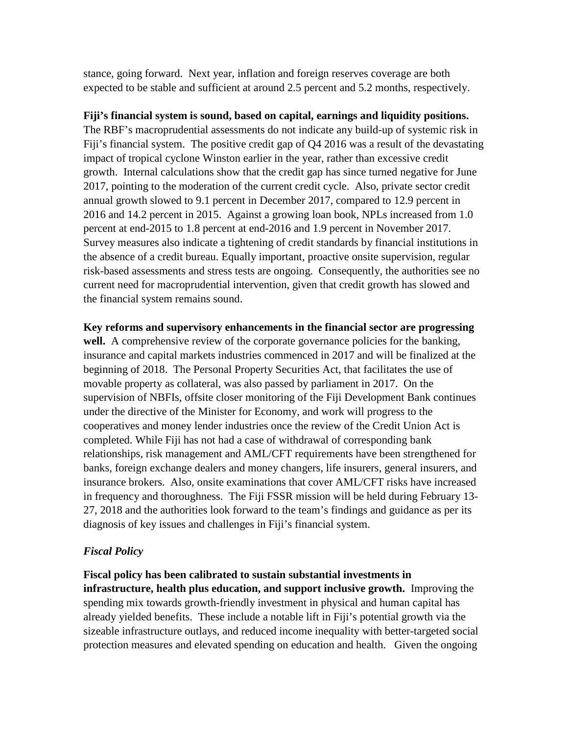stance, going forward. Next year, inflation and foreign reserves coverage are both expected to be stable and sufficient at around 2.5 percent and 5.2 months, respectively.

**Fiji's financial system is sound, based on capital, earnings and liquidity positions.** The RBF's macroprudential assessments do not indicate any build-up of systemic risk in Fiji's financial system. The positive credit gap of Q4 2016 was a result of the devastating impact of tropical cyclone Winston earlier in the year, rather than excessive credit growth. Internal calculations show that the credit gap has since turned negative for June 2017, pointing to the moderation of the current credit cycle. Also, private sector credit annual growth slowed to 9.1 percent in December 2017, compared to 12.9 percent in 2016 and 14.2 percent in 2015. Against a growing loan book, NPLs increased from 1.0 percent at end-2015 to 1.8 percent at end-2016 and 1.9 percent in November 2017. Survey measures also indicate a tightening of credit standards by financial institutions in the absence of a credit bureau. Equally important, proactive onsite supervision, regular risk-based assessments and stress tests are ongoing. Consequently, the authorities see no current need for macroprudential intervention, given that credit growth has slowed and the financial system remains sound.

**Key reforms and supervisory enhancements in the financial sector are progressing well.** A comprehensive review of the corporate governance policies for the banking, insurance and capital markets industries commenced in 2017 and will be finalized at the beginning of 2018. The Personal Property Securities Act, that facilitates the use of movable property as collateral, was also passed by parliament in 2017. On the supervision of NBFIs, offsite closer monitoring of the Fiji Development Bank continues under the directive of the Minister for Economy, and work will progress to the cooperatives and money lender industries once the review of the Credit Union Act is completed. While Fiji has not had a case of withdrawal of corresponding bank relationships, risk management and AML/CFT requirements have been strengthened for banks, foreign exchange dealers and money changers, life insurers, general insurers, and insurance brokers. Also, onsite examinations that cover AML/CFT risks have increased in frequency and thoroughness. The Fiji FSSR mission will be held during February 13-27, 2018 and the authorities look forward to the team's findings and guidance as per its diagnosis of key issues and challenges in Fiji's financial system.

### *Fiscal Policy*

**Fiscal policy has been calibrated to sustain substantial investments in infrastructure, health plus education, and support inclusive growth.** Improving the spending mix towards growth-friendly investment in physical and human capital has already yielded benefits. These include a notable lift in Fiji's potential growth via the sizeable infrastructure outlays, and reduced income inequality with better-targeted social protection measures and elevated spending on education and health. Given the ongoing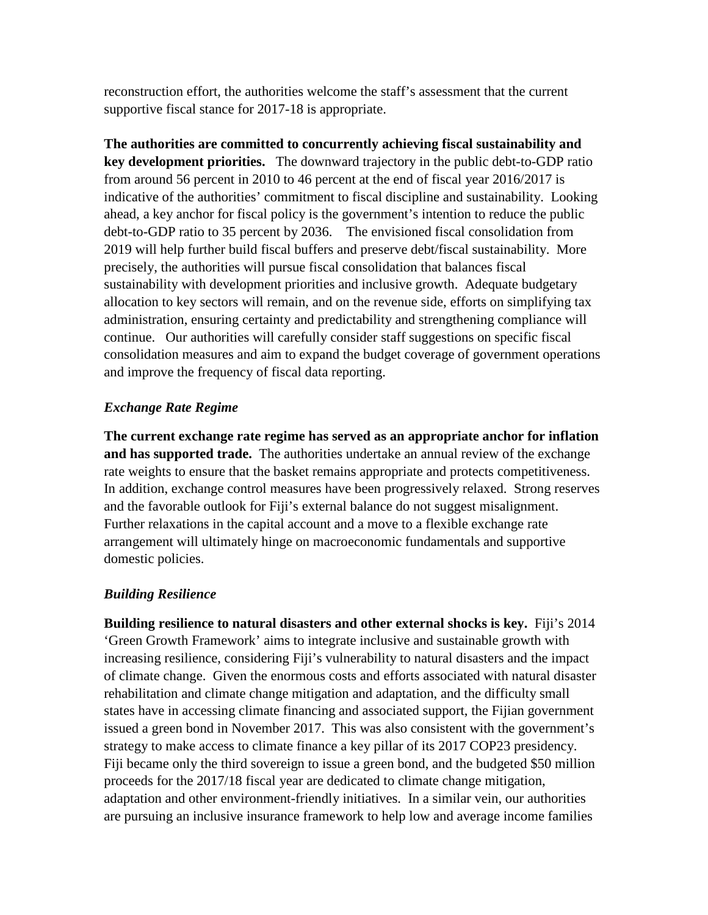reconstruction effort, the authorities welcome the staff's assessment that the current supportive fiscal stance for 2017-18 is appropriate.

**The authorities are committed to concurrently achieving fiscal sustainability and key development priorities.** The downward trajectory in the public debt-to-GDP ratio from around 56 percent in 2010 to 46 percent at the end of fiscal year 2016/2017 is indicative of the authorities' commitment to fiscal discipline and sustainability. Looking ahead, a key anchor for fiscal policy is the government's intention to reduce the public debt-to-GDP ratio to 35 percent by 2036. The envisioned fiscal consolidation from 2019 will help further build fiscal buffers and preserve debt/fiscal sustainability. More precisely, the authorities will pursue fiscal consolidation that balances fiscal sustainability with development priorities and inclusive growth. Adequate budgetary allocation to key sectors will remain, and on the revenue side, efforts on simplifying tax administration, ensuring certainty and predictability and strengthening compliance will continue. Our authorities will carefully consider staff suggestions on specific fiscal consolidation measures and aim to expand the budget coverage of government operations and improve the frequency of fiscal data reporting.

### *Exchange Rate Regime*

**The current exchange rate regime has served as an appropriate anchor for inflation and has supported trade.** The authorities undertake an annual review of the exchange rate weights to ensure that the basket remains appropriate and protects competitiveness. In addition, exchange control measures have been progressively relaxed. Strong reserves and the favorable outlook for Fiji's external balance do not suggest misalignment. Further relaxations in the capital account and a move to a flexible exchange rate arrangement will ultimately hinge on macroeconomic fundamentals and supportive domestic policies.

### *Building Resilience*

**Building resilience to natural disasters and other external shocks is key.** Fiji's 2014 'Green Growth Framework' aims to integrate inclusive and sustainable growth with increasing resilience, considering Fiji's vulnerability to natural disasters and the impact of climate change. Given the enormous costs and efforts associated with natural disaster rehabilitation and climate change mitigation and adaptation, and the difficulty small states have in accessing climate financing and associated support, the Fijian government issued a green bond in November 2017. This was also consistent with the government's strategy to make access to climate finance a key pillar of its 2017 COP23 presidency. Fiji became only the third sovereign to issue a green bond, and the budgeted $50 million proceeds for the 2017/18 fiscal year are dedicated to climate change mitigation, adaptation and other environment-friendly initiatives. In a similar vein, our authorities are pursuing an inclusive insurance framework to help low and average income families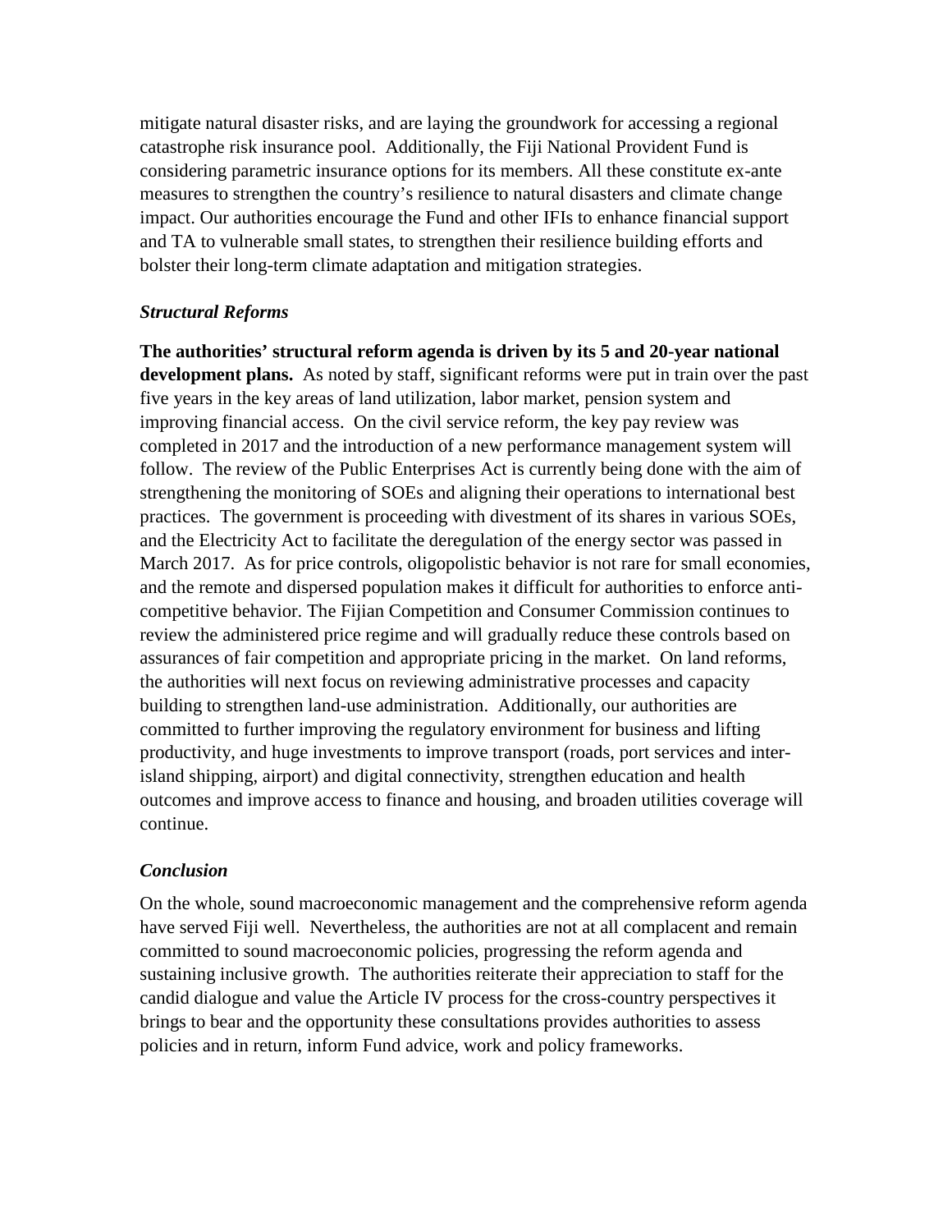mitigate natural disaster risks, and are laying the groundwork for accessing a regional catastrophe risk insurance pool. Additionally, the Fiji National Provident Fund is considering parametric insurance options for its members. All these constitute ex-ante measures to strengthen the country's resilience to natural disasters and climate change impact. Our authorities encourage the Fund and other IFIs to enhance financial support and TA to vulnerable small states, to strengthen their resilience building efforts and bolster their long-term climate adaptation and mitigation strategies.

### *Structural Reforms*

**The authorities' structural reform agenda is driven by its 5 and 20-year national development plans.** As noted by staff, significant reforms were put in train over the past five years in the key areas of land utilization, labor market, pension system and improving financial access. On the civil service reform, the key pay review was completed in 2017 and the introduction of a new performance management system will follow. The review of the Public Enterprises Act is currently being done with the aim of strengthening the monitoring of SOEs and aligning their operations to international best practices. The government is proceeding with divestment of its shares in various SOEs, and the Electricity Act to facilitate the deregulation of the energy sector was passed in March 2017. As for price controls, oligopolistic behavior is not rare for small economies, and the remote and dispersed population makes it difficult for authorities to enforce anti-competitive behavior. The Fijian Competition and Consumer Commission continues to review the administered price regime and will gradually reduce these controls based on assurances of fair competition and appropriate pricing in the market. On land reforms, the authorities will next focus on reviewing administrative processes and capacity building to strengthen land-use administration. Additionally, our authorities are committed to further improving the regulatory environment for business and lifting productivity, and huge investments to improve transport (roads, port services and inter-island shipping, airport) and digital connectivity, strengthen education and health outcomes and improve access to finance and housing, and broaden utilities coverage will continue.

### *Conclusion*

On the whole, sound macroeconomic management and the comprehensive reform agenda have served Fiji well. Nevertheless, the authorities are not at all complacent and remain committed to sound macroeconomic policies, progressing the reform agenda and sustaining inclusive growth. The authorities reiterate their appreciation to staff for the candid dialogue and value the Article IV process for the cross-country perspectives it brings to bear and the opportunity these consultations provides authorities to assess policies and in return, inform Fund advice, work and policy frameworks.